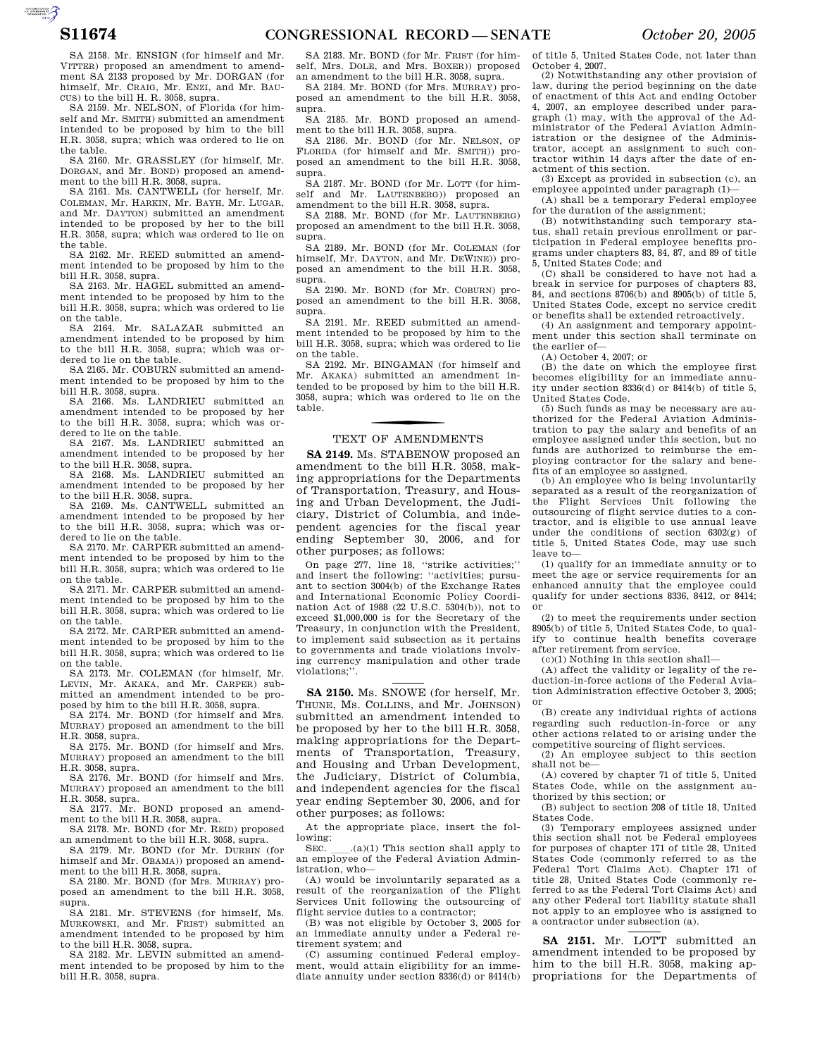SA 2158. Mr. ENSIGN (for himself and Mr. VITTER) proposed an amendment to amendment SA 2133 proposed by Mr. DORGAN (for himself, Mr. CRAIG, Mr. ENZI, and Mr. BAUCUS) to the bill H. R. 3058, supra.

SA 2159. Mr. NELSON, of Florida (for himself and Mr. SMITH) submitted an amendment intended to be proposed by him to the bill H.R. 3058, supra; which was ordered to lie on the table.

SA 2160. Mr. GRASSLEY (for himself, Mr. DORGAN, and Mr. BOND) proposed an amendment to the bill H.R. 3058, supra.

SA 2161. Ms. CANTWELL (for herself, Mr. COLEMAN, Mr. HARKIN, Mr. BAYH, Mr. LUGAR, and Mr. DAYTON) submitted an amendment intended to be proposed by her to the bill H.R. 3058, supra; which was ordered to lie on the table.

SA 2162. Mr. REED submitted an amendment intended to be proposed by him to the bill H.R. 3058, supra.

SA 2163. Mr. HAGEL submitted an amendment intended to be proposed by him to the bill H.R. 3058, supra; which was ordered to lie on the table.

SA 2164. Mr. SALAZAR submitted an amendment intended to be proposed by him to the bill H.R. 3058, supra; which was ordered to lie on the table.

SA 2165. Mr. COBURN submitted an amendment intended to be proposed by him to the bill H.R. 3058, supra.

SA 2166. Ms. LANDRIEU submitted an amendment intended to be proposed by her to the bill H.R. 3058, supra; which was ordered to lie on the table.

SA 2167. Ms. LANDRIEU submitted an amendment intended to be proposed by her to the bill H.R. 3058, supra.

SA 2168. Ms. LANDRIEU submitted an amendment intended to be proposed by her to the bill H.R. 3058, supra.

SA 2169. Ms. CANTWELL submitted an amendment intended to be proposed by her to the bill H.R. 3058, supra; which was ordered to lie on the table.

SA 2170. Mr. CARPER submitted an amendment intended to be proposed by him to the bill H.R. 3058, supra; which was ordered to lie on the table.

SA 2171. Mr. CARPER submitted an amendment intended to be proposed by him to the bill H.R. 3058, supra; which was ordered to lie on the table.

SA 2172. Mr. CARPER submitted an amendment intended to be proposed by him to the bill H.R. 3058, supra; which was ordered to lie on the table.

SA 2173. Mr. COLEMAN (for himself, Mr. LEVIN, Mr. AKAKA, and Mr. CARPER) submitted an amendment intended to be proposed by him to the bill H.R. 3058, supra.

SA 2174. Mr. BOND (for himself and Mrs. MURRAY) proposed an amendment to the bill H.R. 3058, supra.

SA 2175. Mr. BOND (for himself and Mrs. MURRAY) proposed an amendment to the bill H.R. 3058, supra.

SA 2176. Mr. BOND (for himself and Mrs. MURRAY) proposed an amendment to the bill H.R. 3058, supra.

SA 2177. Mr. BOND proposed an amendment to the bill H.R. 3058, supra.

SA 2178. Mr. BOND (for Mr. REID) proposed an amendment to the bill H.R. 3058, supra.

SA 2179. Mr. BOND (for Mr. DURBIN (for himself and Mr. OBAMA)) proposed an amendment to the bill H.R. 3058, supra.

SA 2180. Mr. BOND (for Mrs. MURRAY) proposed an amendment to the bill H.R. 3058, supra.

SA 2181. Mr. STEVENS (for himself, Ms. MURKOWSKI, and Mr. FRIST) submitted an amendment intended to be proposed by him to the bill H.R. 3058, supra.

SA 2182. Mr. LEVIN submitted an amendment intended to be proposed by him to the bill H.R. 3058, supra.

SA 2183. Mr. BOND (for Mr. FRIST (for himself, Mrs. DOLE, and Mrs. BOXER)) proposed an amendment to the bill H.R. 3058, supra.

SA 2184. Mr. BOND (for Mrs. MURRAY) proposed an amendment to the bill H.R. 3058, supra.

SA 2185. Mr. BOND proposed an amendment to the bill H.R. 3058, supra.

SA 2186. Mr. BOND (for Mr. NELSON, OF FLORIDA (for himself and Mr. SMITH)) proposed an amendment to the bill H.R. 3058, supra.

SA 2187. Mr. BOND (for Mr. LOTT (for himself and Mr. LAUTENBERG)) proposed an amendment to the bill H.R. 3058, supra.

SA 2188. Mr. BOND (for Mr. LAUTENBERG) proposed an amendment to the bill H.R. 3058, supra.

SA 2189. Mr. BOND (for Mr. COLEMAN (for himself, Mr. DAYTON, and Mr. DEWINE)) proposed an amendment to the bill H.R. 3058, supra.

SA 2190. Mr. BOND (for Mr. COBURN) proposed an amendment to the bill H.R. 3058, supra.

SA 2191. Mr. REED submitted an amendment intended to be proposed by him to the bill H.R. 3058, supra; which was ordered to lie on the table.

SA 2192. Mr. BINGAMAN (for himself and Mr. AKAKA) submitted an amendment intended to be proposed by him to the bill H.R. 3058, supra; which was ordered to lie on the table.

## TEXT OF AMENDMENTS

**SA 2149.** Ms. STABENOW proposed an amendment to the bill H.R. 3058, making appropriations for the Departments of Transportation, Treasury, and Housing and Urban Development, the Judiciary, District of Columbia, and independent agencies for the fiscal year ending September 30, 2006, and for other purposes; as follows:

On page 277, line 18, ''strike activities;'' and insert the following: ''activities; pursuant to section 3004(b) of the Exchange Rates and International Economic Policy Coordination Act of 1988 (22 U.S.C. 5304(b)), not to exceed $1,000,000 is for the Secretary of the Treasury, in conjunction with the President, to implement said subsection as it pertains to governments and trade violations involving currency manipulation and other trade violations;''.

**SA 2150.** Ms. SNOWE (for herself, Mr. THUNE, Ms. COLLINS, and Mr. JOHNSON) submitted an amendment intended to be proposed by her to the bill H.R. 3058, making appropriations for the Departments of Transportation, Treasury, and Housing and Urban Development, the Judiciary, District of Columbia, and independent agencies for the fiscal year ending September 30, 2006, and for other purposes; as follows:

At the appropriate place, insert the following:

SEC. \_\_\_\_.(a)(1) This section shall apply to an employee of the Federal Aviation Administration, who—

(A) would be involuntarily separated as a result of the reorganization of the Flight Services Unit following the outsourcing of flight service duties to a contractor;

(B) was not eligible by October 3, 2005 for an immediate annuity under a Federal retirement system; and

(C) assuming continued Federal employment, would attain eligibility for an immediate annuity under section 8336(d) or 8414(b) of title 5, United States Code, not later than October 4, 2007.

(2) Notwithstanding any other provision of law, during the period beginning on the date of enactment of this Act and ending October 4, 2007, an employee described under paragraph (1) may, with the approval of the Administrator of the Federal Aviation Administration or the designee of the Administrator, accept an assignment to such contractor within 14 days after the date of enactment of this section.

(3) Except as provided in subsection (c), an employee appointed under paragraph (1)—

(A) shall be a temporary Federal employee for the duration of the assignment;

(B) notwithstanding such temporary status, shall retain previous enrollment or participation in Federal employee benefits programs under chapters 83, 84, 87, and 89 of title 5, United States Code; and

(C) shall be considered to have not had a break in service for purposes of chapters 83, 84, and sections 8706(b) and 8905(b) of title 5, United States Code, except no service credit or benefits shall be extended retroactively.

(4) An assignment and temporary appointment under this section shall terminate on the earlier of—

(A) October 4, 2007; or

(B) the date on which the employee first becomes eligibility for an immediate annuity under section 8336(d) or 8414(b) of title 5, United States Code.

(5) Such funds as may be necessary are authorized for the Federal Aviation Administration to pay the salary and benefits of an employee assigned under this section, but no funds are authorized to reimburse the employing contractor for the salary and benefits of an employee so assigned.

(b) An employee who is being involuntarily separated as a result of the reorganization of the Flight Services Unit following the outsourcing of flight service duties to a contractor, and is eligible to use annual leave under the conditions of section 6302(g) of title 5, United States Code, may use such leave to—

(1) qualify for an immediate annuity or to meet the age or service requirements for an enhanced annuity that the employee could qualify for under sections 8336, 8412, or 8414; or

(2) to meet the requirements under section 8905(b) of title 5, United States Code, to qualify to continue health benefits coverage after retirement from service.

(c)(1) Nothing in this section shall—

(A) affect the validity or legality of the reduction-in-force actions of the Federal Aviation Administration effective October 3, 2005; or

(B) create any individual rights of actions regarding such reduction-in-force or any other actions related to or arising under the competitive sourcing of flight services.

(2) An employee subject to this section shall not be—

(A) covered by chapter 71 of title 5, United States Code, while on the assignment authorized by this section; or

(B) subject to section 208 of title 18, United States Code.

(3) Temporary employees assigned under this section shall not be Federal employees for purposes of chapter 171 of title 28, United States Code (commonly referred to as the Federal Tort Claims Act). Chapter 171 of title 28, United States Code (commonly referred to as the Federal Tort Claims Act) and any other Federal tort liability statute shall not apply to an employee who is assigned to a contractor under subsection (a).

**SA 2151.** Mr. LOTT submitted an amendment intended to be proposed by him to the bill H.R. 3058, making appropriations for the Departments of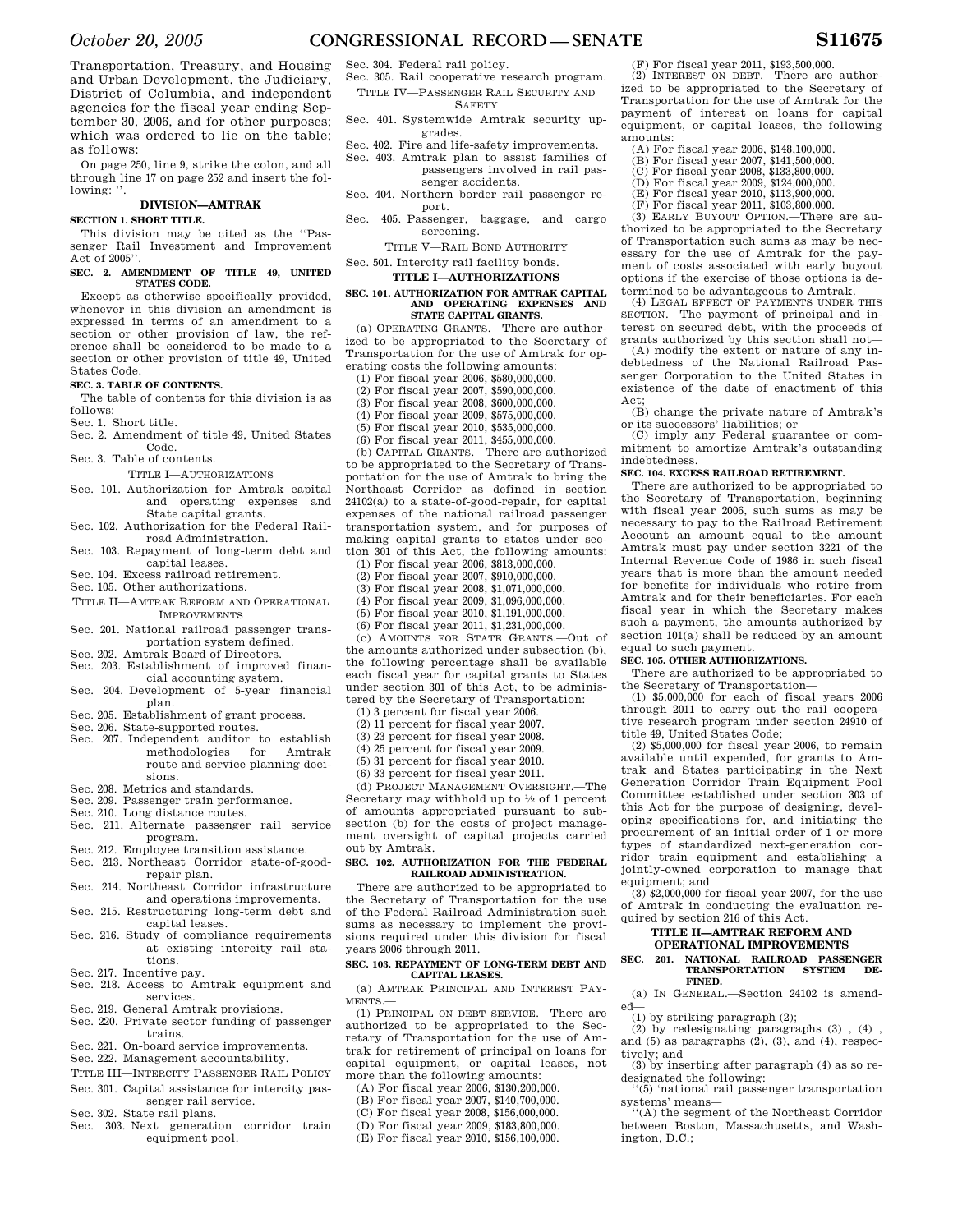Transportation, Treasury, and Housing and Urban Development, the Judiciary, District of Columbia, and independent agencies for the fiscal year ending September 30, 2006, and for other purposes; which was ordered to lie on the table; as follows:

On page 250, line 9, strike the colon, and all through line 17 on page 252 and insert the following: ''.

## DIVISION—AMTRAK

**SECTION 1. SHORT TITLE.**

This division may be cited as the ''Passenger Rail Investment and Improvement Act of 2005''.

**SEC. 2. AMENDMENT OF TITLE 49, UNITED STATES CODE.**

Except as otherwise specifically provided, whenever in this division an amendment is expressed in terms of an amendment to a section or other provision of law, the reference shall be considered to be made to a section or other provision of title 49, United States Code.

**SEC. 3. TABLE OF CONTENTS.**

The table of contents for this division is as follows:

Sec. 1. Short title.
Sec. 2. Amendment of title 49, United States Code.
Sec. 3. Table of contents.

TITLE I—AUTHORIZATIONS

Sec. 101. Authorization for Amtrak capital and operating expenses and State capital grants.
Sec. 102. Authorization for the Federal Railroad Administration.
Sec. 103. Repayment of long-term debt and capital leases.
Sec. 104. Excess railroad retirement.
Sec. 105. Other authorizations.

TITLE II—AMTRAK REFORM AND OPERATIONAL IMPROVEMENTS

Sec. 201. National railroad passenger transportation system defined.
Sec. 202. Amtrak Board of Directors.
Sec. 203. Establishment of improved financial accounting system.
Sec. 204. Development of 5-year financial plan.
Sec. 205. Establishment of grant process.
Sec. 206. State-supported routes.
Sec. 207. Independent auditor to establish methodologies for Amtrak route and service planning decisions.
Sec. 208. Metrics and standards.
Sec. 209. Passenger train performance.
Sec. 210. Long distance routes.
Sec. 211. Alternate passenger rail service program.
Sec. 212. Employee transition assistance.
Sec. 213. Northeast Corridor state-of-good-repair plan.
Sec. 214. Northeast Corridor infrastructure and operations improvements.
Sec. 215. Restructuring long-term debt and capital leases.
Sec. 216. Study of compliance requirements at existing intercity rail stations.
Sec. 217. Incentive pay.
Sec. 218. Access to Amtrak equipment and services.
Sec. 219. General Amtrak provisions.
Sec. 220. Private sector funding of passenger trains.
Sec. 221. On-board service improvements.
Sec. 222. Management accountability.

TITLE III—INTERCITY PASSENGER RAIL POLICY

Sec. 301. Capital assistance for intercity passenger rail service.
Sec. 302. State rail plans.
Sec. 303. Next generation corridor train equipment pool.
Sec. 304. Federal rail policy.
Sec. 305. Rail cooperative research program.

TITLE IV—PASSENGER RAIL SECURITY AND SAFETY

Sec. 401. Systemwide Amtrak security upgrades.
Sec. 402. Fire and life-safety improvements.
Sec. 403. Amtrak plan to assist families of passengers involved in rail passenger accidents.
Sec. 404. Northern border rail passenger report.
Sec. 405. Passenger, baggage, and cargo screening.

TITLE V—RAIL BOND AUTHORITY

Sec. 501. Intercity rail facility bonds.

## TITLE I—AUTHORIZATIONS

**SEC. 101. AUTHORIZATION FOR AMTRAK CAPITAL AND OPERATING EXPENSES AND STATE CAPITAL GRANTS.**

(a) OPERATING GRANTS.—There are authorized to be appropriated to the Secretary of Transportation for the use of Amtrak for operating costs the following amounts:

(1) For fiscal year 2006, $580,000,000.
(2) For fiscal year 2007, $590,000,000.
(3) For fiscal year 2008, $600,000,000.
(4) For fiscal year 2009, $575,000,000.
(5) For fiscal year 2010, $535,000,000.
(6) For fiscal year 2011, $455,000,000.

(b) CAPITAL GRANTS.—There are authorized to be appropriated to the Secretary of Transportation for the use of Amtrak to bring the Northeast Corridor as defined in section 24102(a) to a state-of-good-repair, for capital expenses of the national railroad passenger transportation system, and for purposes of making capital grants to states under section 301 of this Act, the following amounts:

(1) For fiscal year 2006, $813,000,000.
(2) For fiscal year 2007, $910,000,000.
(3) For fiscal year 2008, $1,071,000,000.
(4) For fiscal year 2009, $1,096,000,000.
(5) For fiscal year 2010, $1,191,000,000.
(6) For fiscal year 2011, $1,231,000,000.

(c) AMOUNTS FOR STATE GRANTS.—Out of the amounts authorized under subsection (b), the following percentage shall be available each fiscal year for capital grants to States under section 301 of this Act, to be administered by the Secretary of Transportation:

(1) 3 percent for fiscal year 2006.
(2) 11 percent for fiscal year 2007.
(3) 23 percent for fiscal year 2008.
(4) 25 percent for fiscal year 2009.
(5) 31 percent for fiscal year 2010.
(6) 33 percent for fiscal year 2011.

(d) PROJECT MANAGEMENT OVERSIGHT.—The Secretary may withhold up to ½ of 1 percent of amounts appropriated pursuant to subsection (b) for the costs of project management oversight of capital projects carried out by Amtrak.

**SEC. 102. AUTHORIZATION FOR THE FEDERAL RAILROAD ADMINISTRATION.**

There are authorized to be appropriated to the Secretary of Transportation for the use of the Federal Railroad Administration such sums as necessary to implement the provisions required under this division for fiscal years 2006 through 2011.

**SEC. 103. REPAYMENT OF LONG-TERM DEBT AND CAPITAL LEASES.**

(a) AMTRAK PRINCIPAL AND INTEREST PAYMENTS.—

(1) PRINCIPAL ON DEBT SERVICE.—There are authorized to be appropriated to the Secretary of Transportation for the use of Amtrak for retirement of principal on loans for capital equipment, or capital leases, not more than the following amounts:

(A) For fiscal year 2006, $130,200,000.
(B) For fiscal year 2007, $140,700,000.
(C) For fiscal year 2008, $156,000,000.
(D) For fiscal year 2009, $183,800,000.
(E) For fiscal year 2010, $156,100,000.
(F) For fiscal year 2011, $193,500,000.

(2) INTEREST ON DEBT.—There are authorized to be appropriated to the Secretary of Transportation for the use of Amtrak for the payment of interest on loans for capital equipment, or capital leases, the following amounts:

(A) For fiscal year 2006, $148,100,000.
(B) For fiscal year 2007, $141,500,000.
(C) For fiscal year 2008, $133,800,000.
(D) For fiscal year 2009, $124,000,000.
(E) For fiscal year 2010, $113,900,000.
(F) For fiscal year 2011, $103,800,000.

(3) EARLY BUYOUT OPTION.—There are authorized to be appropriated to the Secretary of Transportation such sums as may be necessary for the use of Amtrak for the payment of costs associated with early buyout options if the exercise of those options is determined to be advantageous to Amtrak.

(4) LEGAL EFFECT OF PAYMENTS UNDER THIS SECTION.—The payment of principal and interest on secured debt, with the proceeds of grants authorized by this section shall not—

(A) modify the extent or nature of any indebtedness of the National Railroad Passenger Corporation to the United States in existence of the date of enactment of this Act;

(B) change the private nature of Amtrak's or its successors' liabilities; or

(C) imply any Federal guarantee or commitment to amortize Amtrak's outstanding indebtedness.

**SEC. 104. EXCESS RAILROAD RETIREMENT.**

There are authorized to be appropriated to the Secretary of Transportation, beginning with fiscal year 2006, such sums as may be necessary to pay to the Railroad Retirement Account an amount equal to the amount Amtrak must pay under section 3221 of the Internal Revenue Code of 1986 in such fiscal years that is more than the amount needed for benefits for individuals who retire from Amtrak and for their beneficiaries. For each fiscal year in which the Secretary makes such a payment, the amounts authorized by section 101(a) shall be reduced by an amount equal to such payment.

**SEC. 105. OTHER AUTHORIZATIONS.**

There are authorized to be appropriated to the Secretary of Transportation—

(1) $5,000,000 for each of fiscal years 2006 through 2011 to carry out the rail cooperative research program under section 24910 of title 49, United States Code;

(2) $5,000,000 for fiscal year 2006, to remain available until expended, for grants to Amtrak and States participating in the Next Generation Corridor Train Equipment Pool Committee established under section 303 of this Act for the purpose of designing, developing specifications for, and initiating the procurement of an initial order of 1 or more types of standardized next-generation corridor train equipment and establishing a jointly-owned corporation to manage that equipment; and

(3) $2,000,000 for fiscal year 2007, for the use of Amtrak in conducting the evaluation required by section 216 of this Act.

## TITLE II—AMTRAK REFORM AND OPERATIONAL IMPROVEMENTS

**SEC. 201. NATIONAL RAILROAD PASSENGER TRANSPORTATION SYSTEM DEFINED.**

(a) IN GENERAL.—Section 24102 is amended—

(1) by striking paragraph (2);

(2) by redesignating paragraphs (3) , (4) , and (5) as paragraphs (2), (3), and (4), respectively; and

(3) by inserting after paragraph (4) as so redesignated the following:

''(5) 'national rail passenger transportation systems' means—

''(A) the segment of the Northeast Corridor between Boston, Massachusetts, and Washington, D.C.;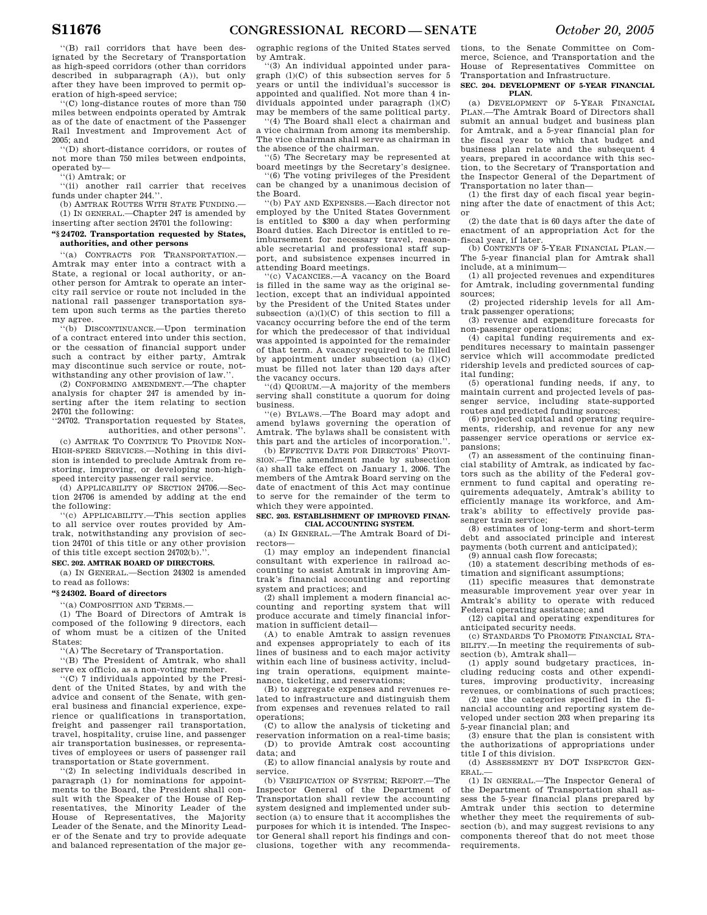"(B) rail corridors that have been designated by the Secretary of Transportation as high-speed corridors (other than corridors described in subparagraph (A)), but only after they have been improved to permit operation of high-speed service;

"(C) long-distance routes of more than 750 miles between endpoints operated by Amtrak as of the date of enactment of the Passenger Rail Investment and Improvement Act of 2005; and

"(D) short-distance corridors, or routes of not more than 750 miles between endpoints, operated by—

"(i) Amtrak; or

"(ii) another rail carrier that receives funds under chapter 244.".

(b) AMTRAK ROUTES WITH STATE FUNDING.—

(1) IN GENERAL.—Chapter 247 is amended by inserting after section 24701 the following:

**"§ 24702. Transportation requested by States, authorities, and other persons**

"(a) CONTRACTS FOR TRANSPORTATION.—Amtrak may enter into a contract with a State, a regional or local authority, or another person for Amtrak to operate an intercity rail service or route not included in the national rail passenger transportation system upon such terms as the parties thereto my agree.

"(b) DISCONTINUANCE.—Upon termination of a contract entered into under this section, or the cessation of financial support under such a contract by either party, Amtrak may discontinue such service or route, notwithstanding any other provision of law.".

(2) CONFORMING AMENDMENT.—The chapter analysis for chapter 247 is amended by inserting after the item relating to section 24701 the following:

"24702. Transportation requested by States, authorities, and other persons".

(c) AMTRAK TO CONTINUE TO PROVIDE NON-HIGH-SPEED SERVICES.—Nothing in this division is intended to preclude Amtrak from restoring, improving, or developing non-high-speed intercity passenger rail service.

(d) APPLICABILITY OF SECTION 24706.—Section 24706 is amended by adding at the end the following:

"(c) APPLICABILITY.—This section applies to all service over routes provided by Amtrak, notwithstanding any provision of section 24701 of this title or any other provision of this title except section 24702(b).".

**SEC. 202. AMTRAK BOARD OF DIRECTORS.**

(a) IN GENERAL.—Section 24302 is amended to read as follows:

**"§ 24302. Board of directors**

"(a) COMPOSITION AND TERMS.—

(1) The Board of Directors of Amtrak is composed of the following 9 directors, each of whom must be a citizen of the United States:

"(A) The Secretary of Transportation.

"(B) The President of Amtrak, who shall serve ex officio, as a non-voting member.

"(C) 7 individuals appointed by the President of the United States, by and with the advice and consent of the Senate, with general business and financial experience, experience or qualifications in transportation, freight and passenger rail transportation, travel, hospitality, cruise line, and passenger air transportation businesses, or representatives of employees or users of passenger rail transportation or State government.

"(2) In selecting individuals described in paragraph (1) for nominations for appointments to the Board, the President shall consult with the Speaker of the House of Representatives, the Minority Leader of the House of Representatives, the Majority Leader of the Senate, and the Minority Leader of the Senate and try to provide adequate and balanced representation of the major geographic regions of the United States served by Amtrak.

"(3) An individual appointed under paragraph (1)(C) of this subsection serves for 5 years or until the individual's successor is appointed and qualified. Not more than 4 individuals appointed under paragraph (1)(C) may be members of the same political party.

"(4) The Board shall elect a chairman and a vice chairman from among its membership. The vice chairman shall serve as chairman in the absence of the chairman.

"(5) The Secretary may be represented at board meetings by the Secretary's designee.

"(6) The voting privileges of the President can be changed by a unanimous decision of the Board.

"(b) PAY AND EXPENSES.—Each director not employed by the United States Government is entitled to $300 a day when performing Board duties. Each Director is entitled to reimbursement for necessary travel, reasonable secretarial and professional staff support, and subsistence expenses incurred in attending Board meetings.

"(c) VACANCIES.—A vacancy on the Board is filled in the same way as the original selection, except that an individual appointed by the President of the United States under subsection (a)(1)(C) of this section to fill a vacancy occurring before the end of the term for which the predecessor of that individual was appointed is appointed for the remainder of that term. A vacancy required to be filled by appointment under subsection (a) (1)(C) must be filled not later than 120 days after the vacancy occurs.

"(d) QUORUM.—A majority of the members serving shall constitute a quorum for doing business.

"(e) BYLAWS.—The Board may adopt and amend bylaws governing the operation of Amtrak. The bylaws shall be consistent with this part and the articles of incorporation.".

(b) EFFECTIVE DATE FOR DIRECTORS' PROVISION.—The amendment made by subsection (a) shall take effect on January 1, 2006. The members of the Amtrak Board serving on the date of enactment of this Act may continue to serve for the remainder of the term to which they were appointed.

**SEC. 203. ESTABLISHMENT OF IMPROVED FINANCIAL ACCOUNTING SYSTEM.**

(a) IN GENERAL.—The Amtrak Board of Directors—

(1) may employ an independent financial consultant with experience in railroad accounting to assist Amtrak in improving Amtrak's financial accounting and reporting system and practices; and

(2) shall implement a modern financial accounting and reporting system that will produce accurate and timely financial information in sufficient detail—

(A) to enable Amtrak to assign revenues and expenses appropriately to each of its lines of business and to each major activity within each line of business activity, including train operations, equipment maintenance, ticketing, and reservations;

(B) to aggregate expenses and revenues related to infrastructure and distinguish them from expenses and revenues related to rail operations;

(C) to allow the analysis of ticketing and reservation information on a real-time basis;

(D) to provide Amtrak cost accounting data; and

(E) to allow financial analysis by route and service.

(b) VERIFICATION OF SYSTEM; REPORT.—The Inspector General of the Department of Transportation shall review the accounting system designed and implemented under subsection (a) to ensure that it accomplishes the purposes for which it is intended. The Inspector General shall report his findings and conclusions, together with any recommendations, to the Senate Committee on Commerce, Science, and Transportation and the House of Representatives Committee on Transportation and Infrastructure.

**SEC. 204. DEVELOPMENT OF 5-YEAR FINANCIAL PLAN.**

(a) DEVELOPMENT OF 5-YEAR FINANCIAL PLAN.—The Amtrak Board of Directors shall submit an annual budget and business plan for Amtrak, and a 5-year financial plan for the fiscal year to which that budget and business plan relate and the subsequent 4 years, prepared in accordance with this section, to the Secretary of Transportation and the Inspector General of the Department of Transportation no later than—

(1) the first day of each fiscal year beginning after the date of enactment of this Act; or

(2) the date that is 60 days after the date of enactment of an appropriation Act for the fiscal year, if later.

(b) CONTENTS OF 5-YEAR FINANCIAL PLAN.—The 5-year financial plan for Amtrak shall include, at a minimum—

(1) all projected revenues and expenditures for Amtrak, including governmental funding sources;

(2) projected ridership levels for all Amtrak passenger operations;

(3) revenue and expenditure forecasts for non-passenger operations;

(4) capital funding requirements and expenditures necessary to maintain passenger service which will accommodate predicted ridership levels and predicted sources of capital funding;

(5) operational funding needs, if any, to maintain current and projected levels of passenger service, including state-supported routes and predicted funding sources;

(6) projected capital and operating requirements, ridership, and revenue for any new passenger service operations or service expansions;

(7) an assessment of the continuing financial stability of Amtrak, as indicated by factors such as the ability of the Federal government to fund capital and operating requirements adequately, Amtrak's ability to efficiently manage its workforce, and Amtrak's ability to effectively provide passenger train service;

(8) estimates of long-term and short-term debt and associated principle and interest payments (both current and anticipated);

(9) annual cash flow forecasts;

(10) a statement describing methods of estimation and significant assumptions;

(11) specific measures that demonstrate measurable improvement year over year in Amtrak's ability to operate with reduced Federal operating assistance; and

(12) capital and operating expenditures for anticipated security needs.

(c) STANDARDS TO PROMOTE FINANCIAL STABILITY.—In meeting the requirements of subsection (b), Amtrak shall—

(1) apply sound budgetary practices, including reducing costs and other expenditures, improving productivity, increasing revenues, or combinations of such practices;

(2) use the categories specified in the financial accounting and reporting system developed under section 203 when preparing its 5-year financial plan; and

(3) ensure that the plan is consistent with the authorizations of appropriations under title I of this division.

(d) ASSESSMENT BY DOT INSPECTOR GENERAL.—

(1) IN GENERAL.—The Inspector General of the Department of Transportation shall assess the 5-year financial plans prepared by Amtrak under this section to determine whether they meet the requirements of subsection (b), and may suggest revisions to any components thereof that do not meet those requirements.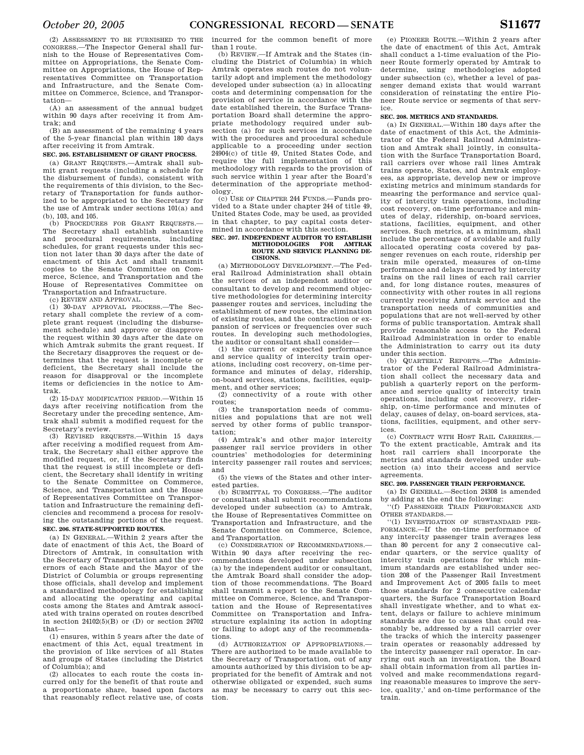(2) ASSESSMENT TO BE FURNISHED TO THE CONGRESS.—The Inspector General shall furnish to the House of Representatives Committee on Appropriations, the Senate Committee on Appropriations, the House of Representatives Committee on Transportation and Infrastructure, and the Senate Committee on Commerce, Science, and Transportation—

(A) an assessment of the annual budget within 90 days after receiving it from Amtrak; and

(B) an assessment of the remaining 4 years of the 5-year financial plan within 180 days after receiving it from Amtrak.

**SEC. 205. ESTABLISHMENT OF GRANT PROCESS.**

(a) GRANT REQUESTS.—Amtrak shall submit grant requests (including a schedule for the disbursement of funds), consistent with the requirements of this division, to the Secretary of Transportation for funds authorized to be appropriated to the Secretary for the use of Amtrak under sections 101(a) and (b), 103, and 105.

(b) PROCEDURES FOR GRANT REQUESTS.—The Secretary shall establish substantive and procedural requirements, including schedules, for grant requests under this section not later than 30 days after the date of enactment of this Act and shall transmit copies to the Senate Committee on Commerce, Science, and Transportation and the House of Representatives Committee on Transportation and Infrastructure.

(c) REVIEW AND APPROVAL.

(1) 30-DAY APPROVAL PROCESS.—The Secretary shall complete the review of a complete grant request (including the disbursement schedule) and approve or disapprove the request within 30 days after the date on which Amtrak submits the grant request. If the Secretary disapproves the request or determines that the request is incomplete or deficient, the Secretary shall include the reason for disapproval or the incomplete items or deficiencies in the notice to Amtrak.

(2) 15-DAY MODIFICATION PERIOD.—Within 15 days after receiving notification from the Secretary under the preceding sentence, Amtrak shall submit a modified request for the Secretary's review.

(3) REVISED REQUESTS.—Within 15 days after receiving a modified request from Amtrak, the Secretary shall either approve the modified request, or, if the Secretary finds that the request is still incomplete or deficient, the Secretary shall identify in writing to the Senate Committee on Commerce, Science, and Transportation and the House of Representatives Committee on Transportation and Infrastructure the remaining deficiencies and recommend a process for resolving the outstanding portions of the request.

**SEC. 206. STATE-SUPPORTED ROUTES.**

(a) IN GENERAL.—Within 2 years after the date of enactment of this Act, the Board of Directors of Amtrak, in consultation with the Secretary of Transportation and the governors of each State and the Mayor of the District of Columbia or groups representing those officials, shall develop and implement a standardized methodology for establishing and allocating the operating and capital costs among the States and Amtrak associated with trains operated on routes described in section 24102(5)(B) or (D) or section 24702 that—

(1) ensures, within 5 years after the date of enactment of this Act, equal treatment in the provision of like services of all States and groups of States (including the District of Columbia); and

(2) allocates to each route the costs incurred only for the benefit of that route and a proportionate share, based upon factors that reasonably reflect relative use, of costs incurred for the common benefit of more than 1 route.

(b) REVIEW.—If Amtrak and the States (including the District of Columbia) in which Amtrak operates such routes do not voluntarily adopt and implement the methodology developed under subsection (a) in allocating costs and determining compensation for the provision of service in accordance with the date established therein, the Surface Transportation Board shall determine the appropriate methodology required under subsection (a) for such services in accordance with the procedures and procedural schedule applicable to a proceeding under section 24904(c) of title 49, United States Code, and require the full implementation of this methodology with regards to the provision of such service within 1 year after the Board's determination of the appropriate methodology.

(c) USE OF CHAPTER 244 FUNDS.—Funds provided to a State under chapter 244 of title 49, United States Code, may be used, as provided in that chapter, to pay capital costs determined in accordance with this section.

**SEC. 207. INDEPENDENT AUDITOR TO ESTABLISH METHODOLOGIES FOR AMTRAK ROUTE AND SERVICE PLANNING DECISIONS.**

(a) METHODOLOGY DEVELOPMENT.—The Federal Railroad Administration shall obtain the services of an independent auditor or consultant to develop and recommend objective methodologies for determining intercity passenger routes and services, including the establishment of new routes, the elimination of existing routes, and the contraction or expansion of services or frequencies over such routes. In developing such methodologies, the auditor or consultant shall consider—

(1) the current or expected performance and service quality of intercity train operations, including cost recovery, on-time performance and minutes of delay, ridership, on-board services, stations, facilities, equipment, and other services;

(2) connectivity of a route with other routes;

(3) the transportation needs of communities and populations that are not well served by other forms of public transportation;

(4) Amtrak's and other major intercity passenger rail service providers in other countries' methodologies for determining intercity passenger rail routes and services; and

(5) the views of the States and other interested parties.

(b) SUBMITTAL TO CONGRESS.—The auditor or consultant shall submit recommendations developed under subsection (a) to Amtrak, the House of Representatives Committee on Transportation and Infrastructure, and the Senate Committee on Commerce, Science, and Transportation.

(c) CONSIDERATION OF RECOMMENDATIONS.—Within 90 days after receiving the recommendations developed under subsection (a) by the independent auditor or consultant, the Amtrak Board shall consider the adoption of those recommendations. The Board shall transmit a report to the Senate Committee on Commerce, Science, and Transportation and the House of Representatives Committee on Transportation and Infrastructure explaining its action in adopting or failing to adopt any of the recommendations.

(d) AUTHORIZATION OF APPROPRIATIONS.—There are authorized to be made available to the Secretary of Transportation, out of any amounts authorized by this division to be appropriated for the benefit of Amtrak and not otherwise obligated or expended, such sums as may be necessary to carry out this section.

(e) PIONEER ROUTE.—Within 2 years after the date of enactment of this Act, Amtrak shall conduct a 1-time evaluation of the Pioneer Route formerly operated by Amtrak to determine, using methodologies adopted under subsection (c), whether a level of passenger demand exists that would warrant consideration of reinstating the entire Pioneer Route service or segments of that service.

**SEC. 208. METRICS AND STANDARDS.**

(a) IN GENERAL.—Within 180 days after the date of enactment of this Act, the Administrator of the Federal Railroad Administration and Amtrak shall jointly, in consultation with the Surface Transportation Board, rail carriers over whose rail lines Amtrak trains operate, States, and Amtrak employees, as appropriate, develop new or improve existing metrics and minimum standards for measring the performance and service quality of intercity train operations, including cost recovery, on-time performance and minutes of delay, ridership, on-board services, stations, facilities, equipment, and other services. Such metrics, at a minimum, shall include the percentage of avoidable and fully allocated operating costs covered by passenger revenues on each route, ridership per train mile operated, measures of on-time performance and delays incurred by intercity trains on the rail lines of each rail carrier and, for long distance routes, measures of connectivity with other routes in all regions currently receiving Amtrak service and the transportation needs of communities and populations that are not well-served by other forms of public transportation. Amtrak shall provide reasonable access to the Federal Railroad Administration in order to enable the Administration to carry out its duty under this section.

(b) QUARTERLY REPORTS.—The Administrator of the Federal Railroad Administration shall collect the necessary data and publish a quarterly report on the performance and service quality of intercity train operations, including cost recovery, ridership, on-time performance and minutes of delay, causes of delay, on-board services, stations, facilities, equipment, and other services.

(c) CONTRACT WITH HOST RAIL CARRIERS.—To the extent practicable, Amtrak and its host rail carriers shall incorporate the metrics and standards developed under subsection (a) into their access and service agreements.

**SEC. 209. PASSENGER TRAIN PERFORMANCE.**

(a) IN GENERAL.—Section 24308 is amended by adding at the end the following:

''(f) PASSENGER TRAIN PERFORMANCE AND OTHER STANDARDS.—

''(1) INVESTIGATION OF SUBSTANDARD PERFORMANCE.—If the on-time performance of any intercity passenger train averages less than 80 percent for any 2 consecutive calendar quarters, or the service quality of intercity train operations for which minimum standards are established under section 208 of the Passenger Rail Investment and Improvement Act of 2005 fails to meet those standards for 2 consecutive calendar quarters, the Surface Transportation Board shall investigate whether, and to what extent, delays or failure to achieve minimum standards are due to causes that could reasonably be addressed by a rail carrier over the tracks of which the intercity passenger train operates or reasonably addressed by the intercity passenger rail operator. In carrying out such an investigation, the Board shall obtain information from all parties involved and make recommendations regarding reasonable measures to improve the service, quality,' and on-time performance of the train.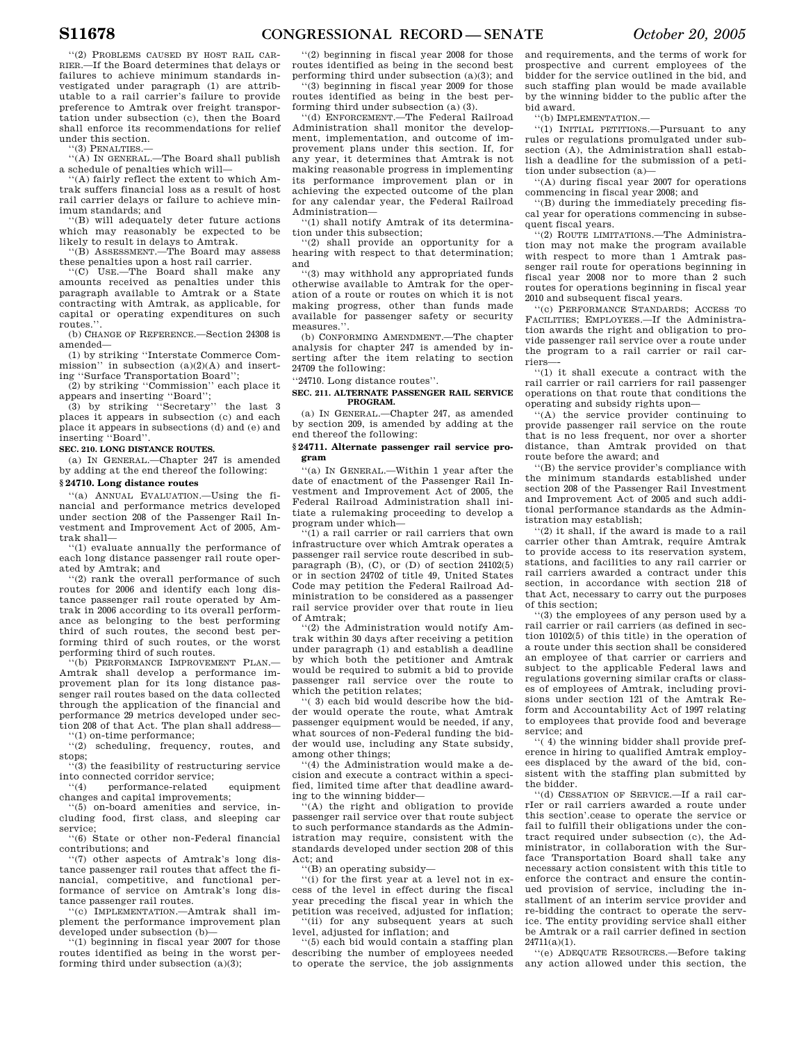''(2) PROBLEMS CAUSED BY HOST RAIL CARRIER.—If the Board determines that delays or failures to achieve minimum standards investigated under paragraph (1) are attributable to a rail carrier's failure to provide preference to Amtrak over freight transportation under subsection (c), then the Board shall enforce its recommendations for relief under this section.

''(3) PENALTIES.—

''(A) IN GENERAL.—The Board shall publish a schedule of penalties which will—

''(A) fairly reflect the extent to which Amtrak suffers financial loss as a result of host rail carrier delays or failure to achieve minimum standards; and

''(B) will adequately deter future actions which may reasonably be expected to be likely to result in delays to Amtrak.

''(B) ASSESSMENT.—The Board may assess these penalties upon a host rail carrier.

''(C) USE.—The Board shall make any amounts received as penalties under this paragraph available to Amtrak or a State contracting with Amtrak, as applicable, for capital or operating expenditures on such routes.''.

(b) CHANGE OF REFERENCE.—Section 24308 is amended—

(1) by striking ''Interstate Commerce Commission'' in subsection (a)(2)(A) and inserting ''Surface Transportation Board'';

(2) by striking ''Commission'' each place it appears and inserting ''Board'';

(3) by striking ''Secretary'' the last 3 places it appears in subsection (c) and each place it appears in subsections (d) and (e) and inserting ''Board''.

**SEC. 210. LONG DISTANCE ROUTES.**

(a) IN GENERAL.—Chapter 247 is amended by adding at the end thereof the following:

**§ 24710. Long distance routes**

''(a) ANNUAL EVALUATION.—Using the financial and performance metrics developed under section 208 of the Passenger Rail Investment and Improvement Act of 2005, Amtrak shall—

''(1) evaluate annually the performance of each long distance passenger rail route operated by Amtrak; and

''(2) rank the overall performance of such routes for 2006 and identify each long distance passenger rail route operated by Amtrak in 2006 according to its overall performance as belonging to the best performing third of such routes, the second best performing third of such routes, or the worst performing third of such routes.

''(b) PERFORMANCE IMPROVEMENT PLAN.—Amtrak shall develop a performance improvement plan for its long distance passenger rail routes based on the data collected through the application of the financial and performance 29 metrics developed under section 208 of that Act. The plan shall address—

''(1) on-time performance;

''(2) scheduling, frequency, routes, and stops;

''(3) the feasibility of restructuring service into connected corridor service;

''(4) performance-related equipment changes and capital improvements;

''(5) on-board amenities and service, including food, first class, and sleeping car service;

''(6) State or other non-Federal financial contributions; and

''(7) other aspects of Amtrak's long distance passenger rail routes that affect the financial, competitive, and functional performance of service on Amtrak's long distance passenger rail routes.

''(c) IMPLEMENTATION.—Amtrak shall implement the performance improvement plan developed under subsection (b)—

''(1) beginning in fiscal year 2007 for those routes identified as being in the worst performing third under subsection (a)(3);

''(2) beginning in fiscal year 2008 for those routes identified as being in the second best performing third under subsection (a)(3); and

''(3) beginning in fiscal year 2009 for those routes identified as being in the best performing third under subsection (a) (3).

''(d) ENFORCEMENT.—The Federal Railroad Administration shall monitor the development, implementation, and outcome of improvement plans under this section. If, for any year, it determines that Amtrak is not making reasonable progress in implementing its performance improvement plan or in achieving the expected outcome of the plan for any calendar year, the Federal Railroad Administration—

''(1) shall notify Amtrak of its determination under this subsection;

''(2) shall provide an opportunity for a hearing with respect to that determination; and

''(3) may withhold any appropriated funds otherwise available to Amtrak for the operation of a route or routes on which it is not making progress, other than funds made available for passenger safety or security measures.''.

(b) CONFORMING AMENDMENT.—The chapter analysis for chapter 247 is amended by inserting after the item relating to section 24709 the following:

''24710. Long distance routes''.

**SEC. 211. ALTERNATE PASSENGER RAIL SERVICE PROGRAM.**

(a) IN GENERAL.—Chapter 247, as amended by section 209, is amended by adding at the end thereof the following:

**§ 24711. Alternate passenger rail service program**

''(a) IN GENERAL.—Within 1 year after the date of enactment of the Passenger Rail Investment and Improvement Act of 2005, the Federal Railroad Administration shall initiate a rulemaking proceeding to develop a program under which—

''(1) a rail carrier or rail carriers that own infrastructure over which Amtrak operates a passenger rail service route described in subparagraph (B), (C), or (D) of section 24102(5) or in section 24702 of title 49, United States Code may petition the Federal Railroad Administration to be considered as a passenger rail service provider over that route in lieu of Amtrak;

''(2) the Administration would notify Amtrak within 30 days after receiving a petition under paragraph (1) and establish a deadline by which both the petitioner and Amtrak would be required to submit a bid to provide passenger rail service over the route to which the petition relates;

''( 3) each bid would describe how the bidder would operate the route, what Amtrak passenger equipment would be needed, if any, what sources of non-Federal funding the bidder would use, including any State subsidy, among other things;

''(4) the Administration would make a decision and execute a contract within a specified, limited time after that deadline awarding to the winning bidder—

''(A) the right and obligation to provide passenger rail service over that route subject to such performance standards as the Administration may require, consistent with the standards developed under section 208 of this Act; and

''(B) an operating subsidy—

''(i) for the first year at a level not in excess of the level in effect during the fiscal year preceding the fiscal year in which the petition was received, adjusted for inflation;

''(ii) for any subsequent years at such level, adjusted for inflation; and

''(5) each bid would contain a staffing plan describing the number of employees needed to operate the service, the job assignments and requirements, and the terms of work for prospective and current employees of the bidder for the service outlined in the bid, and such staffing plan would be made available by the winning bidder to the public after the bid award.

''(b) IMPLEMENTATION.—

''(1) INITIAL PETITIONS.—Pursuant to any rules or regulations promulgated under subsection (A), the Administration shall establish a deadline for the submission of a petition under subsection (a)—

''(A) during fiscal year 2007 for operations commencing in fiscal year 2008; and

''(B) during the immediately preceding fiscal year for operations commencing in subsequent fiscal years.

''(2) ROUTE LIMITATIONS.—The Administration may not make the program available with respect to more than 1 Amtrak passenger rail route for operations beginning in fiscal year 2008 nor to more than 2 such routes for operations beginning in fiscal year 2010 and subsequent fiscal years.

''(c) PERFORMANCE STANDARDS; ACCESS TO FACILITIES; EMPLOYEES.—If the Administration awards the right and obligation to provide passenger rail service over a route under the program to a rail carrier or rail carriers—

''(1) it shall execute a contract with the rail carrier or rail carriers for rail passenger operations on that route that conditions the operating and subsidy rights upon—

''(A) the service provider continuing to provide passenger rail service on the route that is no less frequent, nor over a shorter distance, than Amtrak provided on that route before the award; and

''(B) the service provider's compliance with the minimum standards established under section 208 of the Passenger Rail Investment and Improvement Act of 2005 and such additional performance standards as the Administration may establish;

''(2) it shall, if the award is made to a rail carrier other than Amtrak, require Amtrak to provide access to its reservation system, stations, and facilities to any rail carrier or rail carriers awarded a contract under this section, in accordance with section 218 of that Act, necessary to carry out the purposes of this section;

''(3) the employees of any person used by a rail carrier or rail carriers (as defined in section 10102(5) of this title) in the operation of a route under this section shall be considered an employee of that carrier or carriers and subject to the applicable Federal laws and regulations governing similar crafts or classes of employees of Amtrak, including provisions under section 121 of the Amtrak Reform and Accountability Act of 1997 relating to employees that provide food and beverage service; and

''( 4) the winning bidder shall provide preference in hiring to qualified Amtrak employees displaced by the award of the bid, consistent with the staffing plan submitted by the bidder.

''(d) CESSATION OF SERVICE.—If a rail carrIer or rail carriers awarded a route under this section'.cease to operate the service or fail to fulfill their obligations under the contract required under subsection (c), the Administrator, in collaboration with the Surface Transportation Board shall take any necessary action consistent with this title to enforce the contract and ensure the continued provision of service, including the installment of an interim service provider and re-bidding the contract to operate the service. The entity providing service shall either be Amtrak or a rail carrier defined in section 24711(a)(1).

''(e) ADEQUATE RESOURCES.—Before taking any action allowed under this section, the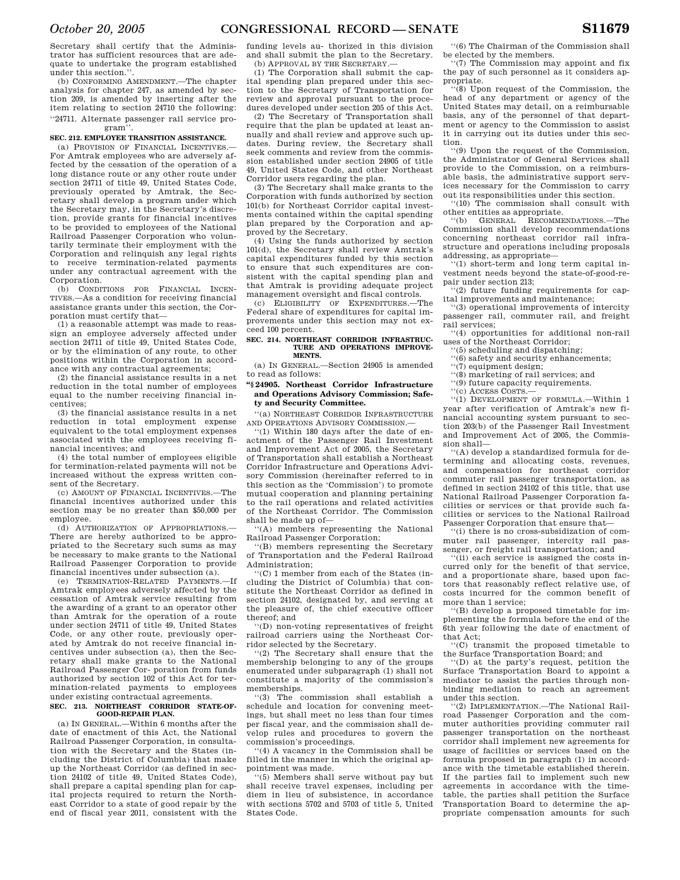Secretary shall certify that the Administrator has sufficient resources that are adequate to undertake the program established under this section.''.

(b) CONFORMING AMENDMENT.—The chapter analysis for chapter 247, as amended by section 209, is amended by inserting after the item relating to section 24710 the following:

''24711. Alternate passenger rail service program''.

**SEC. 212. EMPLOYEE TRANSITION ASSISTANCE.**

(a) PROVISION OF FINANCIAL INCENTIVES.—For Amtrak employees who are adversely affected by the cessation of the operation of a long distance route or any other route under section 24711 of title 49, United States Code, previously operated by Amtrak, the Secretary shall develop a program under which the Secretary may, in the Secretary's discretion, provide grants for financial incentives to be provided to employees of the National Railroad Passenger Corporation who voluntarily terminate their employment with the Corporation and relinquish any legal rights to receive termination-related payments under any contractual agreement with the Corporation.

(b) CONDITIONS FOR FINANCIAL INCENTIVES.—As a condition for receiving financial assistance grants under this section, the Corporation must certify that—

(1) a reasonable attempt was made to reassign an employee adversely affected under section 24711 of title 49, United States Code, or by the elimination of any route, to other positions within the Corporation in accordance with any contractual agreements;

(2) the financial assistance results in a net reduction in the total number of employees equal to the number receiving financial incentives;

(3) the financial assistance results in a net reduction in total employment expense equivalent to the total employment expenses associated with the employees receiving financial incentives; and

(4) the total number of employees eligible for termination-related payments will not be increased without the express written consent of the Secretary.

(c) AMOUNT OF FINANCIAL INCENTIVES.—The financial incentives authorized under this section may be no greater than $50,000 per employee.

(d) AUTHORIZATION OF APPROPRIATIONS.—There are hereby authorized to be appropriated to the Secretary such sums as may be necessary to make grants to the National Railroad Passenger Corporation to provide financial incentives under subsection (a).

(e) TERMINATION-RELATED PAYMENTS.—If Amtrak employees adversely affected by the cessation of Amtrak service resulting from the awarding of a grant to an operator other than Amtrak for the operation of a route under section 24711 of title 49, United States Code, or any other route, previously operated by Amtrak do not receive financial incentives under subsection (a), then the Secretary shall make grants to the National Railroad Passenger Cor- poration from funds authorized by section 102 of this Act for termination-related payments to employees under existing contractual agreements.

**SEC. 213. NORTHEAST CORRIDOR STATE-OF-GOOD-REPAIR PLAN.**

(a) IN GENERAL.—Within 6 months after the date of enactment of this Act, the National Railroad Passenger Corporation, in consultation with the Secretary and the States (including the District of Columbia) that make up the Northeast Corridor (as defined in section 24102 of title 49, United States Code), shall prepare a capital spending plan for capital projects required to return the Northeast Corridor to a state of good repair by the end of fiscal year 2011, consistent with the funding levels au- thorized in this division and shall submit the plan to the Secretary.

(b) APPROVAL BY THE SECRETARY.—

(1) The Corporation shall submit the capital spending plan prepared under this section to the Secretary of Transportation for review and approval pursuant to the procedures developed under section 205 of this Act.

(2) The Secretary of Transportation shall require that the plan be updated at least annually and shall review and approve such updates. During review, the Secretary shall seek comments and review from the commission established under section 24905 of title 49, United States Code, and other Northeast Corridor users regarding the plan.

(3) The Secretary shall make grants to the Corporation with funds authorized by section 101(b) for Northeast Corridor capital investments contained within the capital spending plan prepared by the Corporation and approved by the Secretary.

(4) Using the funds authorized by section 101(d), the Secretary shall review Amtrak's capital expenditures funded by this section to ensure that such expenditures are consistent with the capital spending plan and that Amtrak is providing adequate project management oversight and fiscal controls.

(c) ELIGIBILITY OF EXPENDITURES.—The Federal share of expenditures for capital improvements under this section may not exceed 100 percent.

**SEC. 214. NORTHEAST CORRIDOR INFRASTRUCTURE AND OPERATIONS IMPROVEMENTS.**

(a) IN GENERAL.—Section 24905 is amended to read as follows:

**''§ 24905. Northeast Corridor Infrastructure and Operations Advisory Commission; Safety and Security Committee.**

''(a) NORTHEAST CORRIDOR INFRASTRUCTURE AND OPERATIONS ADVISORY COMMISSION.—

''(1) Within 180 days after the date of enactment of the Passenger Rail Investment and Improvement Act of 2005, the Secretary of Transportation shall establish a Northeast Corridor Infrastructure and Operations Advisory Commission (hereinafter referred to in this section as the 'Commission') to promote mutual cooperation and planning pertaining to the rail operations and related activities of the Northeast Corridor. The Commission shall be made up of—

''(A) members representing the National Railroad Passenger Corporation;

''(B) members representing the Secretary of Transportation and the Federal Railroad Administration;

''(C) 1 member from each of the States (including the District of Columbia) that constitute the Northeast Corridor as defined in section 24102, designated by, and serving at the pleasure of, the chief executive officer thereof; and

''(D) non-voting representatives of freight railroad carriers using the Northeast Corridor selected by the Secretary.

''(2) The Secretary shall ensure that the membership belonging to any of the groups enumerated under subparagraph (1) shall not constitute a majority of the commission's memberships.

''(3) The commission shall establish a schedule and location for convening meetings, but shall meet no less than four times per fiscal year, and the commission shall develop rules and procedures to govern the commission's proceedings.

''(4) A vacancy in the Commission shall be filled in the manner in which the original appointment was made.

''(5) Members shall serve without pay but shall receive travel expenses, including per diem in lieu of subsistence, in accordance with sections 5702 and 5703 of title 5, United States Code.

''(6) The Chairman of the Commission shall be elected by the members.

''(7) The Commission may appoint and fix the pay of such personnel as it considers appropriate.

''(8) Upon request of the Commission, the head of any department or agency of the United States may detail, on a reimbursable basis, any of the personnel of that department or agency to the Commission to assist it in carrying out its duties under this section.

''(9) Upon the request of the Commission, the Administrator of General Services shall provide to the Commission, on a reimbursable basis, the administrative support services necessary for the Commission to carry out its responsibilities under this section.

''(10) The commission shall consult with other entities as appropriate.

''(b) GENERAL RECOMMENDATIONS.—The Commission shall develop recommendations concerning northeast corridor rail infrastructure and operations including proposals addressing, as appropriate—

''(1) short-term and long term capital investment needs beyond the state-of-good-repair under section 213;

''(2) future funding requirements for capital improvements and maintenance;

''(3) operational improvements of intercity passenger rail, commuter rail, and freight rail services;

''(4) opportunities for additional non-rail uses of the Northeast Corridor;

''(5) scheduling and dispatching;

''(6) safety and security enhancements;

''(7) equipment design;

''(8) marketing of rail services; and

''(9) future capacity requirements.

''(c) ACCESS COSTS.—

''(1) DEVELOPMENT OF FORMULA.—Within 1 year after verification of Amtrak's new financial accounting system pursuant to section 203(b) of the Passenger Rail Investment and Improvement Act of 2005, the Commission shall—

''(A) develop a standardized formula for determining and allocating costs, revenues, and compensation for northeast corridor commuter rail passenger transportation, as defined in section 24102 of this title, that use National Railroad Passenger Corporation facilities or services or that provide such facilities or services to the National Railroad Passenger Corporation that ensure that—

''(i) there is no cross-subsidization of commuter rail passenger, intercity rail passenger, or freight rail transportation; and

''(ii) each service is assigned the costs incurred only for the benefit of that service, and a proportionate share, based upon factors that reasonably reflect relative use, of costs incurred for the common benefit of more than 1 service;

''(B) develop a proposed timetable for implementing the formula before the end of the 6th year following the date of enactment of that Act;

''(C) transmit the proposed timetable to the Surface Transportation Board; and

''(D) at the party's request, petition the Surface Transportation Board to appoint a mediator to assist the parties through nonbinding mediation to reach an agreement under this section.

''(2) IMPLEMENTATION.—The National Railroad Passenger Corporation and the commuter authorities providing commuter rail passenger transportation on the northeast corridor shall implement new agreements for usage of facilities or services based on the formula proposed in paragraph (1) in accordance with the timetable established therein. If the parties fail to implement such new agreements in accordance with the timetable, the parties shall petition the Surface Transportation Board to determine the appropriate compensation amounts for such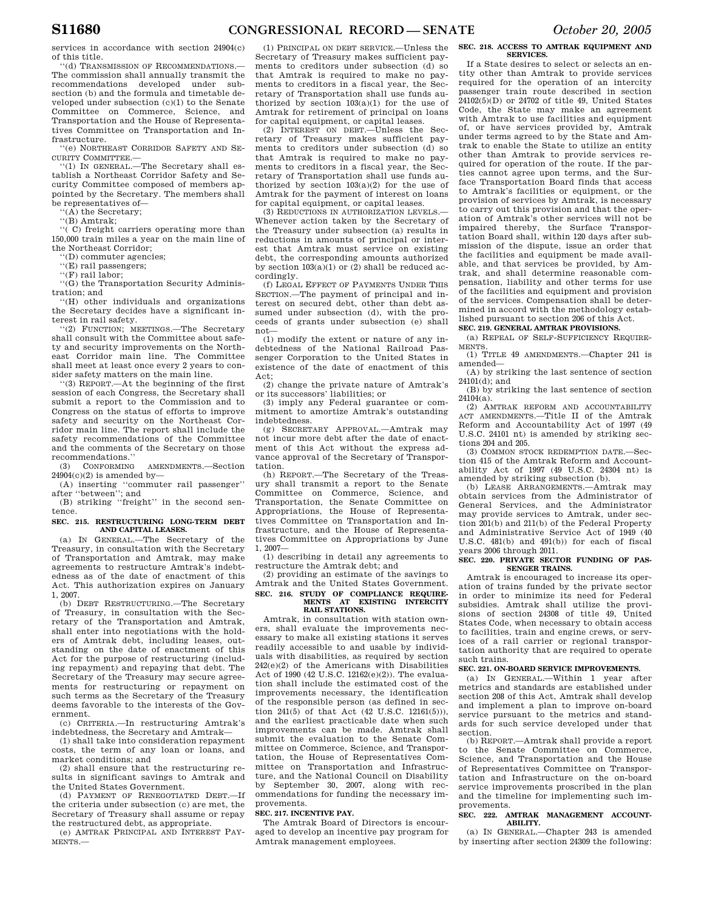services in accordance with section 24904(c) of this title.

''(d) TRANSMISSION OF RECOMMENDATIONS.—The commission shall annually transmit the recommendations developed under subsection (b) and the formula and timetable developed under subsection (c)(1) to the Senate Committee on Commerce, Science, and Transportation and the House of Representatives Committee on Transportation and Infrastructure.

''(e) NORTHEAST CORRIDOR SAFETY AND SECURITY COMMITTEE.—

''(1) IN GENERAL.—The Secretary shall establish a Northeast Corridor Safety and Security Committee composed of members appointed by the Secretary. The members shall be representatives of—

''(A) the Secretary;

''(B) Amtrak;

''(C) freight carriers operating more than 150,000 train miles a year on the main line of the Northeast Corridor;

''(D) commuter agencies;

''(E) rail passengers;

''(F) rail labor;

''(G) the Transportation Security Administration; and

''(H) other individuals and organizations the Secretary decides have a significant interest in rail safety.

''(2) FUNCTION; MEETINGS.—The Secretary shall consult with the Committee about safety and security improvements on the Northeast Corridor main line. The Committee shall meet at least once every 2 years to consider safety matters on the main line.

''(3) REPORT.—At the beginning of the first session of each Congress, the Secretary shall submit a report to the Commission and to Congress on the status of efforts to improve safety and security on the Northeast Corridor main line. The report shall include the safety recommendations of the Committee and the comments of the Secretary on those recommendations.''

(3) CONFORMING AMENDMENTS.—Section 24904(c)(2) is amended by—

(A) inserting ''commuter rail passenger'' after ''between''; and

(B) striking ''freight'' in the second sentence.

**SEC. 215. RESTRUCTURING LONG-TERM DEBT AND CAPITAL LEASES.**

(a) IN GENERAL.—The Secretary of the Treasury, in consultation with the Secretary of Transportation and Amtrak, may make agreements to restructure Amtrak's indebtedness as of the date of enactment of this Act. This authorization expires on January 1, 2007.

(b) DEBT RESTRUCTURING.—The Secretary of Treasury, in consultation with the Secretary of the Transportation and Amtrak, shall enter into negotiations with the holders of Amtrak debt, including leases, outstanding on the date of enactment of this Act for the purpose of restructuring (including repayment) and repaying that debt. The Secretary of the Treasury may secure agreements for restructuring or repayment on such terms as the Secretary of the Treasury deems favorable to the interests of the Government.

(c) CRITERIA.—In restructuring Amtrak's indebtedness, the Secretary and Amtrak—

(1) shall take into consideration repayment costs, the term of any loan or loans, and market conditions; and

(2) shall ensure that the restructuring results in significant savings to Amtrak and the United States Government.

(d) PAYMENT OF RENEGOTIATED DEBT.—If the criteria under subsection (c) are met, the Secretary of Treasury shall assume or repay the restructured debt, as appropriate.

(e) AMTRAK PRINCIPAL AND INTEREST PAYMENTS.—

(1) PRINCIPAL ON DEBT SERVICE.—Unless the Secretary of Treasury makes sufficient payments to creditors under subsection (d) so that Amtrak is required to make no payments to creditors in a fiscal year, the Secretary of Transportation shall use funds authorized by section 103(a)(1) for the use of Amtrak for retirement of principal on loans for capital equipment, or capital leases.

(2) INTEREST ON DEBT.—Unless the Secretary of Treasury makes sufficient payments to creditors under subsection (d) so that Amtrak is required to make no payments to creditors in a fiscal year, the Secretary of Transportation shall use funds authorized by section 103(a)(2) for the use of Amtrak for the payment of interest on loans for capital equipment, or capital leases.

(3) REDUCTIONS IN AUTHORIZATION LEVELS.—Whenever action taken by the Secretary of the Treasury under subsection (a) results in reductions in amounts of principal or interest that Amtrak must service on existing debt, the corresponding amounts authorized by section 103(a)(1) or (2) shall be reduced accordingly.

(f) LEGAL EFFECT OF PAYMENTS UNDER THIS SECTION.—The payment of principal and interest on secured debt, other than debt assumed under subsection (d), with the proceeds of grants under subsection (e) shall not—

(1) modify the extent or nature of any indebtedness of the National Railroad Passenger Corporation to the United States in existence of the date of enactment of this Act;

(2) change the private nature of Amtrak's or its successors' liabilities; or

(3) imply any Federal guarantee or commitment to amortize Amtrak's outstanding indebtedness.

(g) SECRETARY APPROVAL.—Amtrak may not incur more debt after the date of enactment of this Act without the express advance approval of the Secretary of Transportation.

(h) REPORT.—The Secretary of the Treasury shall transmit a report to the Senate Committee on Commerce, Science, and Transportation, the Senate Committee on Appropriations, the House of Representatives Committee on Transportation and Infrastructure, and the House of Representatives Committee on Appropriations by June 1, 2007—

(1) describing in detail any agreements to restructure the Amtrak debt; and

(2) providing an estimate of the savings to Amtrak and the United States Government.

**SEC. 216. STUDY OF COMPLIANCE REQUIREMENTS AT EXISTING INTERCITY RAIL STATIONS.**

Amtrak, in consultation with station owners, shall evaluate the improvements necessary to make all existing stations it serves readily accessible to and usable by individuals with disabilities, as required by section 242(e)(2) of the Americans with Disabilities Act of 1990 (42 U.S.C. 12162(e)(2)). The evaluation shall include the estimated cost of the improvements necessary, the identification of the responsible person (as defined in section 241(5) of that Act (42 U.S.C. 12161(5))), and the earliest practicable date when such improvements can be made. Amtrak shall submit the evaluation to the Senate Committee on Commerce, Science, and Transportation, the House of Representatives Committee on Transportation and Infrastructure, and the National Council on Disability by September 30, 2007, along with recommendations for funding the necessary improvements.

**SEC. 217. INCENTIVE PAY.**

The Amtrak Board of Directors is encouraged to develop an incentive pay program for Amtrak management employees.

**SEC. 218. ACCESS TO AMTRAK EQUIPMENT AND SERVICES.**

If a State desires to select or selects an entity other than Amtrak to provide services required for the operation of an intercity passenger train route described in section 24102(5)(D) or 24702 of title 49, United States Code, the State may make an agreement with Amtrak to use facilities and equipment of, or have services provided by, Amtrak under terms agreed to by the State and Amtrak to enable the State to utilize an entity other than Amtrak to provide services required for operation of the route. If the parties cannot agree upon terms, and the Surface Transportation Board finds that access to Amtrak's facilities or equipment, or the provision of services by Amtrak, is necessary to carry out this provision and that the operation of Amtrak's other services will not be impaired thereby, the Surface Transportation Board shall, within 120 days after submission of the dispute, issue an order that the facilities and equipment be made available, and that services be provided, by Amtrak, and shall determine reasonable compensation, liability and other terms for use of the facilities and equipment and provision of the services. Compensation shall be determined in accord with the methodology established pursuant to section 206 of this Act.

**SEC. 219. GENERAL AMTRAK PROVISIONS.**

(a) REPEAL OF SELF-SUFFICIENCY REQUIREMENTS.

(1) TITLE 49 AMENDMENTS.—Chapter 241 is amended—

(A) by striking the last sentence of section 24101(d); and

(B) by striking the last sentence of section 24104(a).

(2) AMTRAK REFORM AND ACCOUNTABILITY ACT AMENDMENTS.—Title II of the Amtrak Reform and Accountability Act of 1997 (49 U.S.C. 24101 nt) is amended by striking sections 204 and 205.

(3) COMMON STOCK REDEMPTION DATE.—Section 415 of the Amtrak Reform and Accountability Act of 1997 (49 U.S.C. 24304 nt) is amended by striking subsection (b).

(b) LEASE ARRANGEMENTS.—Amtrak may obtain services from the Administrator of General Services, and the Administrator may provide services to Amtrak, under section 201(b) and 211(b) of the Federal Property and Administrative Service Act of 1949 (40 U.S.C. 481(b) and 491(b)) for each of fiscal years 2006 through 2011.

**SEC. 220. PRIVATE SECTOR FUNDING OF PASSENGER TRAINS.**

Amtrak is encouraged to increase its operation of trains funded by the private sector in order to minimize its need for Federal subsidies. Amtrak shall utilize the provisions of section 24308 of title 49, United States Code, when necessary to obtain access to facilities, train and engine crews, or services of a rail carrier or regional transportation authority that are required to operate such trains.

**SEC. 221. ON-BOARD SERVICE IMPROVEMENTS.**

(a) IN GENERAL.—Within 1 year after metrics and standards are established under section 208 of this Act, Amtrak shall develop and implement a plan to improve on-board service pursuant to the metrics and standards for such service developed under that section.

(b) REPORT.—Amtrak shall provide a report to the Senate Committee on Commerce, Science, and Transportation and the House of Representatives Committee on Transportation and Infrastructure on the on-board service improvements proscribed in the plan and the timeline for implementing such improvements.

**SEC. 222. AMTRAK MANAGEMENT ACCOUNTABILITY.**

(a) IN GENERAL.—Chapter 243 is amended by inserting after section 24309 the following: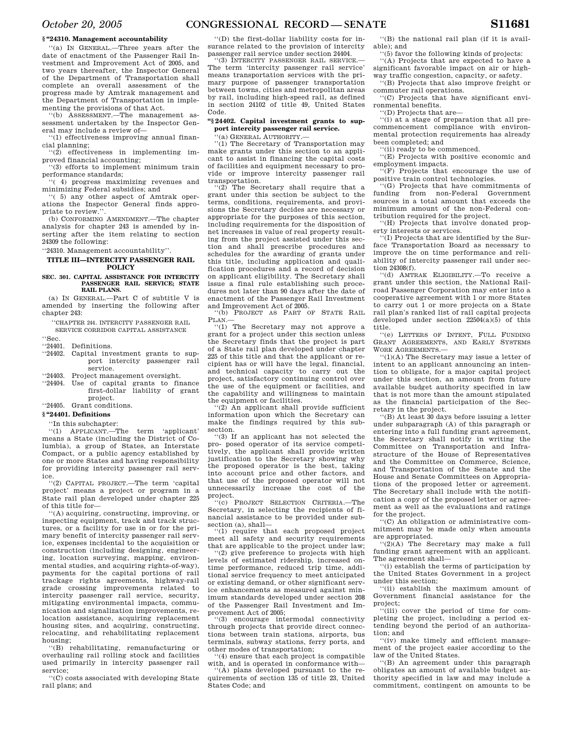**§ "24310. Management accountability**

"(a) IN GENERAL.—Three years after the date of enactment of the Passenger Rail Investment and Improvement Act of 2005, and two years thereafter, the Inspector General of the Department of Transportation shall complete an overall assessment of the progress made by Amtrak management and the Department of Transportation in implementing the provisions of that Act.

"(b) ASSESSMENT.—The management assessment undertaken by the Inspector General may include a review of—

"(1) effectiveness improving annual financial planning;

"(2) effectiveness in implementing improved financial accounting;

"(3) efforts to implement minimum train performance standards;

"( 4) progress maximizing revenues and minimizing Federal subsidies; and

"( 5) any other aspect of Amtrak operations the Inspector General finds appropriate to review.".

(b) CONFORMING AMENDMENT.—The chapter analysis for chapter 243 is amended by inserting after the item relating to section 24309 the following:

"24310. Management accountability".

## TITLE III—INTERCITY PASSENGER RAIL POLICY

**SEC. 301. CAPITAL ASSISTANCE FOR INTERCITY PASSENGER RAIL SERVICE; STATE RAIL PLANS.**

(a) IN GENERAL.—Part C of subtitle V is amended by inserting the following after chapter 243:

"CHAPTER 244. INTERCITY PASSENGER RAIL SERVICE CORRIDOR CAPITAL ASSISTANCE

"Sec.

"24401. Definitions.

"24402. Capital investment grants to support intercity passenger rail service.

"24403. Project management oversight.

"24404. Use of capital grants to finance first-dollar liability of grant project.

"24405. Grant conditions.

**§ "24401. Definitions**

"In this subchapter:

"(1) APPLICANT.—The term 'applicant' means a State (including the District of Columbia), a group of States, an Interstate Compact, or a public agency established by one or more States and having responsibility for providing intercity passenger rail service.

"(2) CAPITAL PROJECT.—The term 'capital project' means a project or program in a State rail plan developed under chapter 225 of this title for—

"(A) acquiring, constructing, improving, or inspecting equipment, track and track structures, or a facility for use in or for the primary benefit of intercity passenger rail service, expenses incidental to the acquisition or construction (including designing, engineering, location surveying, mapping, environmental studies, and acquiring rights-of-way), payments for the capital portions of rail trackage rights agreements, highway-rail grade crossing improvements related to intercity passenger rail service, security, mitigating environmental impacts, communication and signalization improvements, relocation assistance, acquiring replacement housing sites, and acquiring, constructing, relocating, and rehabilitating replacement housing;

"(B) rehabilitating, remanufacturing or overhauling rail rolling stock and facilities used primarily in intercity passenger rail service;

"(C) costs associated with developing State rail plans; and

"(D) the first-dollar liability costs for insurance related to the provision of intercity passenger rail service under section 24404.

"(3) INTERCITY PASSENGER RAIL SERVICE.—The term 'intercity passenger rail service' means transportation services with the primary purpose of passenger transportation between towns, cities and metropolitan areas by rail, including high-speed rail, as defined in section 24102 of title 49, United States Code.

**"§ 24402. Capital investment grants to support intercity passenger rail service.**

"(a) GENERAL AUTHORITY.—

"(1) The Secretary of Transportation may make grants under this section to an applicant to assist in financing the capital costs of facilities and equipment necessary to provide or improve intercity passenger rail transportation.

"(2) The Secretary shall require that a grant under this section be subject to the terms, conditions, requirements, and provisions the Secretary decides are necessary or appropriate for the purposes of this section, including requirements for the disposition of net increases in value of real property resulting from the project assisted under this section and shall prescribe procedures and schedules for the awarding of grants under this title, including application and qualification procedures and a record of decision on applicant eligibility. The Secretary shall issue a final rule establishing such procedures not later than 90 days after the date of enactment of the Passenger Rail Investment and Improvement Act of 2005.

"(b) PROJECT AS PART OF STATE RAIL PLAN.—

"(1) The Secretary may not approve a grant for a project under this section unless the Secretary finds that the project is part of a State rail plan developed under chapter 225 of this title and that the applicant or recipient has or will have the legal, financial, and technical capacity to carry out the project, satisfactory continuing control over the use of the equipment or facilities, and the capability and willingness to maintain the equipment or facilities.

"(2) An applicant shall provide sufficient information upon which the Secretary can make the findings required by this subsection.

"(3) If an applicant has not selected the pro- posed operator of its service competitively, the applicant shall provide written justification to the Secretary showing why the proposed operator is the best, taking into account price and other factors, and that use of the proposed operator will not unnecessarily increase the cost of the project.

"(c) PROJECT SELECTION CRITERIA.—The Secretary, in selecting the recipients of financial assistance to be provided under subsection (a), shall—

"(1) require that each proposed project meet all safety and security requirements that are applicable to the project under law;

"(2) give preference to projects with high levels of estimated ridership, increased on-time performance, reduced trip time, additional service frequency to meet anticipated or existing demand, or other significant service enhancements as measured against minimum standards developed under section 208 of the Passenger Rail Investment and Improvement Act of 2005;

"(3) encourage intermodal connectivity through projects that provide direct connections between train stations, airports, bus terminals, subway stations, ferry ports, and other modes of transportation;

"(4) ensure that each project is compatible with, and is operated in conformance with—

"(A) plans developed pursuant to the requirements of section 135 of title 23, United States Code; and

"(B) the national rail plan (if it is available); and

"(5) favor the following kinds of projects:

"(A) Projects that are expected to have a significant favorable impact on air or highway traffic congestion, capacity, or safety.

"(B) Projects that also improve freight or commuter rail operations.

"(C) Projects that have significant environmental benefits.

"(D) Projects that are—

"(i) at a stage of preparation that all pre-commencement compliance with environmental protection requirements has already been completed; and

"(ii) ready to be commenced.

"(E) Projects with positive economic and employment impacts.

"(F) Projects that encourage the use of positive train control technologies.

"(G) Projects that have commitments of funding from non-Federal Government sources in a total amount that exceeds the minimum amount of the non-Federal contribution required for the project.

"(H) Projects that involve donated property interests or services.

"(I) Projects that are identified by the Surface Transportation Board as necessary to improve the on time performance and reliability of intercity passenger rail under section 24308(f).

"(d) AMTRAK ELIGIBILITY.—To receive a grant under this section, the National Railroad Passenger Corporation may enter into a cooperative agreement with 1 or more States to carry out 1 or more projects on a State rail plan's ranked list of rail capital projects developed under section 22504(a)(5) of this title.

"(e) LETTERS OF INTENT, FULL FUNDING GRANT AGREEMENTS, AND EARLY SYSTEMS WORK AGREEMENTS.—

"(1)(A) The Secretary may issue a letter of intent to an applicant announcing an intention to obligate, for a major capital project under this section, an amount from future available budget authority specified in law that is not more than the amount stipulated as the financial participation of the Secretary in the project.

"(B) At least 30 days before issuing a letter under subparagraph (A) of this paragraph or entering into a full funding grant agreement, the Secretary shall notify in writing the Committee on Transportation and Infrastructure of the House of Representatives and the Committee on Commerce, Science, and Transportation of the Senate and the House and Senate Committees on Appropriations of the proposed letter or agreement. The Secretary shall include with the notification a copy of the proposed letter or agreement as well as the evaluations and ratings for the project.

"(C) An obligation or administrative commitment may be made only when amounts are appropriated.

"(2)(A) The Secretary may make a full funding grant agreement with an applicant. The agreement shall—

"(i) establish the terms of participation by the United States Government in a project under this section;

"(ii) establish the maximum amount of Government financial assistance for the project;

"(iii) cover the period of time for completing the project, including a period extending beyond the period of an authorization; and

"(iv) make timely and efficient management of the project easier according to the law of the United States.

"(B) An agreement under this paragraph obligates an amount of available budget authority specified in law and may include a commitment, contingent on amounts to be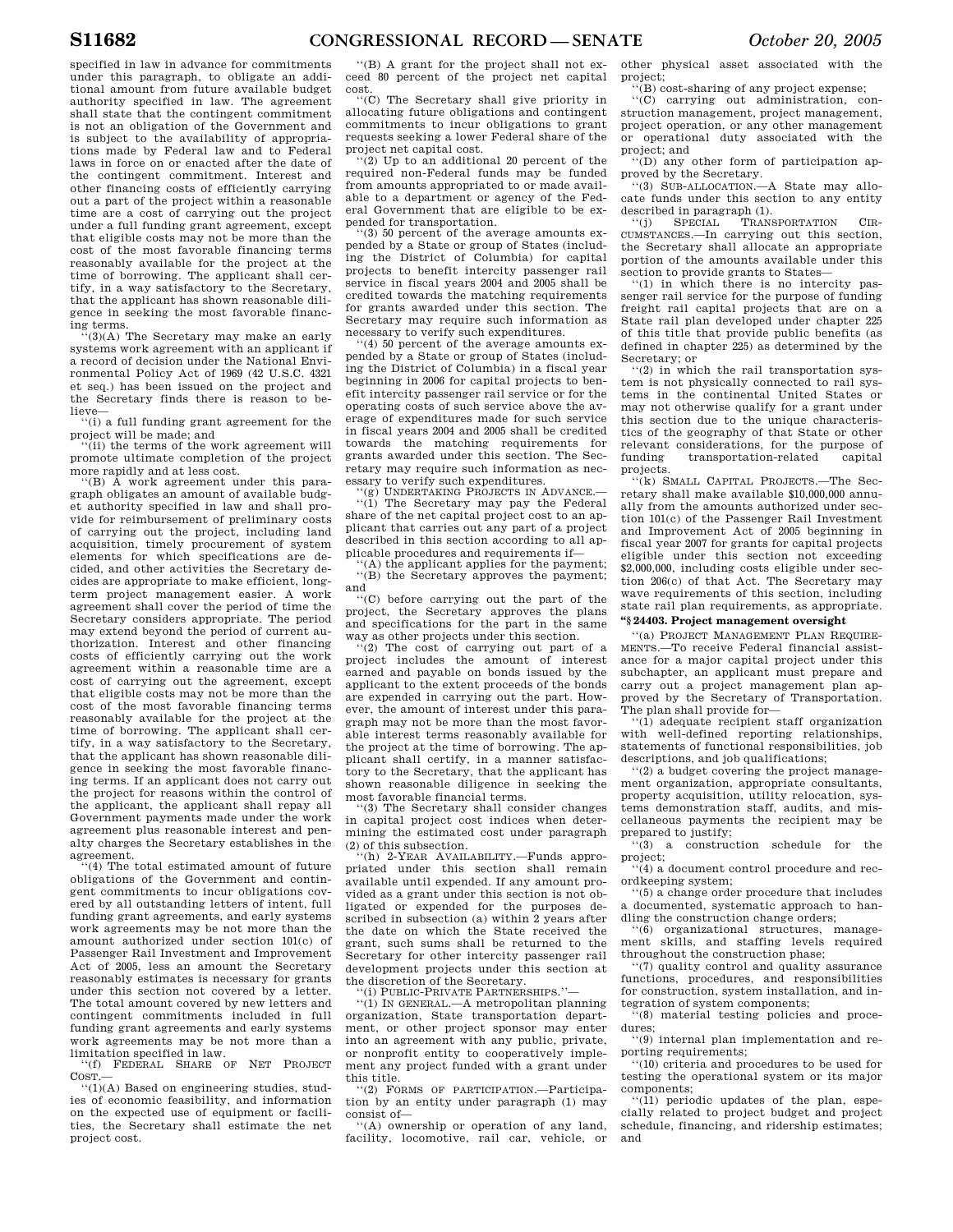specified in law in advance for commitments under this paragraph, to obligate an additional amount from future available budget authority specified in law. The agreement shall state that the contingent commitment is not an obligation of the Government and is subject to the availability of appropriations made by Federal law and to Federal laws in force on or enacted after the date of the contingent commitment. Interest and other financing costs of efficiently carrying out a part of the project within a reasonable time are a cost of carrying out the project under a full funding grant agreement, except that eligible costs may not be more than the cost of the most favorable financing terms reasonably available for the project at the time of borrowing. The applicant shall certify, in a way satisfactory to the Secretary, that the applicant has shown reasonable diligence in seeking the most favorable financing terms.

''(3)(A) The Secretary may make an early systems work agreement with an applicant if a record of decision under the National Environmental Policy Act of 1969 (42 U.S.C. 4321 et seq.) has been issued on the project and the Secretary finds there is reason to believe—

''(i) a full funding grant agreement for the project will be made; and

''(ii) the terms of the work agreement will promote ultimate completion of the project more rapidly and at less cost.

''(B) A work agreement under this paragraph obligates an amount of available budget authority specified in law and shall provide for reimbursement of preliminary costs of carrying out the project, including land acquisition, timely procurement of system elements for which specifications are decided, and other activities the Secretary decides are appropriate to make efficient, long-term project management easier. A work agreement shall cover the period of time the Secretary considers appropriate. The period may extend beyond the period of current authorization. Interest and other financing costs of efficiently carrying out the work agreement within a reasonable time are a cost of carrying out the agreement, except that eligible costs may not be more than the cost of the most favorable financing terms reasonably available for the project at the time of borrowing. The applicant shall certify, in a way satisfactory to the Secretary, that the applicant has shown reasonable diligence in seeking the most favorable financing terms. If an applicant does not carry out the project for reasons within the control of the applicant, the applicant shall repay all Government payments made under the work agreement plus reasonable interest and penalty charges the Secretary establishes in the agreement.

''(4) The total estimated amount of future obligations of the Government and contingent commitments to incur obligations covered by all outstanding letters of intent, full funding grant agreements, and early systems work agreements may be not more than the amount authorized under section 101(c) of Passenger Rail Investment and Improvement Act of 2005, less an amount the Secretary reasonably estimates is necessary for grants under this section not covered by a letter. The total amount covered by new letters and contingent commitments included in full funding grant agreements and early systems work agreements may be not more than a limitation specified in law.

''(f) FEDERAL SHARE OF NET PROJECT COST.—

''(1)(A) Based on engineering studies, studies of economic feasibility, and information on the expected use of equipment or facilities, the Secretary shall estimate the net project cost.

''(B) A grant for the project shall not exceed 80 percent of the project net capital cost.

''(C) The Secretary shall give priority in allocating future obligations and contingent commitments to incur obligations to grant requests seeking a lower Federal share of the project net capital cost.

''(2) Up to an additional 20 percent of the required non-Federal funds may be funded from amounts appropriated to or made available to a department or agency of the Federal Government that are eligible to be expended for transportation.

''(3) 50 percent of the average amounts expended by a State or group of States (including the District of Columbia) for capital projects to benefit intercity passenger rail service in fiscal years 2004 and 2005 shall be credited towards the matching requirements for grants awarded under this section. The Secretary may require such information as necessary to verify such expenditures.

''(4) 50 percent of the average amounts expended by a State or group of States (including the District of Columbia) in a fiscal year beginning in 2006 for capital projects to benefit intercity passenger rail service or for the operating costs of such service above the average of expenditures made for such service in fiscal years 2004 and 2005 shall be credited towards the matching requirements for grants awarded under this section. The Secretary may require such information as necessary to verify such expenditures.

''(g) UNDERTAKING PROJECTS IN ADVANCE.—

''(1) The Secretary may pay the Federal share of the net capital project cost to an applicant that carries out any part of a project described in this section according to all applicable procedures and requirements if—

''(A) the applicant applies for the payment;

''(B) the Secretary approves the payment; and

''(C) before carrying out the part of the project, the Secretary approves the plans and specifications for the part in the same way as other projects under this section.

''(2) The cost of carrying out part of a project includes the amount of interest earned and payable on bonds issued by the applicant to the extent proceeds of the bonds are expended in carrying out the part. However, the amount of interest under this paragraph may not be more than the most favorable interest terms reasonably available for the project at the time of borrowing. The applicant shall certify, in a manner satisfactory to the Secretary, that the applicant has shown reasonable diligence in seeking the most favorable financial terms.

''(3) The Secretary shall consider changes in capital project cost indices when determining the estimated cost under paragraph (2) of this subsection.

''(h) 2-YEAR AVAILABILITY.—Funds appropriated under this section shall remain available until expended. If any amount provided as a grant under this section is not obligated or expended for the purposes described in subsection (a) within 2 years after the date on which the State received the grant, such sums shall be returned to the Secretary for other intercity passenger rail development projects under this section at the discretion of the Secretary.

''(i) PUBLIC-PRIVATE PARTNERSHIPS.''—

''(1) IN GENERAL.—A metropolitan planning organization, State transportation department, or other project sponsor may enter into an agreement with any public, private, or nonprofit entity to cooperatively implement any project funded with a grant under this title.

''(2) FORMS OF PARTICIPATION.—Participation by an entity under paragraph (1) may consist of—

''(A) ownership or operation of any land, facility, locomotive, rail car, vehicle, or other physical asset associated with the project;

''(B) cost-sharing of any project expense;

''(C) carrying out administration, construction management, project management, project operation, or any other management or operational duty associated with the project; and

''(D) any other form of participation approved by the Secretary.

''(3) SUB-ALLOCATION.—A State may allocate funds under this section to any entity described in paragraph (1).

''(j) SPECIAL TRANSPORTATION CIRCUMSTANCES.—In carrying out this section, the Secretary shall allocate an appropriate portion of the amounts available under this section to provide grants to States—

''(1) in which there is no intercity passenger rail service for the purpose of funding freight rail capital projects that are on a State rail plan developed under chapter 225 of this title that provide public benefits (as defined in chapter 225) as determined by the Secretary; or

''(2) in which the rail transportation system is not physically connected to rail systems in the continental United States or may not otherwise qualify for a grant under this section due to the unique characteristics of the geography of that State or other relevant considerations, for the purpose of funding transportation-related capital projects.

''(k) SMALL CAPITAL PROJECTS.—The Secretary shall make available $10,000,000 annually from the amounts authorized under section 101(c) of the Passenger Rail Investment and Improvement Act of 2005 beginning in fiscal year 2007 for grants for capital projects eligible under this section not exceeding $2,000,000, including costs eligible under section 206(c) of that Act. The Secretary may wave requirements of this section, including state rail plan requirements, as appropriate.

**''§ 24403. Project management oversight**

''(a) PROJECT MANAGEMENT PLAN REQUIREMENTS.—To receive Federal financial assistance for a major capital project under this subchapter, an applicant must prepare and carry out a project management plan approved by the Secretary of Transportation. The plan shall provide for—

''(1) adequate recipient staff organization with well-defined reporting relationships, statements of functional responsibilities, job descriptions, and job qualifications;

''(2) a budget covering the project management organization, appropriate consultants, property acquisition, utility relocation, systems demonstration staff, audits, and miscellaneous payments the recipient may be prepared to justify;

''(3) a construction schedule for the project;

''(4) a document control procedure and recordkeeping system;

''(5) a change order procedure that includes a documented, systematic approach to handling the construction change orders;

''(6) organizational structures, management skills, and staffing levels required throughout the construction phase;

''(7) quality control and quality assurance functions, procedures, and responsibilities for construction, system installation, and integration of system components;

''(8) material testing policies and procedures;

''(9) internal plan implementation and reporting requirements;

''(10) criteria and procedures to be used for testing the operational system or its major components;

''(11) periodic updates of the plan, especially related to project budget and project schedule, financing, and ridership estimates; and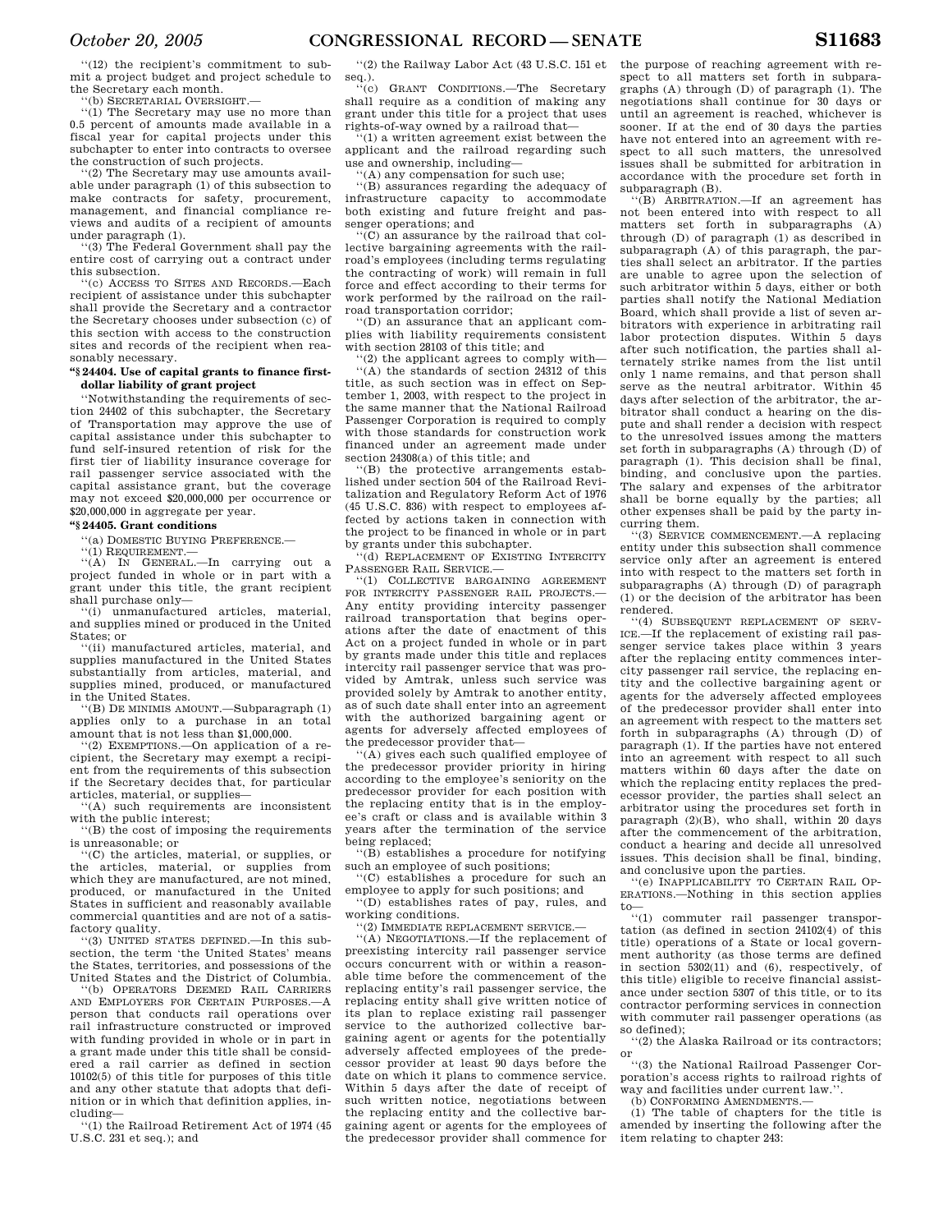''(12) the recipient's commitment to submit a project budget and project schedule to the Secretary each month.

''(b) SECRETARIAL OVERSIGHT.—

''(1) The Secretary may use no more than 0.5 percent of amounts made available in a fiscal year for capital projects under this subchapter to enter into contracts to oversee the construction of such projects.

''(2) The Secretary may use amounts available under paragraph (1) of this subsection to make contracts for safety, procurement, management, and financial compliance reviews and audits of a recipient of amounts under paragraph (1).

''(3) The Federal Government shall pay the entire cost of carrying out a contract under this subsection.

''(c) ACCESS TO SITES AND RECORDS.—Each recipient of assistance under this subchapter shall provide the Secretary and a contractor the Secretary chooses under subsection (c) of this section with access to the construction sites and records of the recipient when reasonably necessary.

**''§ 24404. Use of capital grants to finance first-dollar liability of grant project**

''Notwithstanding the requirements of section 24402 of this subchapter, the Secretary of Transportation may approve the use of capital assistance under this subchapter to fund self-insured retention of risk for the first tier of liability insurance coverage for rail passenger service associated with the capital assistance grant, but the coverage may not exceed $20,000,000 per occurrence or $20,000,000 in aggregate per year.

**''§ 24405. Grant conditions**

''(a) DOMESTIC BUYING PREFERENCE.—

''(1) REQUIREMENT.—

''(A) IN GENERAL.—In carrying out a project funded in whole or in part with a grant under this title, the grant recipient shall purchase only—

''(i) unmanufactured articles, material, and supplies mined or produced in the United States; or

''(ii) manufactured articles, material, and supplies manufactured in the United States substantially from articles, material, and supplies mined, produced, or manufactured in the United States.

''(B) DE MINIMIS AMOUNT.—Subparagraph (1) applies only to a purchase in an total amount that is not less than $1,000,000.

''(2) EXEMPTIONS.—On application of a recipient, the Secretary may exempt a recipient from the requirements of this subsection if the Secretary decides that, for particular articles, material, or supplies—

''(A) such requirements are inconsistent with the public interest;

''(B) the cost of imposing the requirements is unreasonable; or

''(C) the articles, material, or supplies, or the articles, material, or supplies from which they are manufactured, are not mined, produced, or manufactured in the United States in sufficient and reasonably available commercial quantities and are not of a satisfactory quality.

''(3) UNITED STATES DEFINED.—In this subsection, the term 'the United States' means the States, territories, and possessions of the United States and the District of Columbia.

''(b) OPERATORS DEEMED RAIL CARRIERS AND EMPLOYERS FOR CERTAIN PURPOSES.—A person that conducts rail operations over rail infrastructure constructed or improved with funding provided in whole or in part in a grant made under this title shall be considered a rail carrier as defined in section 10102(5) of this title for purposes of this title and any other statute that adopts that definition or in which that definition applies, including—

''(1) the Railroad Retirement Act of 1974 (45 U.S.C. 231 et seq.); and

''(2) the Railway Labor Act (43 U.S.C. 151 et seq.).

''(c) GRANT CONDITIONS.—The Secretary shall require as a condition of making any grant under this title for a project that uses rights-of-way owned by a railroad that—

''(1) a written agreement exist between the applicant and the railroad regarding such use and ownership, including—

''(A) any compensation for such use;

''(B) assurances regarding the adequacy of infrastructure capacity to accommodate both existing and future freight and passenger operations; and

''(C) an assurance by the railroad that collective bargaining agreements with the railroad's employees (including terms regulating the contracting of work) will remain in full force and effect according to their terms for work performed by the railroad on the railroad transportation corridor;

''(D) an assurance that an applicant complies with liability requirements consistent with section 28103 of this title; and

''(2) the applicant agrees to comply with—

''(A) the standards of section 24312 of this title, as such section was in effect on September 1, 2003, with respect to the project in the same manner that the National Railroad Passenger Corporation is required to comply with those standards for construction work financed under an agreement made under section 24308(a) of this title; and

''(B) the protective arrangements established under section 504 of the Railroad Revitalization and Regulatory Reform Act of 1976 (45 U.S.C. 836) with respect to employees affected by actions taken in connection with the project to be financed in whole or in part by grants under this subchapter.

''(d) REPLACEMENT OF EXISTING INTERCITY PASSENGER RAIL SERVICE.—

''(1) COLLECTIVE BARGAINING AGREEMENT FOR INTERCITY PASSENGER RAIL PROJECTS.—Any entity providing intercity passenger railroad transportation that begins operations after the date of enactment of this Act on a project funded in whole or in part by grants made under this title and replaces intercity rail passenger service that was provided by Amtrak, unless such service was provided solely by Amtrak to another entity, as of such date shall enter into an agreement with the authorized bargaining agent or agents for adversely affected employees of the predecessor provider that—

''(A) gives each such qualified employee of the predecessor provider priority in hiring according to the employee's seniority on the predecessor provider for each position with the replacing entity that is in the employee's craft or class and is available within 3 years after the termination of the service being replaced;

''(B) establishes a procedure for notifying such an employee of such positions;

''(C) establishes a procedure for such an employee to apply for such positions; and

''(D) establishes rates of pay, rules, and working conditions.

''(2) IMMEDIATE REPLACEMENT SERVICE.—

''(A) NEGOTIATIONS.—If the replacement of preexisting intercity rail passenger service occurs concurrent with or within a reasonable time before the commencement of the replacing entity's rail passenger service, the replacing entity shall give written notice of its plan to replace existing rail passenger service to the authorized collective bargaining agent or agents for the potentially adversely affected employees of the predecessor provider at least 90 days before the date on which it plans to commence service. Within 5 days after the date of receipt of such written notice, negotiations between the replacing entity and the collective bargaining agent or agents for the employees of the predecessor provider shall commence for the purpose of reaching agreement with respect to all matters set forth in subparagraphs (A) through (D) of paragraph (1). The negotiations shall continue for 30 days or until an agreement is reached, whichever is sooner. If at the end of 30 days the parties have not entered into an agreement with respect to all such matters, the unresolved issues shall be submitted for arbitration in accordance with the procedure set forth in subparagraph (B).

''(B) ARBITRATION.—If an agreement has not been entered into with respect to all matters set forth in subparagraphs (A) through (D) of paragraph (1) as described in subparagraph (A) of this paragraph, the parties shall select an arbitrator. If the parties are unable to agree upon the selection of such arbitrator within 5 days, either or both parties shall notify the National Mediation Board, which shall provide a list of seven arbitrators with experience in arbitrating rail labor protection disputes. Within 5 days after such notification, the parties shall alternately strike names from the list until only 1 name remains, and that person shall serve as the neutral arbitrator. Within 45 days after selection of the arbitrator, the arbitrator shall conduct a hearing on the dispute and shall render a decision with respect to the unresolved issues among the matters set forth in subparagraphs (A) through (D) of paragraph (1). This decision shall be final, binding, and conclusive upon the parties. The salary and expenses of the arbitrator shall be borne equally by the parties; all other expenses shall be paid by the party incurring them.

''(3) SERVICE COMMENCEMENT.—A replacing entity under this subsection shall commence service only after an agreement is entered into with respect to the matters set forth in subparagraphs (A) through (D) of paragraph (1) or the decision of the arbitrator has been rendered.

''(4) SUBSEQUENT REPLACEMENT OF SERVICE.—If the replacement of existing rail passenger service takes place within 3 years after the replacing entity commences intercity passenger rail service, the replacing entity and the collective bargaining agent or agents for the adversely affected employees of the predecessor provider shall enter into an agreement with respect to the matters set forth in subparagraphs (A) through (D) of paragraph (1). If the parties have not entered into an agreement with respect to all such matters within 60 days after the date on which the replacing entity replaces the predecessor provider, the parties shall select an arbitrator using the procedures set forth in paragraph (2)(B), who shall, within 20 days after the commencement of the arbitration, conduct a hearing and decide all unresolved issues. This decision shall be final, binding, and conclusive upon the parties.

''(e) INAPPLICABILITY TO CERTAIN RAIL OPERATIONS.—Nothing in this section applies to—

''(1) commuter rail passenger transportation (as defined in section 24102(4) of this title) operations of a State or local government authority (as those terms are defined in section 5302(11) and (6), respectively, of this title) eligible to receive financial assistance under section 5307 of this title, or to its contractor performing services in connection with commuter rail passenger operations (as so defined);

''(2) the Alaska Railroad or its contractors; or

''(3) the National Railroad Passenger Corporation's access rights to railroad rights of way and facilities under current law.''.

(b) CONFORMING AMENDMENTS.—

(1) The table of chapters for the title is amended by inserting the following after the item relating to chapter 243: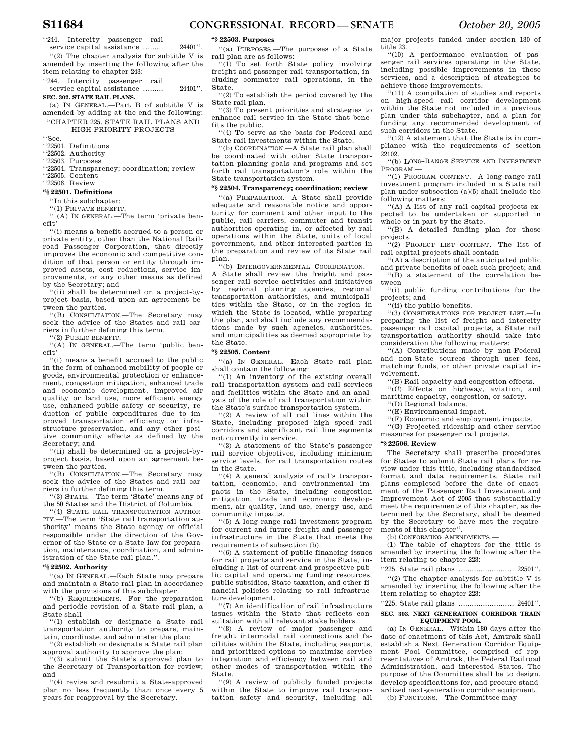"244. Intercity passenger rail service capital assistance ......... 24401".

"(2) The chapter analysis for subtitle V is amended by inserting the following after the item relating to chapter 243:

"244. Intercity passenger rail service capital assistance ......... 24401".

**SEC. 302. STATE RAIL PLANS.**

(a) IN GENERAL.—Part B of subtitle V is amended by adding at the end the following:

"CHAPTER 225. STATE RAIL PLANS AND HIGH PRIORITY PROJECTS

"Sec.
"22501. Definitions
"22502. Authority
"22503. Purposes
"22504. Transparency; coordination; review
"22505. Content
"22506. Review

**"§ 22501. Definitions**

"In this subchapter:

"(1) PRIVATE BENEFIT.—

"(A) IN GENERAL.—The term 'private benefit'—

"(i) means a benefit accrued to a person or private entity, other than the National Railroad Passenger Corporation, that directly improves the economic and competitive condition of that person or entity through improved assets, cost reductions, service improvements, or any other means as defined by the Secretary; and

"(ii) shall be determined on a project-by-project basis, based upon an agreement between the parties.

"(B) CONSULTATION.—The Secretary may seek the advice of the States and rail carriers in further defining this term.

"(2) PUBLIC BENEFIT.—

"(A) IN GENERAL.—The term 'public benefit'—

"(i) means a benefit accrued to the public in the form of enhanced mobility of people or goods, environmental protection or enhancement, congestion mitigation, enhanced trade and economic development, improved air quality or land use, more efficient energy use, enhanced public safety or security, reduction of public expenditures due to improved transportation efficiency or infrastructure preservation, and any other positive community effects as defined by the Secretary; and

"(ii) shall be determined on a project-by-project basis, based upon an agreement between the parties.

"(B) CONSULTATION.—The Secretary may seek the advice of the States and rail carriers in further defining this term.

"(3) STATE.—The term 'State' means any of the 50 States and the District of Columbia.

"(4) STATE RAIL TRANSPORTATION AUTHORITY.—The term 'State rail transportation authority' means the State agency or official responsible under the direction of the Governor of the State or a State law for preparation, maintenance, coordination, and administration of the State rail plan.".

**"§ 22502. Authority**

"(a) IN GENERAL.—Each State may prepare and maintain a State rail plan in accordance with the provisions of this subchapter.

"(b) REQUIREMENTS.—For the preparation and periodic revision of a State rail plan, a State shall—

"(1) establish or designate a State rail transportation authority to prepare, maintain, coordinate, and administer the plan;

"(2) establish or designate a State rail plan approval authority to approve the plan;

"(3) submit the State's approved plan to the Secretary of Transportation for review; and

"(4) revise and resubmit a State-approved plan no less frequently than once every 5 years for reapproval by the Secretary.

**"§ 22503. Purposes**

"(a) PURPOSES.—The purposes of a State rail plan are as follows:

"(1) To set forth State policy involving freight and passenger rail transportation, including commuter rail operations, in the State.

"(2) To establish the period covered by the State rail plan.

"(3) To present priorities and strategies to enhance rail service in the State that benefits the public.

"(4) To serve as the basis for Federal and State rail investments within the State.

"(b) COORDINATION.—A State rail plan shall be coordinated with other State transportation planning goals and programs and set forth rail transportation's role within the State transportation system.

**"§ 22504. Transparency; coordination; review**

"(a) PREPARATION.—A State shall provide adequate and reasonable notice and opportunity for comment and other input to the public, rail carriers, commuter and transit authorities operating in, or affected by rail operations within the State, units of local government, and other interested parties in the preparation and review of its State rail plan.

"(b) INTERGOVERNMENTAL COORDINATION.—A State shall review the freight and passenger rail service activities and initiatives by regional planning agencies, regional transportation authorities, and municipalities within the State, or in the region in which the State is located, while preparing the plan, and shall include any recommendations made by such agencies, authorities, and municipalities as deemed appropriate by the State.

**"§ 22505. Content**

"(a) IN GENERAL.—Each State rail plan shall contain the following:

"(1) An inventory of the existing overall rail transportation system and rail services and facilities within the State and an analysis of the role of rail transportation within the State's surface transportation system.

"(2) A review of all rail lines within the State, including proposed high speed rail corridors and significant rail line segments not currently in service.

"(3) A statement of the State's passenger rail service objectives, including minimum service levels, for rail transportation routes in the State.

"(4) A general analysis of rail's transportation, economic, and environmental impacts in the State, including congestion mitigation, trade and economic development, air quality, land use, energy use, and community impacts.

"(5) A long-range rail investment program for current and future freight and passenger infrastructure in the State that meets the requirements of subsection (b).

"(6) A statement of public financing issues for rail projects and service in the State, including a list of current and prospective public capital and operating funding resources, public subsidies, State taxation, and other financial policies relating to rail infrastructure development.

"(7) An identification of rail infrastructure issues within the State that reflects consultation with all relevant stake holders.

"(8) A review of major passenger and freight intermodal rail connections and facilities within the State, including seaports, and prioritized options to maximize service integration and efficiency between rail and other modes of transportation within the State.

"(9) A review of publicly funded projects within the State to improve rail transportation safety and security, including all major projects funded under section 130 of title 23.

"(10) A performance evaluation of passenger rail services operating in the State, including possible improvements in those services, and a description of strategies to achieve those improvements.

"(11) A compilation of studies and reports on high-speed rail corridor development within the State not included in a previous plan under this subchapter, and a plan for funding any recommended development of such corridors in the State.

"(12) A statement that the State is in compliance with the requirements of section 22102.

"(b) LONG-RANGE SERVICE AND INVESTMENT PROGRAM.—

"(1) PROGRAM CONTENT.—A long-range rail investment program included in a State rail plan under subsection (a)(5) shall include the following matters:

"(A) A list of any rail capital projects expected to be undertaken or supported in whole or in part by the State.

"(B) A detailed funding plan for those projects.

"(2) PROJECT LIST CONTENT.—The list of rail capital projects shall contain—

"(A) a description of the anticipated public and private benefits of each such project; and

"(B) a statement of the correlation between—

"(i) public funding contributions for the projects; and

"(ii) the public benefits.

"(3) CONSIDERATIONS FOR PROJECT LIST.—In preparing the list of freight and intercity passenger rail capital projects, a State rail transportation authority should take into consideration the following matters:

"(A) Contributions made by non-Federal and non-State sources through user fees, matching funds, or other private capital involvement.

"(B) Rail capacity and congestion effects.

"(C) Effects on highway, aviation, and maritime capacity, congestion, or safety.

"(D) Regional balance.

"(E) Environmental impact.

"(F) Economic and employment impacts.

"(G) Projected ridership and other service measures for passenger rail projects.

**"§ 22506. Review**

The Secretary shall prescribe procedures for States to submit State rail plans for review under this title, including standardized format and data requirements. State rail plans completed before the date of enactment of the Passenger Rail Investment and Improvement Act of 2005 that substantially meet the requirements of this chapter, as determined by the Secretary, shall be deemed by the Secretary to have met the requirements of this chapter".

(b) CONFORMING AMENDMENTS.—

(1) The table of chapters for the title is amended by inserting the following after the item relating to chapter 223:

"225. State rail plans ......................... 22501".

"(2) The chapter analysis for subtitle V is amended by inserting the following after the item relating to chapter 223:

"225. State rail plans ......................... 24401".

**SEC. 303. NEXT GENERATION CORRIDOR TRAIN EQUIPMENT POOL.**

(a) IN GENERAL.—Within 180 days after the date of enactment of this Act, Amtrak shall establish a Next Generation Corridor Equipment Pool Committee, comprised of representatives of Amtrak, the Federal Railroad Administration, and interested States. The purpose of the Committee shall be to design, develop specifications for, and procure standardized next-generation corridor equipment.

(b) FUNCTIONS.—The Committee may—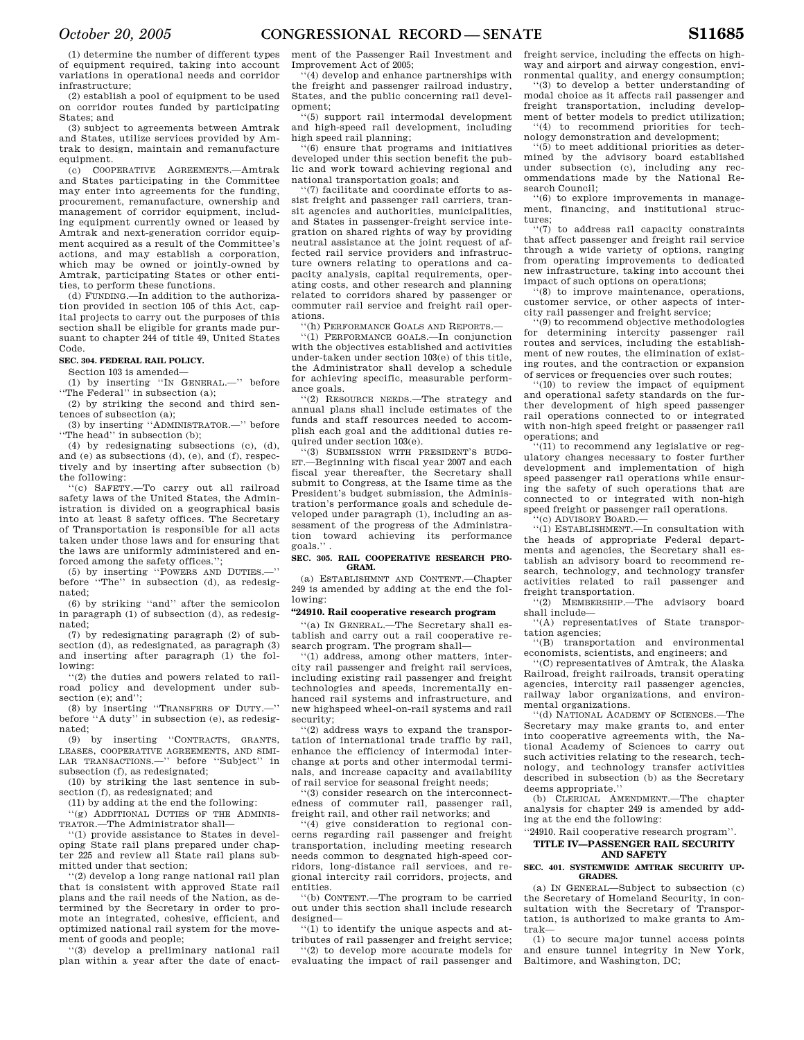(1) determine the number of different types of equipment required, taking into account variations in operational needs and corridor infrastructure;

(2) establish a pool of equipment to be used on corridor routes funded by participating States; and

(3) subject to agreements between Amtrak and States, utilize services provided by Amtrak to design, maintain and remanufacture equipment.

(c) COOPERATIVE AGREEMENTS.—Amtrak and States participating in the Committee may enter into agreements for the funding, procurement, remanufacture, ownership and management of corridor equipment, including equipment currently owned or leased by Amtrak and next-generation corridor equipment acquired as a result of the Committee's actions, and may establish a corporation, which may be owned or jointly-owned by Amtrak, participating States or other entities, to perform these functions.

(d) FUNDING.—In addition to the authorization provided in section 105 of this Act, capital projects to carry out the purposes of this section shall be eligible for grants made pursuant to chapter 244 of title 49, United States Code.

**SEC. 304. FEDERAL RAIL POLICY.**

Section 103 is amended—

(1) by inserting ''IN GENERAL.—'' before ''The Federal'' in subsection (a);

(2) by striking the second and third sentences of subsection (a);

(3) by inserting ''ADMINISTRATOR.—'' before ''The head'' in subsection (b);

(4) by redesignating subsections (c), (d), and (e) as subsections (d), (e), and (f), respectively and by inserting after subsection (b) the following:

''(c) SAFETY.—To carry out all railroad safety laws of the United States, the Administration is divided on a geographical basis into at least 8 safety offices. The Secretary of Transportation is responsible for all acts taken under those laws and for ensuring that the laws are uniformly administered and enforced among the safety offices.'';

(5) by inserting ''POWERS AND DUTIES.—'' before ''The'' in subsection (d), as redesignated;

(6) by striking ''and'' after the semicolon in paragraph (1) of subsection (d), as redesignated;

(7) by redesignating paragraph (2) of subsection (d), as redesignated, as paragraph (3) and inserting after paragraph (1) the following:

''(2) the duties and powers related to railroad policy and development under subsection (e); and'';

(8) by inserting ''TRANSFERS OF DUTY.—'' before ''A duty'' in subsection (e), as redesignated;

(9) by inserting ''CONTRACTS, GRANTS, LEASES, COOPERATIVE AGREEMENTS, AND SIMILAR TRANSACTIONS.—'' before ''Subject'' in subsection (f), as redesignated;

(10) by striking the last sentence in subsection (f), as redesignated; and

(11) by adding at the end the following:

''(g) ADDITIONAL DUTIES OF THE ADMINISTRATOR.—The Administrator shall—

''(1) provide assistance to States in developing State rail plans prepared under chapter 225 and review all State rail plans submitted under that section;

''(2) develop a long range national rail plan that is consistent with approved State rail plans and the rail needs of the Nation, as determined by the Secretary in order to promote an integrated, cohesive, efficient, and optimized national rail system for the movement of goods and people;

''(3) develop a preliminary national rail plan within a year after the date of enactment of the Passenger Rail Investment and Improvement Act of 2005;

''(4) develop and enhance partnerships with the freight and passenger railroad industry, States, and the public concerning rail development;

''(5) support rail intermodal development and high-speed rail development, including high speed rail planning;

''(6) ensure that programs and initiatives developed under this section benefit the public and work toward achieving regional and national transportation goals; and

''(7) facilitate and coordinate efforts to assist freight and passenger rail carriers, transit agencies and authorities, municipalities, and States in passenger-freight service integration on shared rights of way by providing neutral assistance at the joint request of affected rail service providers and infrastructure owners relating to operations and capacity analysis, capital requirements, operating costs, and other research and planning related to corridors shared by passenger or commuter rail service and freight rail operations.

''(h) PERFORMANCE GOALS AND REPORTS.—

''(1) PERFORMANCE GOALS.—In conjunction with the objectives established and activities under-taken under section 103(e) of this title, the Administrator shall develop a schedule for achieving specific, measurable performance goals.

''(2) RESOURCE NEEDS.—The strategy and annual plans shall include estimates of the funds and staff resources needed to accomplish each goal and the additional duties required under section 103(e).

''(3) SUBMISSION WITH PRESIDENT'S BUDGET.—Beginning with fiscal year 2007 and each fiscal year thereafter, the Secretary shall submit to Congress, at the Isame time as the President's budget submission, the Administration's performance goals and schedule developed under paragraph (1), including an assessment of the progress of the Administration toward achieving its performance goals.'' .

**SEC. 305. RAIL COOPERATIVE RESEARCH PROGRAM.**

(a) ESTABLISHMNT AND CONTENT.—Chapter 249 is amended by adding at the end the following:

**''24910. Rail cooperative research program**

''(a) IN GENERAL.—The Secretary shall establish and carry out a rail cooperative research program. The program shall—

''(1) address, among other matters, intercity rail passenger and freight rail services, including existing rail passenger and freight technologies and speeds, incrementally enhanced rail systems and infrastructure, and new highspeed wheel-on-rail systems and rail security;

''(2) address ways to expand the transportation of international trade traffic by rail, enhance the efficiency of intermodal interchange at ports and other intermodal terminals, and increase capacity and availability of rail service for seasonal freight needs;

''(3) consider research on the interconnectedness of commuter rail, passenger rail, freight rail, and other rail networks; and

''(4) give consideration to regional concerns regarding rail passenger and freight transportation, including meeting research needs common to desgnated high-speed corridors, long-distance rail services, and regional intercity rail corridors, projects, and entities.

''(b) CONTENT.—The program to be carried out under this section shall include research designed—

''(1) to identify the unique aspects and attributes of rail passenger and freight service;

''(2) to develop more accurate models for evaluating the impact of rail passenger and freight service, including the effects on highway and airport and airway congestion, environmental quality, and energy consumption;

''(3) to develop a better understanding of modal choice as it affects rail passenger and freight transportation, including development of better models to predict utilization;

''(4) to recommend priorities for technology demonstration and development;

''(5) to meet additional priorities as determined by the advisory board established under subsection (c), including any recommendations made by the National Research Council;

''(6) to explore improvements in management, financing, and institutional structures;

''(7) to address rail capacity constraints that affect passenger and freight rail service through a wide variety of options, ranging from operating improvements to dedicated new infrastructure, taking into account thei impact of such options on operations;

''(8) to improve maintenance, operations, customer service, or other aspects of intercity rail passenger and freight service;

''(9) to recommend objective methodologies for determining intercity passenger rail routes and services, including the establishment of new routes, the elimination of existing routes, and the contraction or expansion of services or frequencies over such routes;

''(10) to review the impact of equipment and operational safety standards on the further development of high speed passenger rail operations connected to or integrated with non-high speed freight or passenger rail operations; and

''(11) to recommend any legislative or regulatory changes necessary to foster further development and implementation of high speed passenger rail operations while ensuring the safety of such operations that are connected to or integrated with non-high speed freight or passenger rail operations.

''(c) ADVISORY BOARD.—

''(1) ESTABLISHMENT.—In consultation with the heads of appropriate Federal departments and agencies, the Secretary shall establish an advisory board to recommend research, technology, and technology transfer activities related to rail passenger and freight transportation.

''(2) MEMBERSHIP.—The advisory board shall include—

''(A) representatives of State transportation agencies;

''(B) transportation and environmental economists, scientists, and engineers; and

''(C) representatives of Amtrak, the Alaska Railroad, freight railroads, transit operating agencies, intercity rail passenger agencies, railway labor organizations, and environmental organizations.

''(d) NATIONAL ACADEMY OF SCIENCES.—The Secretary may make grants to, and enter into cooperative agreements with, the National Academy of Sciences to carry out such activities relating to the research, technology, and technology transfer activities described in subsection (b) as the Secretary deems appropriate.''

(b) CLERICAL AMENDMENT.—The chapter analysis for chapter 249 is amended by adding at the end the following:

''24910. Rail cooperative research program''.

**TITLE IV—PASSENGER RAIL SECURITY AND SAFETY**

**SEC. 401. SYSTEMWIDE AMTRAK SECURITY UPGRADES.**

(a) IN GENERAL—Subject to subsection (c) the Secretary of Homeland Security, in consultation with the Secretary of Transportation, is authorized to make grants to Amtrak—

(1) to secure major tunnel access points and ensure tunnel integrity in New York, Baltimore, and Washington, DC;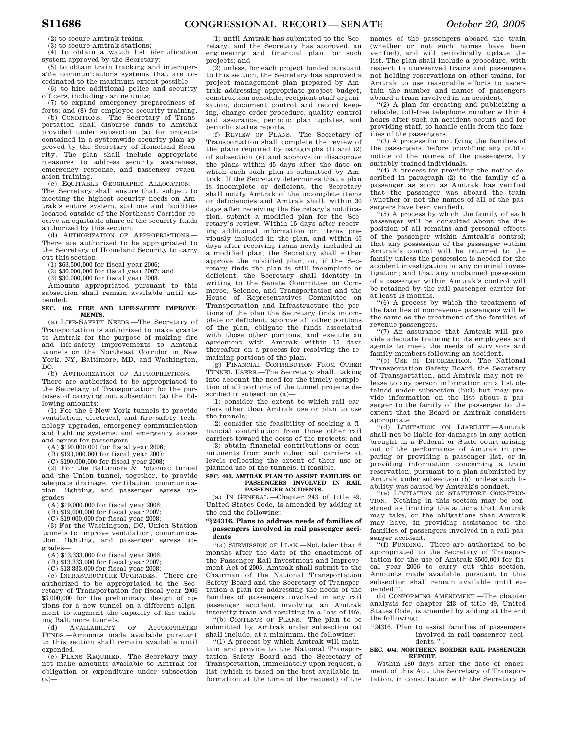(2) to secure Amtrak trains;

(3) to secure Amtrak stations;

(4) to obtain a watch list identification system approved by the Secretary;

(5) to obtain train tracking and interoperable communications systems that are coordinated to the maximum extent possible;

(6) to hire additional police and security officers, including canine units;

(7) to expand emergency preparedness efforts; and (8) for employee security training.

(b) CONDITIONS.—The Secretary of Transportation shall disburse funds to Amtrak provided under subsection (a) for projects contained in a systemwide security plan approved by the Secretary of Homeland Security. The plan shall include appropriate measures to address security awareness, emergency response, and passenger evacuation training.

(c) EQUITABLE GEOGRAPHIC ALLOCATION.—The Secretary shall ensure that, subject to meeting the highest security needs on Amtrak's entire system, stations and facilities located outside of the Northeast Corridor receive an equitable share of the security funds authorized by this section.

(d) AUTHORIZATION OF APPROPRIATIONS.—There are authorized to be appropriated to the Secretary of Homeland Security to carry out this section—

(1) $63,500,000 for fiscal year 2006;

(2) $30,000,000 for fiscal year 2007; and

(3) $30,000,000 for fiscal year 2008.

Amounts appropriated pursuant to this subsection shall remain available until expended.

**SEC. 402. FIRE AND LIFE-SAFETY IMPROVEMENTS.**

(a) LIFE-SAFETY NEEDS.—The Secretary of Transportation is authorized to make grants to Amtrak for the purpose of making fire and life-safety improvements to Amtrak tunnels on the Northeast Corridor in New York, NY, Baltimore, MD, and Washington, DC.

(b) AUTHORIZATION OF APPROPRIATIONS.—There are authorized to be appropriated to the Secretary of Transportation for the purposes of carrying out subsection (a) the following amounts:

(1) For the 6 New York tunnels to provide ventilation, electrical, and fire safety technology upgrades, emergency communication and lighting systems, and emergency access and egress for passengers—

(A) $190,000,000 for fiscal year 2006;

(B) $190,000,000 for fiscal year 2007;

(C) $190,000,000 for fiscal year 2008;

(2) For the Baltimore & Potomac tunnel and the Union tunnel, together, to provide adequate drainage, ventilation, communication, lighting, and passenger egress upgrades—

(A) $19,000,000 for fiscal year 2006;

(B) $19,000,000 for fiscal year 2007;

(C) $19,000,000 for fiscal year 2008;

(3) For the Washington, DC, Union Station tunnels to improve ventilation, communication, lighting, and passenger egress upgrades—

(A) $13,333,000 for fiscal year 2006;

(B) $13,333,000 for fiscal year 2007;

(C) $13,333,000 for fiscal year 2008.

(c) INFRASTRUCTURE UPGRADES.—There are authorized to be appropriated to the Secretary of Transportation for fiscal year 2006 $3,000,000 for the preliminary design of options for a new tunnel on a different alignment to augment the capacity of the existing Baltimore tunnels.

(d) AVAILABILITY OF APPROPRIATED FUNDS.—Amounts made available pursuant to this section shall remain available until expended.

(e) PLANS REQUIRED.—The Secretary may not make amounts available to Amtrak for obligation or expenditure under subsection (a)—

(1) until Amtrak has submitted to the Secretary, and the Secretary has approved, an engineering and financial plan for such projects; and

(2) unless, for each project funded pursuant to this section, the Secretary has approved a project management plan prepared by Amtrak addressing appropriate project budget, construction schedule, recipient staff organization, document control and record keeping, change order procedure, quality control and assurance, periodic plan updates, and periodic status reports.

(f) REVIEW OF PLANS.—The Secretary of Transportation shall complete the review of the plans required by paragraphs (1) and (2) of subsection (e) and approve or disapprove the plans within 45 days after the date on which each such plan is submitted by Amtrak. If the Secretary determines that a plan is incomplete or deficient, the Secretary shall notify Amtrak of the incomplete items or deficiencies and Amtrak shall, within 30 days after receiving the Secretary's notification, submit a modified plan for the Secretary's review. Within 15 days after receiving additional information on items previously included in the plan, and within 45 days after receiving items newly included in a modified plan, the Secretary shall either approve the modified plan, or, if the Secretary finds the plan is still incomplete or deficient, the Secretary shall identify in writing to the Senate Committee on Commerce, Science, and Transportation and the House of Representatives Committee on Transportation and Infrastructure the portions of the plan the Secretary finds incomplete or deficient, approve all other portions of the plan, obligate the funds associated with those other portions, and execute an agreement with Amtrak within 15 days thereafter on a process for resolving the remaining portions of the plan.

(g) FINANCIAL CONTRIBUTION FROM OTHER TUNNEL USERS.—The Secretary shall, taking into account the need for the timely completion of all portions of the tunnel projects described in subsection (a)—

(1) consider the extent to which rail carriers other than Amtrak use or plan to use the tunnels;

(2) consider the feasibility of seeking a financial contribution from those other rail carriers toward the costs of the projects; and

(3) obtain financial contributions or commitments from such other rail carriers at levels reflecting the extent of their use or planned use of the tunnels, if feasible.

**SEC. 403. AMTRAK PLAN TO ASSIST FAMILIES OF PASSENGERS INVOLVED IN RAIL PASSENGER ACCIDENTS.**

(a) IN GENERAL.—Chapter 243 of title 49, United States Code, is amended by adding at the end the following:

**"§ 24316. Plans to address needs of families of passengers involved in rail passenger accidents**

"(a) SUBMISSION OF PLAN.—Not later than 6 months after the date of the enactment of the Passenger Rail Investment and Improvement Act of 2005, Amtrak shall submit to the Chairman of the National Transportation Safety Board and the Secretary of Transportation a plan for addressing the needs of the families of passengers involved in any rail passenger accident involving an Amtrak intercity train and resulting in a loss of life.

"(b) CONTENTS OF PLANS.—The plan to be submitted by Amtrak under subsection (a) shall include, at a minimum, the following:

"(1) A process by which Amtrak will maintain and provide to the National Transportation Safety Board and the Secretary of Transportation, immediately upon request, a list (which is based on the best available information at the time of the request) of the names of the passengers aboard the train (whether or not such names have been verified), and will periodically update the list. The plan shall include a procedure, with respect to unreserved trains and passengers not holding reservations on other trains, for Amtrak to use reasonable efforts to ascertain the number and names of passengers aboard a train involved in an accident.

"(2) A plan for creating and publicizing a reliable, toll-free telephone number within 4 hours after such an accident occurs, and for providing staff, to handle calls from the families of the passengers.

"(3) A process for notifying the families of the passengers, before providing any public notice of the names of the passengers, by suitably trained individuals.

"(4) A process for providing the notice described in paragraph (2) to the family of a passenger as soon as Amtrak has verified that the passenger was aboard the train (whether or not the names of all of the passengers have been verified).

"(5) A process by which the family of each passenger will be consulted about the disposition of all remains and personal effects of the passenger within Amtrak's control; that any possession of the passenger within Amtrak's control will be returned to the family unless the possession is needed for the accident investigation or any criminal investigation; and that any unclaimed possession of a passenger within Amtrak's control will be retained by the rail passenger carrier for at least 18 months.

"(6) A process by which the treatment of the families of nonrevenue passengers will be the same as the treatment of the families of revenue passengers.

"(7) An assurance that Amtrak will provide adequate training to its employees and agents to meet the needs of survivors and family members following an accident.

"(c) USE OF INFORMATION.—The National Transportation Safety Board, the Secretary of Transportation, and Amtrak may not release to any person information on a list obtained under subsection (b)(1) but may provide information on the list about a passenger to the family of the passenger to the extent that the Board or Amtrak considers appropriate.

"(d) LIMITATION ON LIABILITY.—Amtrak shall not be liable for damages in any action brought in a Federal or State court arising out of the performance of Amtrak in preparing or providing a passenger list, or in providing information concerning a train reservation, pursuant to a plan submitted by Amtrak under subsection (b), unless such liability was caused by Amtrak's conduct.

"(e) LIMITATION ON STATUTORY CONSTRUCTION.—Nothing in this section may be construed as limiting the actions that Amtrak may take, or the obligations that Amtrak may have, in providing assistance to the families of passengers involved in a rail passenger accident.

"(f) FUNDING.—There are authorized to be appropriated to the Secretary of Transportation for the use of Amtrak $500,000 for fiscal year 2006 to carry out this section. Amounts made available pursuant to this subsection shall remain available until expended.".

(b) CONFORMING AMENDMENT.—The chapter analysis for chapter 243 of title 49, United States Code, is amended by adding at the end the following:

"24316. Plan to assist families of passengers involved in rail passenger accidents.".

**SEC. 404. NORTHERN BORDER RAIL PASSENGER REPORT.**

Within 180 days after the date of enactment of this Act, the Secretary of Transportation, in consultation with the Secretary of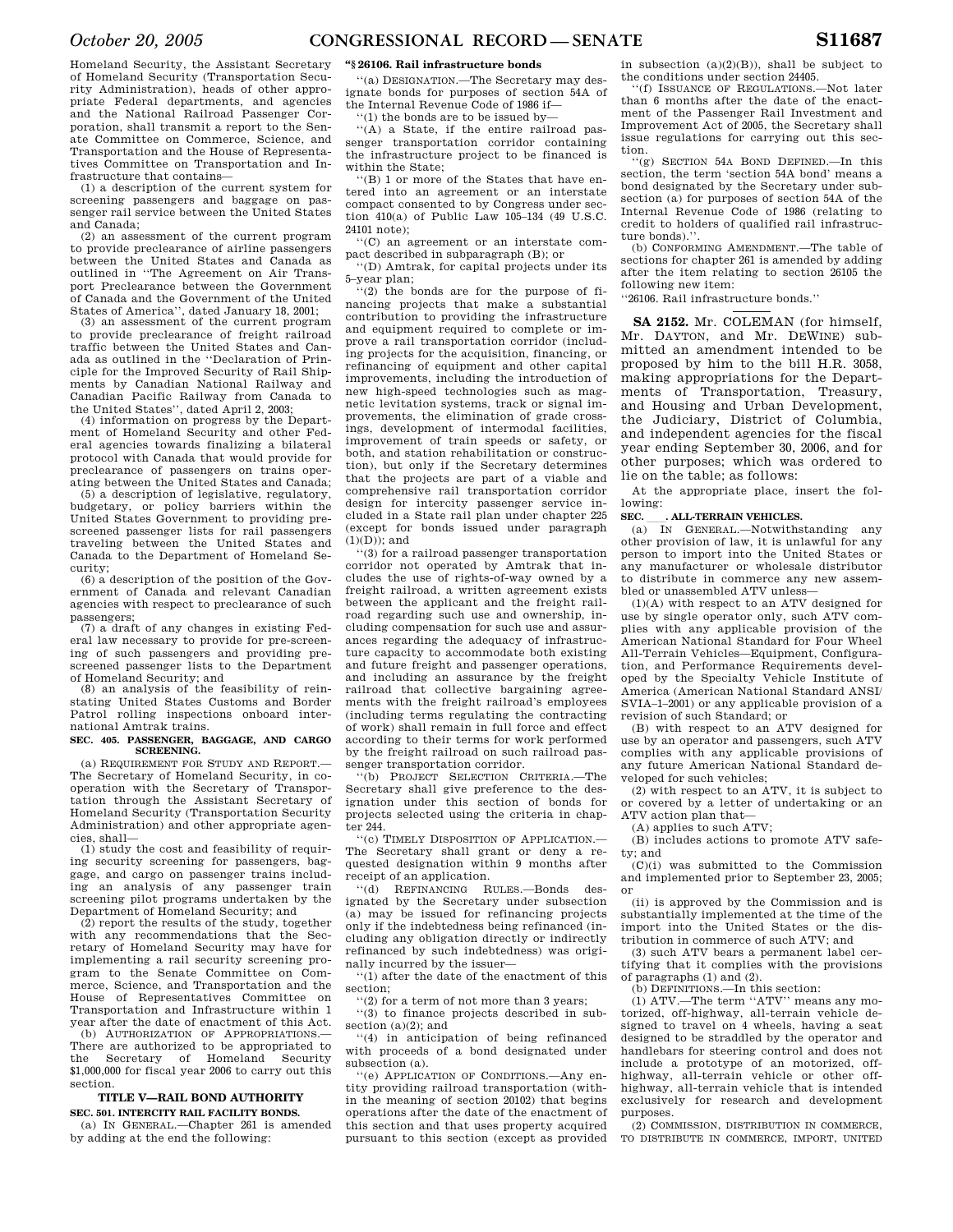Homeland Security, the Assistant Secretary of Homeland Security (Transportation Security Administration), heads of other appropriate Federal departments, and agencies and the National Railroad Passenger Corporation, shall transmit a report to the Senate Committee on Commerce, Science, and Transportation and the House of Representatives Committee on Transportation and Infrastructure that contains—

(1) a description of the current system for screening passengers and baggage on passenger rail service between the United States and Canada;

(2) an assessment of the current program to provide preclearance of airline passengers between the United States and Canada as outlined in ''The Agreement on Air Transport Preclearance between the Government of Canada and the Government of the United States of America'', dated January 18, 2001;

(3) an assessment of the current program to provide preclearance of freight railroad traffic between the United States and Canada as outlined in the ''Declaration of Principle for the Improved Security of Rail Shipments by Canadian National Railway and Canadian Pacific Railway from Canada to the United States'', dated April 2, 2003;

(4) information on progress by the Department of Homeland Security and other Federal agencies towards finalizing a bilateral protocol with Canada that would provide for preclearance of passengers on trains operating between the United States and Canada;

(5) a description of legislative, regulatory, budgetary, or policy barriers within the United States Government to providing pre-screened passenger lists for rail passengers traveling between the United States and Canada to the Department of Homeland Security;

(6) a description of the position of the Government of Canada and relevant Canadian agencies with respect to preclearance of such passengers;

(7) a draft of any changes in existing Federal law necessary to provide for pre-screening of such passengers and providing pre-screened passenger lists to the Department of Homeland Security; and

(8) an analysis of the feasibility of reinstating United States Customs and Border Patrol rolling inspections onboard international Amtrak trains.

**SEC. 405. PASSENGER, BAGGAGE, AND CARGO SCREENING.**

(a) REQUIREMENT FOR STUDY AND REPORT.—The Secretary of Homeland Security, in cooperation with the Secretary of Transportation through the Assistant Secretary of Homeland Security (Transportation Security Administration) and other appropriate agencies, shall—

(1) study the cost and feasibility of requiring security screening for passengers, baggage, and cargo on passenger trains including an analysis of any passenger train screening pilot programs undertaken by the Department of Homeland Security; and

(2) report the results of the study, together with any recommendations that the Secretary of Homeland Security may have for implementing a rail security screening program to the Senate Committee on Commerce, Science, and Transportation and the House of Representatives Committee on Transportation and Infrastructure within 1 year after the date of enactment of this Act.

(b) AUTHORIZATION OF APPROPRIATIONS.—There are authorized to be appropriated to the Secretary of Homeland Security $1,000,000 for fiscal year 2006 to carry out this section.

**TITLE V—RAIL BOND AUTHORITY**

**SEC. 501. INTERCITY RAIL FACILITY BONDS.**

(a) IN GENERAL.—Chapter 261 is amended by adding at the end the following:

**''§ 26106. Rail infrastructure bonds**

''(a) DESIGNATION.—The Secretary may designate bonds for purposes of section 54A of the Internal Revenue Code of 1986 if—

''(1) the bonds are to be issued by—

''(A) a State, if the entire railroad passenger transportation corridor containing the infrastructure project to be financed is within the State;

''(B) 1 or more of the States that have entered into an agreement or an interstate compact consented to by Congress under section 410(a) of Public Law 105–134 (49 U.S.C. 24101 note);

''(C) an agreement or an interstate compact described in subparagraph (B); or

''(D) Amtrak, for capital projects under its 5-year plan;

''(2) the bonds are for the purpose of financing projects that make a substantial contribution to providing the infrastructure and equipment required to complete or improve a rail transportation corridor (including projects for the acquisition, financing, or refinancing of equipment and other capital improvements, including the introduction of new high-speed technologies such as magnetic levitation systems, track or signal improvements, the elimination of grade crossings, development of intermodal facilities, improvement of train speeds or safety, or both, and station rehabilitation or construction), but only if the Secretary determines that the projects are part of a viable and comprehensive rail transportation corridor design for intercity passenger service included in a State rail plan under chapter 225 (except for bonds issued under paragraph (1)(D)); and

''(3) for a railroad passenger transportation corridor not operated by Amtrak that includes the use of rights-of-way owned by a freight railroad, a written agreement exists between the applicant and the freight railroad regarding such use and ownership, including compensation for such use and assurances regarding the adequacy of infrastructure capacity to accommodate both existing and future freight and passenger operations, and including an assurance by the freight railroad that collective bargaining agreements with the freight railroad's employees (including terms regulating the contracting of work) shall remain in full force and effect according to their terms for work performed by the freight railroad on such railroad passenger transportation corridor.

''(b) PROJECT SELECTION CRITERIA.—The Secretary shall give preference to the designation under this section of bonds for projects selected using the criteria in chapter 244.

''(c) TIMELY DISPOSITION OF APPLICATION.—The Secretary shall grant or deny a requested designation within 9 months after receipt of an application.

''(d) REFINANCING RULES.—Bonds designated by the Secretary under subsection (a) may be issued for refinancing projects only if the indebtedness being refinanced (including any obligation directly or indirectly refinanced by such indebtedness) was originally incurred by the issuer—

''(1) after the date of the enactment of this section;

''(2) for a term of not more than 3 years;

''(3) to finance projects described in subsection (a)(2); and

''(4) in anticipation of being refinanced with proceeds of a bond designated under subsection (a).

''(e) APPLICATION OF CONDITIONS.—Any entity providing railroad transportation (within the meaning of section 20102) that begins operations after the date of the enactment of this section and that uses property acquired pursuant to this section (except as provided in subsection (a)(2)(B)), shall be subject to the conditions under section 24405.

''(f) ISSUANCE OF REGULATIONS.—Not later than 6 months after the date of the enactment of the Passenger Rail Investment and Improvement Act of 2005, the Secretary shall issue regulations for carrying out this section.

''(g) SECTION 54A BOND DEFINED.—In this section, the term 'section 54A bond' means a bond designated by the Secretary under subsection (a) for purposes of section 54A of the Internal Revenue Code of 1986 (relating to credit to holders of qualified rail infrastructure bonds).''.

(b) CONFORMING AMENDMENT.—The table of sections for chapter 261 is amended by adding after the item relating to section 26105 the following new item:

''26106. Rail infrastructure bonds.''

---

**SA 2152.** Mr. COLEMAN (for himself, Mr. DAYTON, and Mr. DEWINE) submitted an amendment intended to be proposed by him to the bill H.R. 3058, making appropriations for the Departments of Transportation, Treasury, and Housing and Urban Development, the Judiciary, District of Columbia, and independent agencies for the fiscal year ending September 30, 2006, and for other purposes; which was ordered to lie on the table; as follows:

At the appropriate place, insert the following:

**SEC. \_\_\_. ALL-TERRAIN VEHICLES.**

(a) IN GENERAL.—Notwithstanding any other provision of law, it is unlawful for any person to import into the United States or any manufacturer or wholesale distributor to distribute in commerce any new assembled or unassembled ATV unless—

(1)(A) with respect to an ATV designed for use by single operator only, such ATV complies with any applicable provision of the American National Standard for Four Wheel All-Terrain Vehicles—Equipment, Configuration, and Performance Requirements developed by the Specialty Vehicle Institute of America (American National Standard ANSI/SVIA–1–2001) or any applicable provision of a revision of such Standard; or

(B) with respect to an ATV designed for use by an operator and passengers, such ATV complies with any applicable provisions of any future American National Standard developed for such vehicles;

(2) with respect to an ATV, it is subject to or covered by a letter of undertaking or an ATV action plan that—

(A) applies to such ATV;

(B) includes actions to promote ATV safety; and

(C)(i) was submitted to the Commission and implemented prior to September 23, 2005; or

(ii) is approved by the Commission and is substantially implemented at the time of the import into the United States or the distribution in commerce of such ATV; and

(3) such ATV bears a permanent label certifying that it complies with the provisions of paragraphs (1) and (2).

(b) DEFINITIONS.—In this section:

(1) ATV.—The term ''ATV'' means any motorized, off-highway, all-terrain vehicle designed to travel on 4 wheels, having a seat designed to be straddled by the operator and handlebars for steering control and does not include a prototype of an motorized, off-highway, all-terrain vehicle or other off-highway, all-terrain vehicle that is intended exclusively for research and development purposes.

(2) COMMISSION, DISTRIBUTION IN COMMERCE, TO DISTRIBUTE IN COMMERCE, IMPORT, UNITED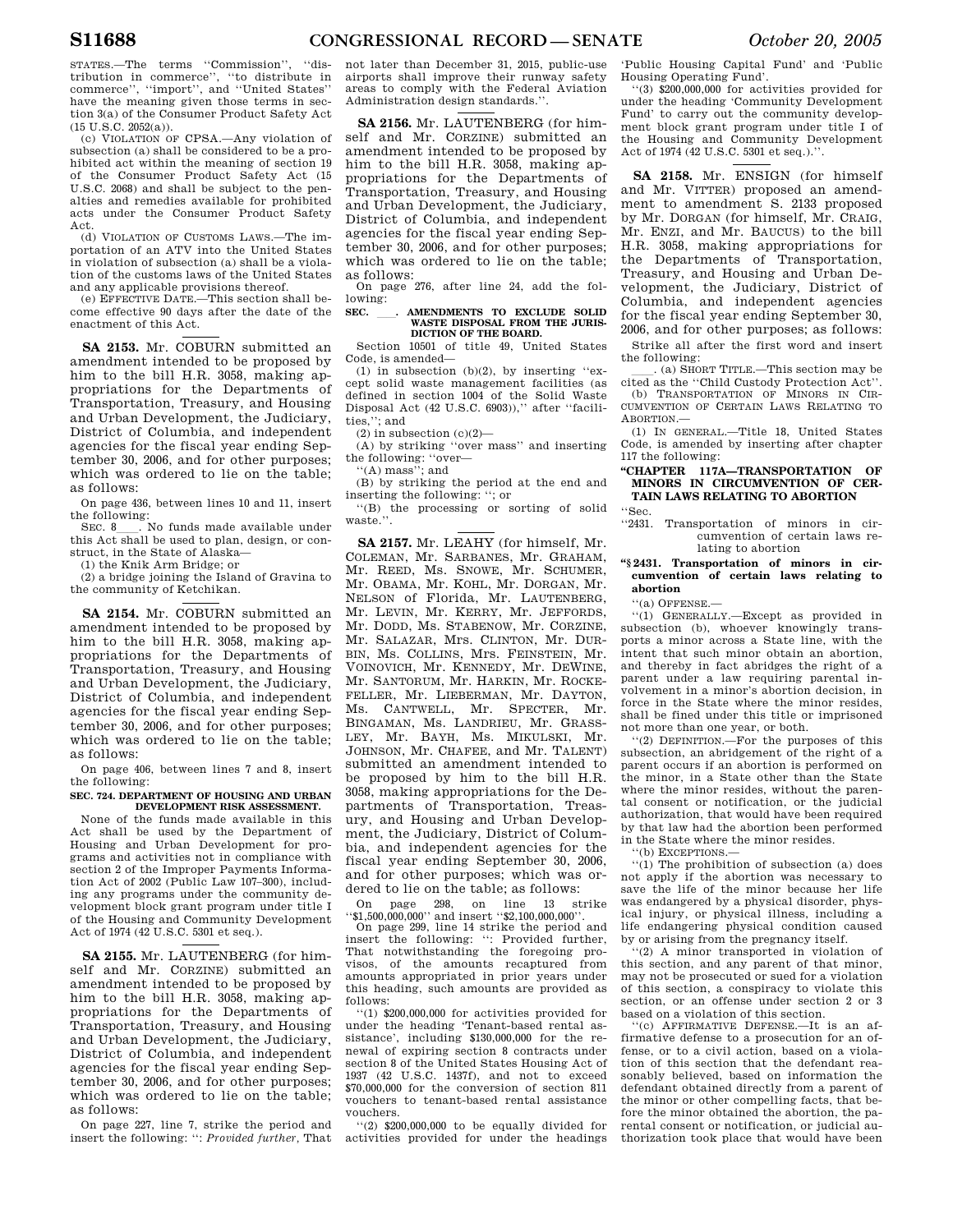STATES.—The terms ''Commission'', ''distribution in commerce'', ''to distribute in commerce'', ''import'', and ''United States'' have the meaning given those terms in section 3(a) of the Consumer Product Safety Act (15 U.S.C. 2052(a)).

(c) VIOLATION OF CPSA.—Any violation of subsection (a) shall be considered to be a prohibited act within the meaning of section 19 of the Consumer Product Safety Act (15 U.S.C. 2068) and shall be subject to the penalties and remedies available for prohibited acts under the Consumer Product Safety Act.

(d) VIOLATION OF CUSTOMS LAWS.—The importation of an ATV into the United States in violation of subsection (a) shall be a violation of the customs laws of the United States and any applicable provisions thereof.

(e) EFFECTIVE DATE.—This section shall become effective 90 days after the date of the enactment of this Act.

---

**SA 2153.** Mr. COBURN submitted an amendment intended to be proposed by him to the bill H.R. 3058, making appropriations for the Departments of Transportation, Treasury, and Housing and Urban Development, the Judiciary, District of Columbia, and independent agencies for the fiscal year ending September 30, 2006, and for other purposes; which was ordered to lie on the table; as follows:

On page 436, between lines 10 and 11, insert the following:

SEC. 8\_\_\_. No funds made available under this Act shall be used to plan, design, or construct, in the State of Alaska—

(1) the Knik Arm Bridge; or

(2) a bridge joining the Island of Gravina to the community of Ketchikan.

---

**SA 2154.** Mr. COBURN submitted an amendment intended to be proposed by him to the bill H.R. 3058, making appropriations for the Departments of Transportation, Treasury, and Housing and Urban Development, the Judiciary, District of Columbia, and independent agencies for the fiscal year ending September 30, 2006, and for other purposes; which was ordered to lie on the table; as follows:

On page 406, between lines 7 and 8, insert the following:

**SEC. 724. DEPARTMENT OF HOUSING AND URBAN DEVELOPMENT RISK ASSESSMENT.**

None of the funds made available in this Act shall be used by the Department of Housing and Urban Development for programs and activities not in compliance with section 2 of the Improper Payments Information Act of 2002 (Public Law 107–300), including any programs under the community development block grant program under title I of the Housing and Community Development Act of 1974 (42 U.S.C. 5301 et seq.).

---

**SA 2155.** Mr. LAUTENBERG (for himself and Mr. CORZINE) submitted an amendment intended to be proposed by him to the bill H.R. 3058, making appropriations for the Departments of Transportation, Treasury, and Housing and Urban Development, the Judiciary, District of Columbia, and independent agencies for the fiscal year ending September 30, 2006, and for other purposes; which was ordered to lie on the table; as follows:

On page 227, line 7, strike the period and insert the following: '': *Provided further*, That not later than December 31, 2015, public-use airports shall improve their runway safety areas to comply with the Federal Aviation Administration design standards.''.

---

**SA 2156.** Mr. LAUTENBERG (for himself and Mr. CORZINE) submitted an amendment intended to be proposed by him to the bill H.R. 3058, making appropriations for the Departments of Transportation, Treasury, and Housing and Urban Development, the Judiciary, District of Columbia, and independent agencies for the fiscal year ending September 30, 2006, and for other purposes; which was ordered to lie on the table; as follows:

On page 276, after line 24, add the following:

**SEC. \_\_\_\_. AMENDMENTS TO EXCLUDE SOLID WASTE DISPOSAL FROM THE JURISDICTION OF THE BOARD.**

Section 10501 of title 49, United States Code, is amended—

(1) in subsection (b)(2), by inserting ''except solid waste management facilities (as defined in section 1004 of the Solid Waste Disposal Act (42 U.S.C. 6903)),'' after ''facilities,''; and

(2) in subsection (c)(2)—

(A) by striking ''over mass'' and inserting the following: ''over—

''(A) mass''; and

(B) by striking the period at the end and inserting the following: ''; or

''(B) the processing or sorting of solid waste.''.

---

**SA 2157.** Mr. LEAHY (for himself, Mr. COLEMAN, Mr. SARBANES, Mr. GRAHAM, Mr. REED, Ms. SNOWE, Mr. SCHUMER, Mr. OBAMA, Mr. KOHL, Mr. DORGAN, Mr. NELSON of Florida, Mr. LAUTENBERG, Mr. LEVIN, Mr. KERRY, Mr. JEFFORDS, Mr. DODD, Ms. STABENOW, Mr. CORZINE, Mr. SALAZAR, Mrs. CLINTON, Mr. DURBIN, Ms. COLLINS, Mrs. FEINSTEIN, Mr. VOINOVICH, Mr. KENNEDY, Mr. DEWINE, Mr. SANTORUM, Mr. HARKIN, Mr. ROCKEFELLER, Mr. LIEBERMAN, Mr. DAYTON, Ms. CANTWELL, Mr. SPECTER, Mr. BINGAMAN, Ms. LANDRIEU, Mr. GRASSLEY, Mr. BAYH, Ms. MIKULSKI, Mr. JOHNSON, Mr. CHAFEE, and Mr. TALENT) submitted an amendment intended to be proposed by him to the bill H.R. 3058, making appropriations for the Departments of Transportation, Treasury, and Housing and Urban Development, the Judiciary, District of Columbia, and independent agencies for the fiscal year ending September 30, 2006, and for other purposes; which was ordered to lie on the table; as follows:

On page 298, on line 13 strike ''$1,500,000,000'' and insert ''$2,100,000,000''.

On page 299, line 14 strike the period and insert the following: '': Provided further, That notwithstanding the foregoing provisos, of the amounts recaptured from amounts appropriated in prior years under this heading, such amounts are provided as follows:

''(1) $200,000,000 for activities provided for under the heading 'Tenant-based rental assistance', including $130,000,000 for the renewal of expiring section 8 contracts under section 8 of the United States Housing Act of 1937 (42 U.S.C. 1437f), and not to exceed $70,000,000 for the conversion of section 811 vouchers to tenant-based rental assistance vouchers.

''(2) $200,000,000 to be equally divided for activities provided for under the headings 'Public Housing Capital Fund' and 'Public Housing Operating Fund'.

''(3) $200,000,000 for activities provided for under the heading 'Community Development Fund' to carry out the community development block grant program under title I of the Housing and Community Development Act of 1974 (42 U.S.C. 5301 et seq.).''.

---

**SA 2158.** Mr. ENSIGN (for himself and Mr. VITTER) proposed an amendment to amendment S. 2133 proposed by Mr. DORGAN (for himself, Mr. CRAIG, Mr. ENZI, and Mr. BAUCUS) to the bill H.R. 3058, making appropriations for the Departments of Transportation, Treasury, and Housing and Urban Development, the Judiciary, District of Columbia, and independent agencies for the fiscal year ending September 30, 2006, and for other purposes; as follows:

Strike all after the first word and insert the following:

\_\_\_\_. (a) SHORT TITLE.—This section may be cited as the ''Child Custody Protection Act''.

(b) TRANSPORTATION OF MINORS IN CIRCUMVENTION OF CERTAIN LAWS RELATING TO ABORTION.—

(1) IN GENERAL.—Title 18, United States Code, is amended by inserting after chapter 117 the following:

**''CHAPTER 117A—TRANSPORTATION OF MINORS IN CIRCUMVENTION OF CERTAIN LAWS RELATING TO ABORTION**

''Sec.

''2431. Transportation of minors in circumvention of certain laws relating to abortion

**''§ 2431. Transportation of minors in circumvention of certain laws relating to abortion**

''(a) OFFENSE.—

''(1) GENERALLY.—Except as provided in subsection (b), whoever knowingly transports a minor across a State line, with the intent that such minor obtain an abortion, and thereby in fact abridges the right of a parent under a law requiring parental involvement in a minor's abortion decision, in force in the State where the minor resides, shall be fined under this title or imprisoned not more than one year, or both.

''(2) DEFINITION.—For the purposes of this subsection, an abridgement of the right of a parent occurs if an abortion is performed on the minor, in a State other than the State where the minor resides, without the parental consent or notification, or the judicial authorization, that would have been required by that law had the abortion been performed in the State where the minor resides.

''(b) EXCEPTIONS.—

''(1) The prohibition of subsection (a) does not apply if the abortion was necessary to save the life of the minor because her life was endangered by a physical disorder, physical injury, or physical illness, including a life endangering physical condition caused by or arising from the pregnancy itself.

''(2) A minor transported in violation of this section, and any parent of that minor, may not be prosecuted or sued for a violation of this section, a conspiracy to violate this section, or an offense under section 2 or 3 based on a violation of this section.

''(c) AFFIRMATIVE DEFENSE.—It is an affirmative defense to a prosecution for an offense, or to a civil action, based on a violation of this section that the defendant reasonably believed, based on information the defendant obtained directly from a parent of the minor or other compelling facts, that before the minor obtained the abortion, the parental consent or notification, or judicial authorization took place that would have been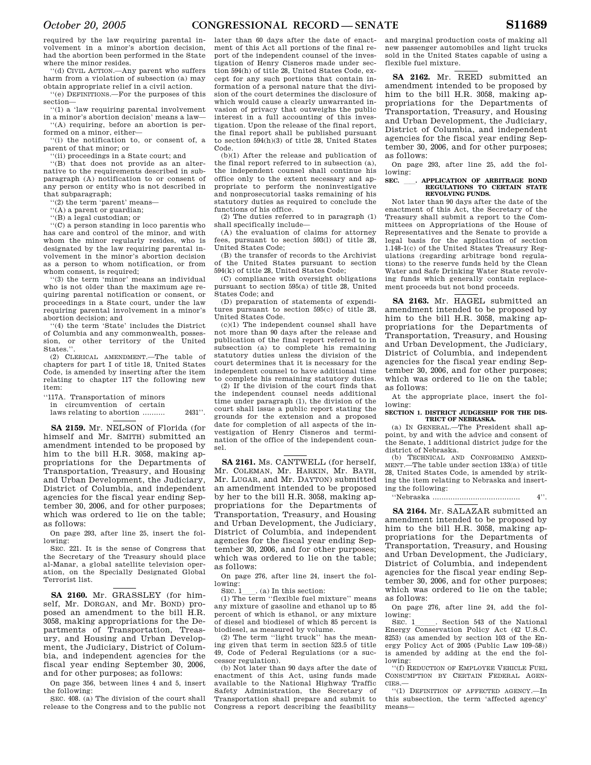required by the law requiring parental involvement in a minor's abortion decision, had the abortion been performed in the State where the minor resides.

''(d) CIVIL ACTION.—Any parent who suffers harm from a violation of subsection (a) may obtain appropriate relief in a civil action.

''(e) DEFINITIONS.—For the purposes of this section—

''(1) a 'law requiring parental involvement in a minor's abortion decision' means a law—

''(A) requiring, before an abortion is performed on a minor, either—

''(i) the notification to, or consent of, a parent of that minor; or

''(ii) proceedings in a State court; and

''(B) that does not provide as an alternative to the requirements described in subparagraph (A) notification to or consent of any person or entity who is not described in that subparagraph;

''(2) the term 'parent' means—

''(A) a parent or guardian;

''(B) a legal custodian; or

''(C) a person standing in loco parentis who has care and control of the minor, and with whom the minor regularly resides, who is designated by the law requiring parental involvement in the minor's abortion decision as a person to whom notification, or from whom consent, is required;

''(3) the term 'minor' means an individual who is not older than the maximum age requiring parental notification or consent, or proceedings in a State court, under the law requiring parental involvement in a minor's abortion decision; and

''(4) the term 'State' includes the District of Columbia and any commonwealth, possession, or other territory of the United States.''.

(2) CLERICAL AMENDMENT.—The table of chapters for part I of title 18, United States Code, is amended by inserting after the item relating to chapter 117 the following new item:

''117A. Transportation of minors in circumvention of certain laws relating to abortion .......... 2431''.

---

**SA 2159.** Mr. NELSON of Florida (for himself and Mr. SMITH) submitted an amendment intended to be proposed by him to the bill H.R. 3058, making appropriations for the Departments of Transportation, Treasury, and Housing and Urban Development, the Judiciary, District of Columbia, and independent agencies for the fiscal year ending September 30, 2006, and for other purposes; which was ordered to lie on the table; as follows:

On page 293, after line 25, insert the following:

SEC. 221. It is the sense of Congress that the Secretary of the Treasury should place al-Manar, a global satellite television operation, on the Specially Designated Global Terrorist list.

---

**SA 2160.** Mr. GRASSLEY (for himself, Mr. DORGAN, and Mr. BOND) proposed an amendment to the bill H.R. 3058, making appropriations for the Departments of Transportation, Treasury, and Housing and Urban Development, the Judiciary, District of Columbia, and independent agencies for the fiscal year ending September 30, 2006, and for other purposes; as follows:

On page 356, between lines 4 and 5, insert the following:

SEC. 408. (a) The division of the court shall release to the Congress and to the public not later than 60 days after the date of enactment of this Act all portions of the final report of the independent counsel of the investigation of Henry Cisneros made under section 594(h) of title 28, United States Code, except for any such portions that contain information of a personal nature that the division of the court determines the disclosure of which would cause a clearly unwarranted invasion of privacy that outweighs the public interest in a full accounting of this investigation. Upon the release of the final report, the final report shall be published pursuant to section 594(h)(3) of title 28, United States Code.

(b)(1) After the release and publication of the final report referred to in subsection (a), the independent counsel shall continue his office only to the extent necessary and appropriate to perform the noninvestigative and nonprosecutorial tasks remaining of his statutory duties as required to conclude the functions of his office.

(2) The duties referred to in paragraph (1) shall specifically include—

(A) the evaluation of claims for attorney fees, pursuant to section 593(l) of title 28, United States Code;

(B) the transfer of records to the Archivist of the United States pursuant to section 594(k) of title 28, United States Code;

(C) compliance with oversight obligations pursuant to section 595(a) of title 28, United States Code; and

(D) preparation of statements of expenditures pursuant to section 595(c) of title 28, United States Code.

(c)(1) The independent counsel shall have not more than 90 days after the release and publication of the final report referred to in subsection (a) to complete his remaining statutory duties unless the division of the court determines that it is necessary for the independent counsel to have additional time to complete his remaining statutory duties.

(2) If the division of the court finds that the independent counsel needs additional time under paragraph (1), the division of the court shall issue a public report stating the grounds for the extension and a proposed date for completion of all aspects of the investigation of Henry Cisneros and termination of the office of the independent counsel.

---

**SA 2161.** Ms. CANTWELL (for herself, Mr. COLEMAN, Mr. HARKIN, Mr. BAYH, Mr. LUGAR, and Mr. DAYTON) submitted an amendment intended to be proposed by her to the bill H.R. 3058, making appropriations for the Departments of Transportation, Treasury, and Housing and Urban Development, the Judiciary, District of Columbia, and independent agencies for the fiscal year ending September 30, 2006, and for other purposes; which was ordered to lie on the table; as follows:

On page 276, after line 24, insert the following:

SEC. 1___. (a) In this section:

(1) The term ''flexible fuel mixture'' means any mixture of gasoline and ethanol up to 85 percent of which is ethanol, or any mixture of diesel and biodiesel of which 85 percent is biodiesel, as measured by volume.

(2) The term ''light truck'' has the meaning given that term in section 523.5 of title 49, Code of Federal Regulations (or a successor regulation).

(b) Not later than 90 days after the date of enactment of this Act, using funds made available to the National Highway Traffic Safety Administration, the Secretary of Transportation shall prepare and submit to Congress a report describing the feasibility and marginal production costs of making all new passenger automobiles and light trucks sold in the United States capable of using a flexible fuel mixture.

---

**SA 2162.** Mr. REED submitted an amendment intended to be proposed by him to the bill H.R. 3058, making appropriations for the Departments of Transportation, Treasury, and Housing and Urban Development, the Judiciary, District of Columbia, and independent agencies for the fiscal year ending September 30, 2006, and for other purposes; as follows:

On page 293, after line 25, add the following:

**SEC. ___. APPLICATION OF ARBITRAGE BOND REGULATIONS TO CERTAIN STATE REVOLVING FUNDS.**

Not later than 90 days after the date of the enactment of this Act, the Secretary of the Treasury shall submit a report to the Committees on Appropriations of the House of Representatives and the Senate to provide a legal basis for the application of section 1.148-1(c) of the United States Treasury Regulations (regarding arbitrage bond regulations) to the reserve funds held by the Clean Water and Safe Drinking Water State revolving funds which generally contain replacement proceeds but not bond proceeds.

---

**SA 2163.** Mr. HAGEL submitted an amendment intended to be proposed by him to the bill H.R. 3058, making appropriations for the Departments of Transportation, Treasury, and Housing and Urban Development, the Judiciary, District of Columbia, and independent agencies for the fiscal year ending September 30, 2006, and for other purposes; which was ordered to lie on the table; as follows:

At the appropriate place, insert the following:

**SECTION 1. DISTRICT JUDGESHIP FOR THE DISTRICT OF NEBRASKA.**

(a) IN GENERAL.—The President shall appoint, by and with the advice and consent of the Senate, 1 additional district judge for the district of Nebraska.

(b) TECHNICAL AND CONFORMING AMENDMENT.—The table under section 133(a) of title 28, United States Code, is amended by striking the item relating to Nebraska and inserting the following:

''Nebraska ....................................... 4''.

---

**SA 2164.** Mr. SALAZAR submitted an amendment intended to be proposed by him to the bill H.R. 3058, making appropriations for the Departments of Transportation, Treasury, and Housing and Urban Development, the Judiciary, District of Columbia, and independent agencies for the fiscal year ending September 30, 2006, and for other purposes; which was ordered to lie on the table; as follows:

On page 276, after line 24, add the following:

SEC. 1_____. Section 543 of the National Energy Conservation Policy Act (42 U.S.C. 8253) (as amended by section 103 of the Energy Policy Act of 2005 (Public Law 109–58)) is amended by adding at the end the following:

''(f) REDUCTION OF EMPLOYEE VEHICLE FUEL CONSUMPTION BY CERTAIN FEDERAL AGENCIES.—

''(1) DEFINITION OF AFFECTED AGENCY.—In this subsection, the term 'affected agency' means—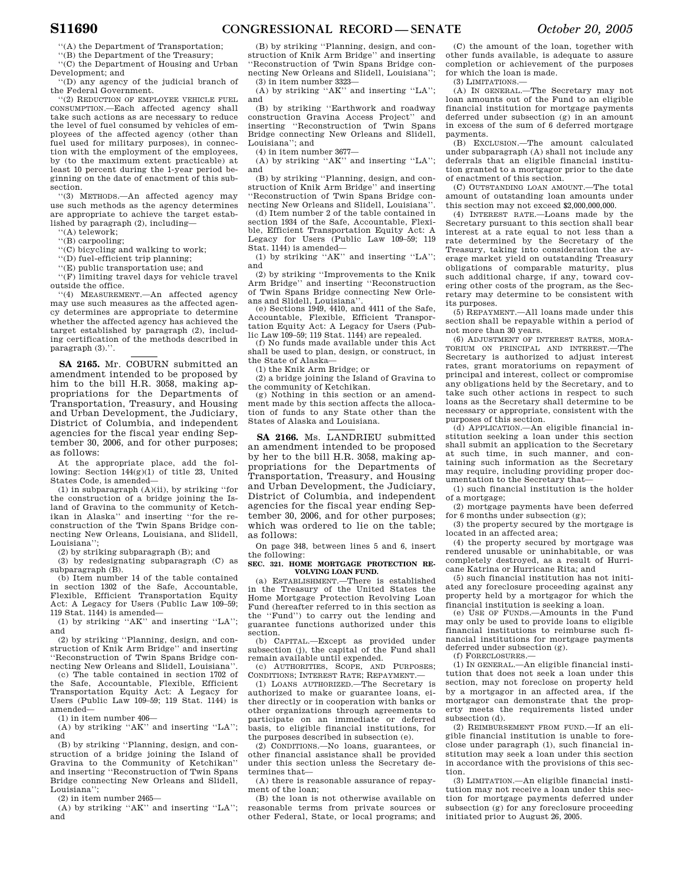"(A) the Department of Transportation;

"(B) the Department of the Treasury;

"(C) the Department of Housing and Urban Development; and

"(D) any agency of the judicial branch of the Federal Government.

"(2) REDUCTION OF EMPLOYEE VEHICLE FUEL CONSUMPTION.—Each affected agency shall take such actions as are necessary to reduce the level of fuel consumed by vehicles of employees of the affected agency (other than fuel used for military purposes), in connection with the employment of the employees, by (to the maximum extent practicable) at least 10 percent during the 1-year period beginning on the date of enactment of this subsection.

"(3) METHODS.—An affected agency may use such methods as the agency determines are appropriate to achieve the target established by paragraph (2), including—

"(A) telework;

"(B) carpooling;

"(C) bicycling and walking to work;

"(D) fuel-efficient trip planning;

"(E) public transportation use; and

"(F) limiting travel days for vehicle travel outside the office.

"(4) MEASUREMENT.—An affected agency may use such measures as the affected agency determines are appropriate to determine whether the affected agency has achieved the target established by paragraph (2), including certification of the methods described in paragraph (3).".

**SA 2165.** Mr. COBURN submitted an amendment intended to be proposed by him to the bill H.R. 3058, making appropriations for the Departments of Transportation, Treasury, and Housing and Urban Development, the Judiciary, District of Columbia, and independent agencies for the fiscal year ending September 30, 2006, and for other purposes; as follows:

At the appropriate place, add the following: Section 144(g)(1) of title 23, United States Code, is amended—

(1) in subparagraph (A)(ii), by striking "for the construction of a bridge joining the Island of Gravina to the community of Ketchikan in Alaska" and inserting "for the reconstruction of the Twin Spans Bridge connecting New Orleans, Louisiana, and Slidell, Louisiana";

(2) by striking subparagraph (B); and

(3) by redesignating subparagraph (C) as subparagraph (B).

(b) Item number 14 of the table contained in section 1302 of the Safe, Accountable, Flexible, Efficient Transportation Equity Act: A Legacy for Users (Public Law 109–59; 119 Stat. 1144) is amended—

(1) by striking "AK" and inserting "LA"; and

(2) by striking "Planning, design, and construction of Knik Arm Bridge" and inserting "Reconstruction of Twin Spans Bridge connecting New Orleans and Slidell, Louisiana".

(c) The table contained in section 1702 of the Safe, Accountable, Flexible, Efficient Transportation Equity Act: A Legacy for Users (Public Law 109–59; 119 Stat. 1144) is amended—

(1) in item number 406—

(A) by striking "AK" and inserting "LA"; and

(B) by striking "Planning, design, and construction of a bridge joining the Island of Gravina to the Community of Ketchikan" and inserting "Reconstruction of Twin Spans Bridge connecting New Orleans and Slidell, Louisiana";

(2) in item number 2465—

(A) by striking "AK" and inserting "LA"; and

(B) by striking "Planning, design, and construction of Knik Arm Bridge" and inserting "Reconstruction of Twin Spans Bridge connecting New Orleans and Slidell, Louisiana";

(3) in item number 3323—

(A) by striking "AK" and inserting "LA"; and

(B) by striking "Earthwork and roadway construction Gravina Access Project" and inserting "Reconstruction of Twin Spans Bridge connecting New Orleans and Slidell, Louisiana"; and

(4) in item number 3677—

(A) by striking "AK" and inserting "LA"; and

(B) by striking "Planning, design, and construction of Knik Arm Bridge" and inserting "Reconstruction of Twin Spans Bridge connecting New Orleans and Slidell, Louisiana".

(d) Item number 2 of the table contained in section 1934 of the Safe, Accountable, Flexible, Efficient Transportation Equity Act: A Legacy for Users (Public Law 109–59; 119 Stat. 1144) is amended—

(1) by striking "AK" and inserting "LA"; and

(2) by striking "Improvements to the Knik Arm Bridge" and inserting "Reconstruction of Twin Spans Bridge connecting New Orleans and Slidell, Louisiana".

(e) Sections 1949, 4410, and 4411 of the Safe, Accountable, Flexible, Efficient Transportation Equity Act: A Legacy for Users (Public Law 109–59; 119 Stat. 1144) are repealed.

(f) No funds made available under this Act shall be used to plan, design, or construct, in the State of Alaska—

(1) the Knik Arm Bridge; or

(2) a bridge joining the Island of Gravina to the community of Ketchikan.

(g) Nothing in this section or an amendment made by this section affects the allocation of funds to any State other than the States of Alaska and Louisiana.

**SA 2166.** Ms. LANDRIEU submitted an amendment intended to be proposed by her to the bill H.R. 3058, making appropriations for the Departments of Transportation, Treasury, and Housing and Urban Development, the Judiciary, District of Columbia, and independent agencies for the fiscal year ending September 30, 2006, and for other purposes; which was ordered to lie on the table; as follows:

On page 348, between lines 5 and 6, insert the following:

**SEC. 321. HOME MORTGAGE PROTECTION REVOLVING LOAN FUND.**

(a) ESTABLISHMENT.—There is established in the Treasury of the United States the Home Mortgage Protection Revolving Loan Fund (hereafter referred to in this section as the "Fund") to carry out the lending and guarantee functions authorized under this section.

(b) CAPITAL.—Except as provided under subsection (j), the capital of the Fund shall remain available until expended.

(c) AUTHORITIES, SCOPE, AND PURPOSES; CONDITIONS; INTEREST RATE; REPAYMENT.—

(1) LOANS AUTHORIZED.—The Secretary is authorized to make or guarantee loans, either directly or in cooperation with banks or other organizations through agreements to participate on an immediate or deferred basis, to eligible financial institutions, for the purposes described in subsection (e).

(2) CONDITIONS.—No loans, guarantees, or other financial assistance shall be provided under this section unless the Secretary determines that—

(A) there is reasonable assurance of repayment of the loan;

(B) the loan is not otherwise available on reasonable terms from private sources or other Federal, State, or local programs; and

(C) the amount of the loan, together with other funds available, is adequate to assure completion or achievement of the purposes for which the loan is made.

(3) LIMITATIONS.—

(A) IN GENERAL.—The Secretary may not loan amounts out of the Fund to an eligible financial institution for mortgage payments deferred under subsection (g) in an amount in excess of the sum of 6 deferred mortgage payments.

(B) EXCLUSION.—The amount calculated under subparagraph (A) shall not include any deferrals that an eligible financial institution granted to a mortgagor prior to the date of enactment of this section.

(C) OUTSTANDING LOAN AMOUNT.—The total amount of outstanding loan amounts under this section may not exceed $2,000,000,000.

(4) INTEREST RATE.—Loans made by the Secretary pursuant to this section shall bear interest at a rate equal to not less than a rate determined by the Secretary of the Treasury, taking into consideration the average market yield on outstanding Treasury obligations of comparable maturity, plus such additional charge, if any, toward covering other costs of the program, as the Secretary may determine to be consistent with its purposes.

(5) REPAYMENT.—All loans made under this section shall be repayable within a period of not more than 30 years.

(6) ADJUSTMENT OF INTEREST RATES, MORATORIUM ON PRINCIPAL AND INTEREST.—The Secretary is authorized to adjust interest rates, grant moratoriums on repayment of principal and interest, collect or compromise any obligations held by the Secretary, and to take such other actions in respect to such loans as the Secretary shall determine to be necessary or appropriate, consistent with the purposes of this section.

(d) APPLICATION.—An eligible financial institution seeking a loan under this section shall submit an application to the Secretary at such time, in such manner, and containing such information as the Secretary may require, including providing proper documentation to the Secretary that—

(1) such financial institution is the holder of a mortgage;

(2) mortgage payments have been deferred for 6 months under subsection (g);

(3) the property secured by the mortgage is located in an affected area;

(4) the property secured by mortgage was rendered unusable or uninhabitable, or was completely destroyed, as a result of Hurricane Katrina or Hurricane Rita; and

(5) such financial institution has not initiated any foreclosure proceeding against any property held by a mortgagor for which the financial institution is seeking a loan.

(e) USE OF FUNDS.—Amounts in the Fund may only be used to provide loans to eligible financial institutions to reimburse such financial institutions for mortgage payments deferred under subsection (g).

(f) FORECLOSURES.—

(1) IN GENERAL.—An eligible financial institution that does not seek a loan under this section, may not foreclose on property held by a mortgagor in an affected area, if the mortgagor can demonstrate that the property meets the requirements listed under subsection (d).

(2) REIMBURSEMENT FROM FUND.—If an eligible financial institution is unable to foreclose under paragraph (1), such financial institution may seek a loan under this section in accordance with the provisions of this section.

(3) LIMITATION.—An eligible financial institution may not receive a loan under this section for mortgage payments deferred under subsection (g) for any foreclosure proceeding initiated prior to August 26, 2005.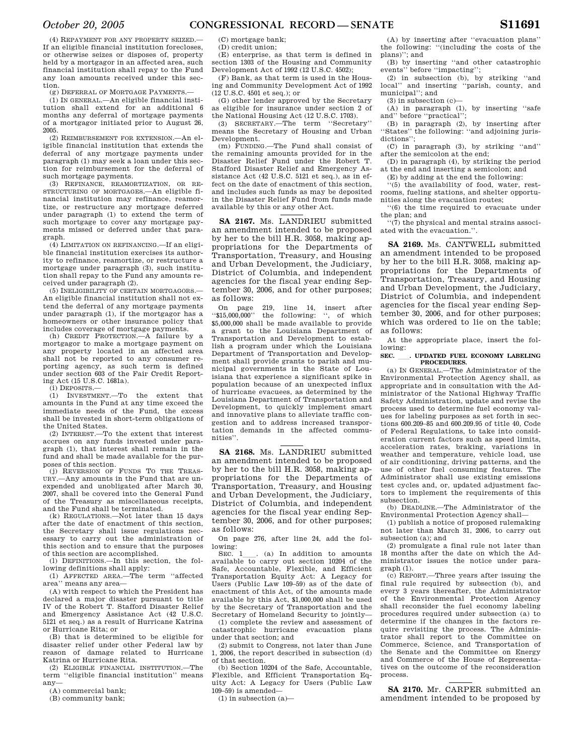(4) REPAYMENT FOR ANY PROPERTY SEIZED.—If an eligible financial institution forecloses, or otherwise seizes or disposes of, property held by a mortgagor in an affected area, such financial institution shall repay to the Fund any loan amounts received under this section.

(g) DEFERRAL OF MORTGAGE PAYMENTS.—

(1) IN GENERAL.—An eligible financial institution shall extend for an additional 6 months any deferral of mortgage payments of a mortgagor initiated prior to August 26, 2005.

(2) REIMBURSEMENT FOR EXTENSION.—An eligible financial institution that extends the deferral of any mortgage payments under paragraph (1) may seek a loan under this section for reimbursement for the deferral of such mortgage payments.

(3) REFINANCE, REAMORTIZATION, OR RESTRUCTURING OF MORTGAGES.—An eligible financial institution may refinance, reamortize, or restructure any mortgage deferred under paragraph (1) to extend the term of such mortgage to cover any mortgage payments missed or deferred under that paragraph.

(4) LIMITATION ON REFINANCING.—If an eligible financial institution exercises its authority to refinance, reamortize, or restructure a mortgage under paragraph (3), such institution shall repay to the Fund any amounts received under paragraph (2).

(5) INELIGIBILITY OF CERTAIN MORTGAGORS.—An eligible financial institution shall not extend the deferral of any mortgage payments under paragraph (1), if the mortgagor has a homeowners or other insurance policy that includes coverage of mortgage payments.

(h) CREDIT PROTECTION.—A failure by a mortgagor to make a mortgage payment on any property located in an affected area shall not be reported to any consumer reporting agency, as such term is defined under section 603 of the Fair Credit Reporting Act (15 U.S.C. 1681a).

(i) DEPOSITS.—

(1) INVESTMENT.—To the extent that amounts in the Fund at any time exceed the immediate needs of the Fund, the excess shall be invested in short-term obligations of the United States.

(2) INTEREST.—To the extent that interest accrues on any funds invested under paragraph (1), that interest shall remain in the fund and shall be made available for the purposes of this section.

(j) REVERSION OF FUNDS TO THE TREASURY.—Any amounts in the Fund that are unexpended and unobligated after March 30, 2007, shall be covered into the General Fund of the Treasury as miscellaneous receipts, and the Fund shall be terminated.

(k) REGULATIONS.—Not later than 15 days after the date of enactment of this section, the Secretary shall issue regulations necessary to carry out the administration of this section and to ensure that the purposes of this section are accomplished.

(l) DEFINITIONS.—In this section, the following definitions shall apply:

(1) AFFECTED AREA.—The term ''affected area'' means any area—

(A) with respect to which the President has declared a major disaster pursuant to title IV of the Robert T. Stafford Disaster Relief and Emergency Assistance Act (42 U.S.C. 5121 et seq.) as a result of Hurricane Katrina or Hurricane Rita; or

(B) that is determined to be eligible for disaster relief under other Federal law by reason of damage related to Hurricane Katrina or Hurricane Rita.

(2) ELIGIBLE FINANCIAL INSTITUTION.—The term ''eligible financial institution'' means any—

(A) commercial bank;

(B) community bank;

(C) mortgage bank;

(D) credit union;

(E) enterprise, as that term is defined in section 1303 of the Housing and Community Development Act of 1992 (12 U.S.C. 4502);

(F) Bank, as that term is used in the Housing and Community Development Act of 1992 (12 U.S.C. 4501 et seq.); or

(G) other lender approved by the Secretary as eligible for insurance under section 2 of the National Housing Act (12 U.S.C. 1703).

(3) SECRETARY.—The term ''Secretary'' means the Secretary of Housing and Urban Development.

(m) FUNDING.—The Fund shall consist of the remaining amounts provided for in the Disaster Relief Fund under the Robert T. Stafford Disaster Relief and Emergency Assistance Act (42 U.S.C. 5121 et seq.), as in effect on the date of enactment of this section, and includes such funds as may be deposited in the Disaster Relief Fund from funds made available by this or any other Act.

---

**SA 2167.** Ms. LANDRIEU submitted an amendment intended to be proposed by her to the bill H.R. 3058, making appropriations for the Departments of Transportation, Treasury, and Housing and Urban Development, the Judiciary, District of Columbia, and independent agencies for the fiscal year ending September 30, 2006, and for other purposes; as follows:

On page 219, line 14, insert after ''$15,000,000'' the following: '', of which $5,000,000 shall be made available to provide a grant to the Louisiana Department of Transportation and Development to establish a program under which the Louisiana Department of Transportation and Development shall provide grants to parish and municipal governments in the State of Louisiana that experience a significant spike in population because of an unexpected influx of hurricane evacuees, as determined by the Louisiana Department of Transportation and Development, to quickly implement smart and innovative plans to alleviate traffic congestion and to address increased transportation demands in the affected communities''.

---

**SA 2168.** Ms. LANDRIEU submitted an amendment intended to be proposed by her to the bill H.R. 3058, making appropriations for the Departments of Transportation, Treasury, and Housing and Urban Development, the Judiciary, District of Columbia, and independent agencies for the fiscal year ending September 30, 2006, and for other purposes; as follows:

On page 276, after line 24, add the following:

SEC. 1___. (a) In addition to amounts available to carry out section 10204 of the Safe, Accountable, Flexible, and Efficient Transportation Equity Act: A Legacy for Users (Public Law 109–59) as of the date of enactment of this Act, of the amounts made available by this Act, $1,000,000 shall be used by the Secretary of Transportation and the Secretary of Homeland Security to jointly—

(1) complete the review and assessment of catastrophic hurricane evacuation plans under that section; and

(2) submit to Congress, not later than June 1, 2006, the report described in subsection (d) of that section.

(b) Section 10204 of the Safe, Accountable, Flexible, and Efficient Transportation Equity Act: A Legacy for Users (Public Law 109–59) is amended—

(1) in subsection (a)—

(A) by inserting after ''evacuation plans'' the following: ''(including the costs of the plans)''; and

(B) by inserting ''and other catastrophic events'' before ''impacting'';

(2) in subsection (b), by striking ''and local'' and inserting ''parish, county, and municipal''; and

(3) in subsection (c)—

(A) in paragraph (1), by inserting ''safe and'' before ''practical'';

(B) in paragraph (2), by inserting after ''States'' the following: ''and adjoining jurisdictions'';

(C) in paragraph (3), by striking ''and'' after the semicolon at the end;

(D) in paragraph (4), by striking the period at the end and inserting a semicolon; and

(E) by adding at the end the following:

''(5) the availability of food, water, restrooms, fueling stations, and shelter opportunities along the evacuation routes;

''(6) the time required to evacuate under the plan; and

''(7) the physical and mental strains associated with the evacuation.''.

---

**SA 2169.** Ms. CANTWELL submitted an amendment intended to be proposed by her to the bill H.R. 3058, making appropriations for the Departments of Transportation, Treasury, and Housing and Urban Development, the Judiciary, District of Columbia, and independent agencies for the fiscal year ending September 30, 2006, and for other purposes; which was ordered to lie on the table; as follows:

At the appropriate place, insert the following:

**SEC. ___. UPDATED FUEL ECONOMY LABELING PROCEDURES.**

(a) IN GENERAL.—The Administrator of the Environmental Protection Agency shall, as appropriate and in consultation with the Administrator of the National Highway Traffic Safety Administration, update and revise the process used to determine fuel economy values for labeling purposes as set forth in sections 600.209–85 and 600.209.95 of title 40, Code of Federal Regulations, to take into consideration current factors such as speed limits, acceleration rates, braking, variations in weather and temperature, vehicle load, use of air conditioning, driving patterns, and the use of other fuel consuming features. The Administrator shall use existing emissions test cycles and, or, updated adjustment factors to implement the requirements of this subsection.

(b) DEADLINE.—The Administrator of the Environmental Protection Agency shall—

(1) publish a notice of proposed rulemaking not later than March 31, 2006, to carry out subsection (a); and

(2) promulgate a final rule not later than 18 months after the date on which the Administrator issues the notice under paragraph (1).

(c) REPORT.—Three years after issuing the final rule required by subsection (b), and every 3 years thereafter, the Administrator of the Environmental Protection Agency shall reconsider the fuel economy labeling procedures required under subsection (a) to determine if the changes in the factors require revisiting the process. The Administrator shall report to the Committee on Commerce, Science, and Transportation of the Senate and the Committee on Energy and Commerce of the House of Representatives on the outcome of the reconsideration process.

---

**SA 2170.** Mr. CARPER submitted an amendment intended to be proposed by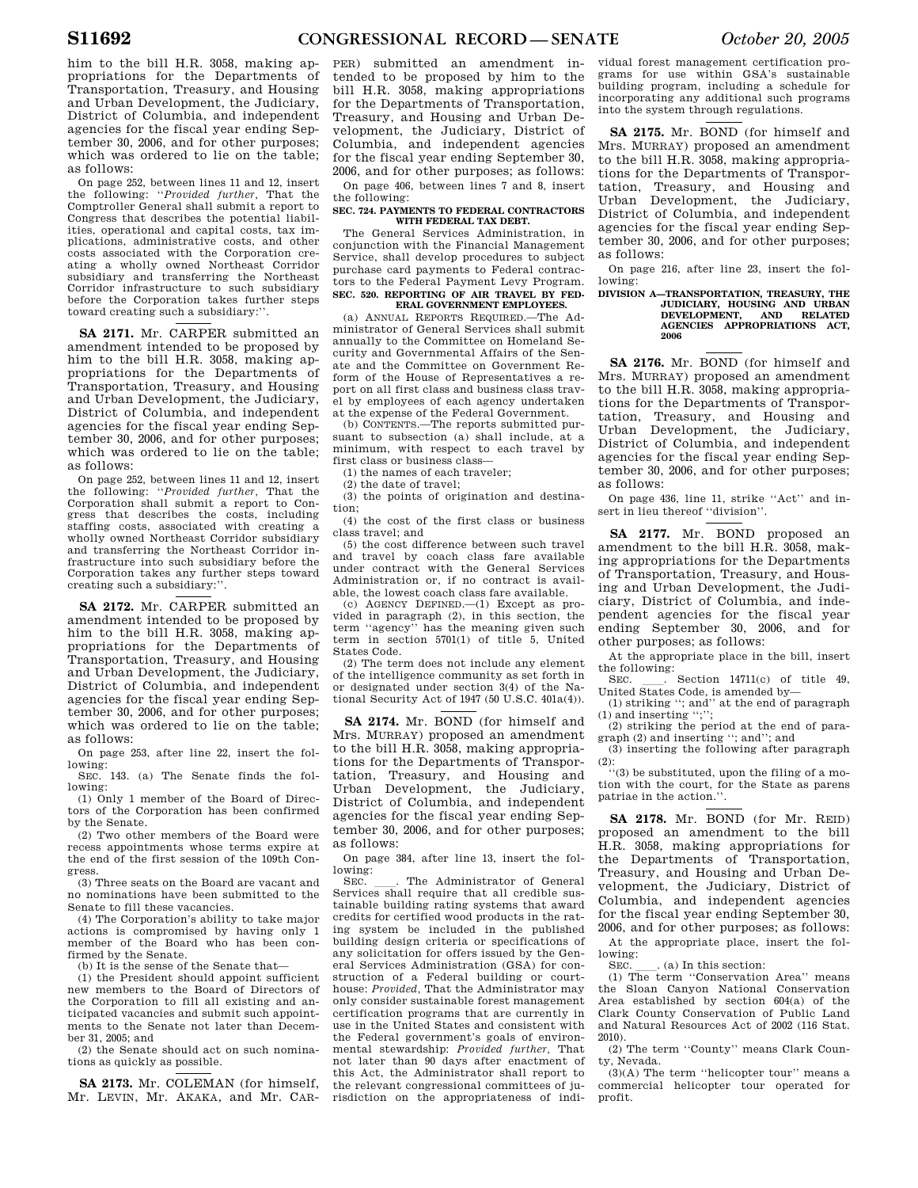him to the bill H.R. 3058, making appropriations for the Departments of Transportation, Treasury, and Housing and Urban Development, the Judiciary, District of Columbia, and independent agencies for the fiscal year ending September 30, 2006, and for other purposes; which was ordered to lie on the table; as follows:

On page 252, between lines 11 and 12, insert the following: "*Provided further*, That the Comptroller General shall submit a report to Congress that describes the potential liabilities, operational and capital costs, tax implications, administrative costs, and other costs associated with the Corporation creating a wholly owned Northeast Corridor subsidiary and transferring the Northeast Corridor infrastructure to such subsidiary before the Corporation takes further steps toward creating such a subsidiary:".

**SA 2171.** Mr. CARPER submitted an amendment intended to be proposed by him to the bill H.R. 3058, making appropriations for the Departments of Transportation, Treasury, and Housing and Urban Development, the Judiciary, District of Columbia, and independent agencies for the fiscal year ending September 30, 2006, and for other purposes; which was ordered to lie on the table; as follows:

On page 252, between lines 11 and 12, insert the following: "*Provided further*, That the Corporation shall submit a report to Congress that describes the costs, including staffing costs, associated with creating a wholly owned Northeast Corridor subsidiary and transferring the Northeast Corridor infrastructure into such subsidiary before the Corporation takes any further steps toward creating such a subsidiary:".

**SA 2172.** Mr. CARPER submitted an amendment intended to be proposed by him to the bill H.R. 3058, making appropriations for the Departments of Transportation, Treasury, and Housing and Urban Development, the Judiciary, District of Columbia, and independent agencies for the fiscal year ending September 30, 2006, and for other purposes; which was ordered to lie on the table; as follows:

On page 253, after line 22, insert the following:

SEC. 143. (a) The Senate finds the following:

(1) Only 1 member of the Board of Directors of the Corporation has been confirmed by the Senate.

(2) Two other members of the Board were recess appointments whose terms expire at the end of the first session of the 109th Congress.

(3) Three seats on the Board are vacant and no nominations have been submitted to the Senate to fill these vacancies.

(4) The Corporation's ability to take major actions is compromised by having only 1 member of the Board who has been confirmed by the Senate.

(b) It is the sense of the Senate that—

(1) the President should appoint sufficient new members to the Board of Directors of the Corporation to fill all existing and anticipated vacancies and submit such appointments to the Senate not later than December 31, 2005; and

(2) the Senate should act on such nominations as quickly as possible.

**SA 2173.** Mr. COLEMAN (for himself, Mr. LEVIN, Mr. AKAKA, and Mr. CARPER) submitted an amendment intended to be proposed by him to the bill H.R. 3058, making appropriations for the Departments of Transportation, Treasury, and Housing and Urban Development, the Judiciary, District of Columbia, and independent agencies for the fiscal year ending September 30, 2006, and for other purposes; as follows:

On page 406, between lines 7 and 8, insert the following:

**SEC. 724. PAYMENTS TO FEDERAL CONTRACTORS WITH FEDERAL TAX DEBT.**

The General Services Administration, in conjunction with the Financial Management Service, shall develop procedures to subject purchase card payments to Federal contractors to the Federal Payment Levy Program.

**SEC. 520. REPORTING OF AIR TRAVEL BY FEDERAL GOVERNMENT EMPLOYEES.**

(a) ANNUAL REPORTS REQUIRED.—The Administrator of General Services shall submit annually to the Committee on Homeland Security and Governmental Affairs of the Senate and the Committee on Government Reform of the House of Representatives a report on all first class and business class travel by employees of each agency undertaken at the expense of the Federal Government.

(b) CONTENTS.—The reports submitted pursuant to subsection (a) shall include, at a minimum, with respect to each travel by first class or business class—

(1) the names of each traveler;

(2) the date of travel;

(3) the points of origination and destination;

(4) the cost of the first class or business class travel; and

(5) the cost difference between such travel and travel by coach class fare available under contract with the General Services Administration or, if no contract is available, the lowest coach class fare available.

(c) AGENCY DEFINED.—(1) Except as provided in paragraph (2), in this section, the term "agency" has the meaning given such term in section 5701(1) of title 5, United States Code.

(2) The term does not include any element of the intelligence community as set forth in or designated under section 3(4) of the National Security Act of 1947 (50 U.S.C. 401a(4)).

**SA 2174.** Mr. BOND (for himself and Mrs. MURRAY) proposed an amendment to the bill H.R. 3058, making appropriations for the Departments of Transportation, Treasury, and Housing and Urban Development, the Judiciary, District of Columbia, and independent agencies for the fiscal year ending September 30, 2006, and for other purposes; as follows:

On page 384, after line 13, insert the following:

SEC. \_\_\_\_. The Administrator of General Services shall require that all credible sustainable building rating systems that award credits for certified wood products in the rating system be included in the published building design criteria or specifications of any solicitation for offers issued by the General Services Administration (GSA) for construction of a Federal building or courthouse: *Provided*, That the Administrator may only consider sustainable forest management certification programs that are currently in use in the United States and consistent with the Federal government's goals of environmental stewardship: *Provided further*, That not later than 90 days after enactment of this Act, the Administrator shall report to the relevant congressional committees of jurisdiction on the appropriateness of individual forest management certification programs for use within GSA's sustainable building program, including a schedule for incorporating any additional such programs into the system through regulations.

**SA 2175.** Mr. BOND (for himself and Mrs. MURRAY) proposed an amendment to the bill H.R. 3058, making appropriations for the Departments of Transportation, Treasury, and Housing and Urban Development, the Judiciary, District of Columbia, and independent agencies for the fiscal year ending September 30, 2006, and for other purposes; as follows:

On page 216, after line 23, insert the following:

**DIVISION A—TRANSPORTATION, TREASURY, THE JUDICIARY, HOUSING AND URBAN DEVELOPMENT, AND RELATED AGENCIES APPROPRIATIONS ACT, 2006**

**SA 2176.** Mr. BOND (for himself and Mrs. MURRAY) proposed an amendment to the bill H.R. 3058, making appropriations for the Departments of Transportation, Treasury, and Housing and Urban Development, the Judiciary, District of Columbia, and independent agencies for the fiscal year ending September 30, 2006, and for other purposes; as follows:

On page 436, line 11, strike "Act" and insert in lieu thereof "division".

**SA 2177.** Mr. BOND proposed an amendment to the bill H.R. 3058, making appropriations for the Departments of Transportation, Treasury, and Housing and Urban Development, the Judiciary, District of Columbia, and independent agencies for the fiscal year ending September 30, 2006, and for other purposes; as follows:

At the appropriate place in the bill, insert the following:

SEC. \_\_\_\_. Section 14711(c) of title 49, United States Code, is amended by—

(1) striking "; and" at the end of paragraph (1) and inserting ";";

(2) striking the period at the end of paragraph (2) and inserting "; and"; and

(3) inserting the following after paragraph (2):

"(3) be substituted, upon the filing of a motion with the court, for the State as parens patriae in the action.".

**SA 2178.** Mr. BOND (for Mr. REID) proposed an amendment to the bill H.R. 3058, making appropriations for the Departments of Transportation, Treasury, and Housing and Urban Development, the Judiciary, District of Columbia, and independent agencies for the fiscal year ending September 30, 2006, and for other purposes; as follows:

At the appropriate place, insert the following:

SEC. \_\_\_\_. (a) In this section:

(1) The term "Conservation Area" means the Sloan Canyon National Conservation Area established by section 604(a) of the Clark County Conservation of Public Land and Natural Resources Act of 2002 (116 Stat. 2010).

(2) The term "County" means Clark County, Nevada.

(3)(A) The term "helicopter tour" means a commercial helicopter tour operated for profit.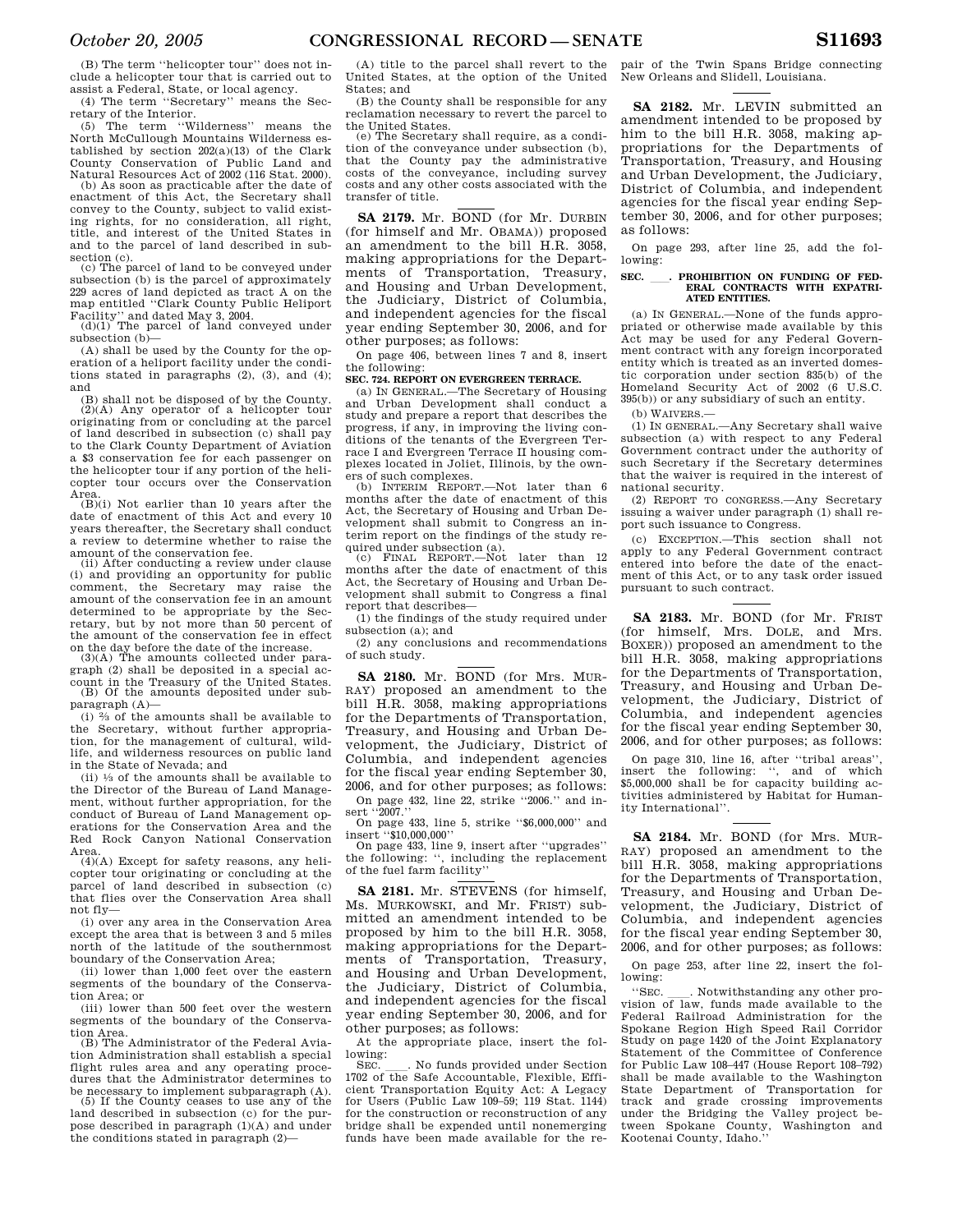(B) The term "helicopter tour" does not include a helicopter tour that is carried out to assist a Federal, State, or local agency.

(4) The term "Secretary" means the Secretary of the Interior.

(5) The term "Wilderness" means the North McCullough Mountains Wilderness established by section 202(a)(13) of the Clark County Conservation of Public Land and Natural Resources Act of 2002 (116 Stat. 2000).

(b) As soon as practicable after the date of enactment of this Act, the Secretary shall convey to the County, subject to valid existing rights, for no consideration, all right, title, and interest of the United States in and to the parcel of land described in subsection (c).

(c) The parcel of land to be conveyed under subsection (b) is the parcel of approximately 229 acres of land depicted as tract A on the map entitled "Clark County Public Heliport Facility" and dated May 3, 2004.

(d)(1) The parcel of land conveyed under subsection (b)—

(A) shall be used by the County for the operation of a heliport facility under the conditions stated in paragraphs (2), (3), and (4); and

(B) shall not be disposed of by the County.

(2)(A) Any operator of a helicopter tour originating from or concluding at the parcel of land described in subsection (c) shall pay to the Clark County Department of Aviation a $3 conservation fee for each passenger on the helicopter tour if any portion of the helicopter tour occurs over the Conservation Area.

(B)(i) Not earlier than 10 years after the date of enactment of this Act and every 10 years thereafter, the Secretary shall conduct a review to determine whether to raise the amount of the conservation fee.

(ii) After conducting a review under clause (i) and providing an opportunity for public comment, the Secretary may raise the amount of the conservation fee in an amount determined to be appropriate by the Secretary, but by not more than 50 percent of the amount of the conservation fee in effect on the day before the date of the increase.

(3)(A) The amounts collected under paragraph (2) shall be deposited in a special account in the Treasury of the United States.

(B) Of the amounts deposited under subparagraph (A)—

(i) ⅔ of the amounts shall be available to the Secretary, without further appropriation, for the management of cultural, wildlife, and wilderness resources on public land in the State of Nevada; and

(ii) ⅓ of the amounts shall be available to the Director of the Bureau of Land Management, without further appropriation, for the conduct of Bureau of Land Management operations for the Conservation Area and the Red Rock Canyon National Conservation Area.

(4)(A) Except for safety reasons, any helicopter tour originating or concluding at the parcel of land described in subsection (c) that flies over the Conservation Area shall not fly—

(i) over any area in the Conservation Area except the area that is between 3 and 5 miles north of the latitude of the southernmost boundary of the Conservation Area;

(ii) lower than 1,000 feet over the eastern segments of the boundary of the Conservation Area; or

(iii) lower than 500 feet over the western segments of the boundary of the Conservation Area.

(B) The Administrator of the Federal Aviation Administration shall establish a special flight rules area and any operating procedures that the Administrator determines to be necessary to implement subparagraph (A).

(5) If the County ceases to use any of the land described in subsection (c) for the purpose described in paragraph (1)(A) and under the conditions stated in paragraph (2)—

(A) title to the parcel shall revert to the United States, at the option of the United States; and

(B) the County shall be responsible for any reclamation necessary to revert the parcel to the United States.

(e) The Secretary shall require, as a condition of the conveyance under subsection (b), that the County pay the administrative costs of the conveyance, including survey costs and any other costs associated with the transfer of title.

---

**SA 2179.** Mr. BOND (for Mr. DURBIN (for himself and Mr. OBAMA)) proposed an amendment to the bill H.R. 3058, making appropriations for the Departments of Transportation, Treasury, and Housing and Urban Development, the Judiciary, District of Columbia, and independent agencies for the fiscal year ending September 30, 2006, and for other purposes; as follows:

On page 406, between lines 7 and 8, insert the following:

**SEC. 724. REPORT ON EVERGREEN TERRACE.**

(a) IN GENERAL.—The Secretary of Housing and Urban Development shall conduct a study and prepare a report that describes the progress, if any, in improving the living conditions of the tenants of the Evergreen Terrace I and Evergreen Terrace II housing complexes located in Joliet, Illinois, by the owners of such complexes.

(b) INTERIM REPORT.—Not later than 6 months after the date of enactment of this Act, the Secretary of Housing and Urban Development shall submit to Congress an interim report on the findings of the study required under subsection (a).

(c) FINAL REPORT.—Not later than 12 months after the date of enactment of this Act, the Secretary of Housing and Urban Development shall submit to Congress a final report that describes—

(1) the findings of the study required under subsection (a); and

(2) any conclusions and recommendations of such study.

---

**SA 2180.** Mr. BOND (for Mrs. MURRAY) proposed an amendment to the bill H.R. 3058, making appropriations for the Departments of Transportation, Treasury, and Housing and Urban Development, the Judiciary, District of Columbia, and independent agencies for the fiscal year ending September 30, 2006, and for other purposes; as follows:

On page 432, line 22, strike "2006." and insert "2007."

On page 433, line 5, strike "$6,000,000" and insert "$10,000,000"

On page 433, line 9, insert after "upgrades" the following: ", including the replacement of the fuel farm facility"

---

**SA 2181.** Mr. STEVENS (for himself, Ms. MURKOWSKI, and Mr. FRIST) submitted an amendment intended to be proposed by him to the bill H.R. 3058, making appropriations for the Departments of Transportation, Treasury, and Housing and Urban Development, the Judiciary, District of Columbia, and independent agencies for the fiscal year ending September 30, 2006, and for other purposes; as follows:

At the appropriate place, insert the following:

SEC. \_\_\_. No funds provided under Section 1702 of the Safe Accountable, Flexible, Efficient Transportation Equity Act: A Legacy for Users (Public Law 109–59; 119 Stat. 1144) for the construction or reconstruction of any bridge shall be expended until nonemerging funds have been made available for the repair of the Twin Spans Bridge connecting New Orleans and Slidell, Louisiana.

---

**SA 2182.** Mr. LEVIN submitted an amendment intended to be proposed by him to the bill H.R. 3058, making appropriations for the Departments of Transportation, Treasury, and Housing and Urban Development, the Judiciary, District of Columbia, and independent agencies for the fiscal year ending September 30, 2006, and for other purposes; as follows:

On page 293, after line 25, add the following:

**SEC. \_\_\_. PROHIBITION ON FUNDING OF FEDERAL CONTRACTS WITH EXPATRIATED ENTITIES.**

(a) IN GENERAL.—None of the funds appropriated or otherwise made available by this Act may be used for any Federal Government contract with any foreign incorporated entity which is treated as an inverted domestic corporation under section 835(b) of the Homeland Security Act of 2002 (6 U.S.C. 395(b)) or any subsidiary of such an entity.

(b) WAIVERS.—

(1) IN GENERAL.—Any Secretary shall waive subsection (a) with respect to any Federal Government contract under the authority of such Secretary if the Secretary determines that the waiver is required in the interest of national security.

(2) REPORT TO CONGRESS.—Any Secretary issuing a waiver under paragraph (1) shall report such issuance to Congress.

(c) EXCEPTION.—This section shall not apply to any Federal Government contract entered into before the date of the enactment of this Act, or to any task order issued pursuant to such contract.

---

**SA 2183.** Mr. BOND (for Mr. FRIST (for himself, Mrs. DOLE, and Mrs. BOXER)) proposed an amendment to the bill H.R. 3058, making appropriations for the Departments of Transportation, Treasury, and Housing and Urban Development, the Judiciary, District of Columbia, and independent agencies for the fiscal year ending September 30, 2006, and for other purposes; as follows:

On page 310, line 16, after "tribal areas", insert the following: ", and of which $5,000,000 shall be for capacity building activities administered by Habitat for Humanity International".

---

**SA 2184.** Mr. BOND (for Mrs. MURRAY) proposed an amendment to the bill H.R. 3058, making appropriations for the Departments of Transportation, Treasury, and Housing and Urban Development, the Judiciary, District of Columbia, and independent agencies for the fiscal year ending September 30, 2006, and for other purposes; as follows:

On page 253, after line 22, insert the following:

"SEC. \_\_\_. Notwithstanding any other provision of law, funds made available to the Federal Railroad Administration for the Spokane Region High Speed Rail Corridor Study on page 1420 of the Joint Explanatory Statement of the Committee of Conference for Public Law 108–447 (House Report 108–792) shall be made available to the Washington State Department of Transportation for track and grade crossing improvements under the Bridging the Valley project between Spokane County, Washington and Kootenai County, Idaho."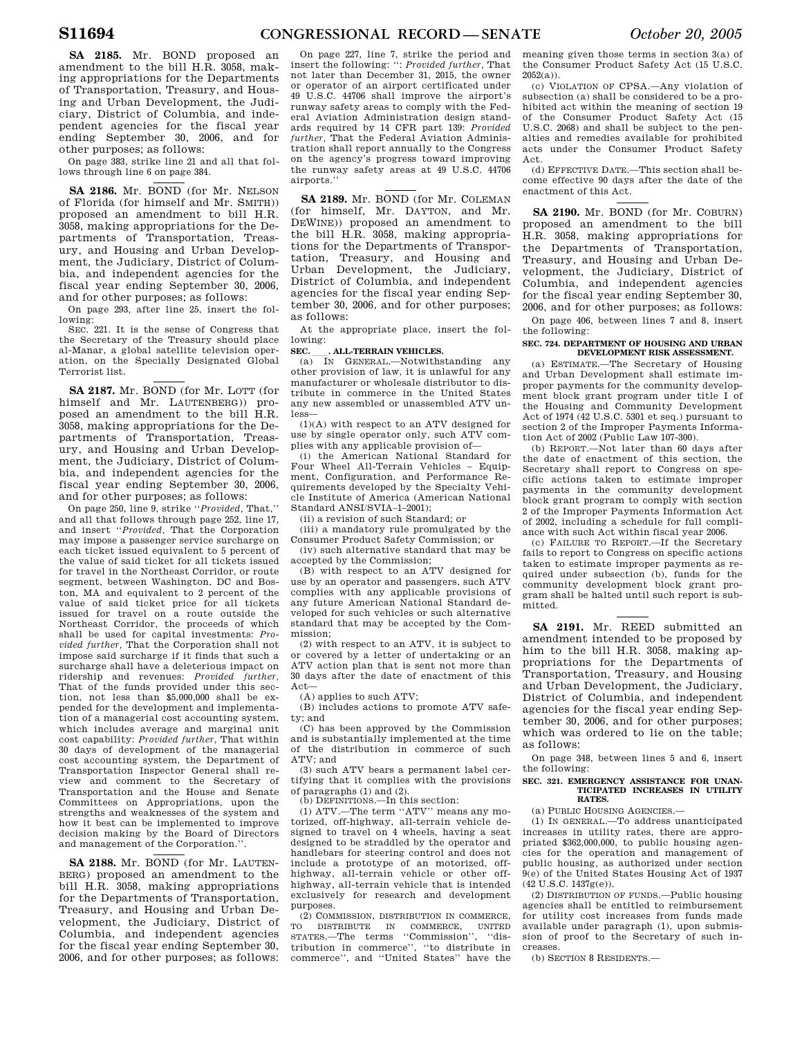**SA 2185.** Mr. BOND proposed an amendment to the bill H.R. 3058, making appropriations for the Departments of Transportation, Treasury, and Housing and Urban Development, the Judiciary, District of Columbia, and independent agencies for the fiscal year ending September 30, 2006, and for other purposes; as follows:

On page 383, strike line 21 and all that follows through line 6 on page 384.

**SA 2186.** Mr. BOND (for Mr. NELSON of Florida (for himself and Mr. SMITH)) proposed an amendment to the bill H.R. 3058, making appropriations for the Departments of Transportation, Treasury, and Housing and Urban Development, the Judiciary, District of Columbia, and independent agencies for the fiscal year ending September 30, 2006, and for other purposes; as follows:

On page 293, after line 25, insert the following:

SEC. 221. It is the sense of Congress that the Secretary of the Treasury should place al-Manar, a global satellite television operation, on the Specially Designated Global Terrorist list.

**SA 2187.** Mr. BOND (for Mr. LOTT (for himself and Mr. LAUTENBERG)) proposed an amendment to the bill H.R. 3058, making appropriations for the Departments of Transportation, Treasury, and Housing and Urban Development, the Judiciary, District of Columbia, and independent agencies for the fiscal year ending September 30, 2006, and for other purposes; as follows:

On page 250, line 9, strike "*Provided*, That," and all that follows through page 252, line 17, and insert "*Provided*, That the Corporation may impose a passenger service surcharge on each ticket issued equivalent to 5 percent of the value of said ticket for all tickets issued for travel in the Northeast Corridor, or route segment, between Washington, DC and Boston, MA and equivalent to 2 percent of the value of said ticket price for all tickets issued for travel on a route outside the Northeast Corridor, the proceeds of which shall be used for capital investments: *Provided further*, That the Corporation shall not impose said surcharge if it finds that such a surcharge shall have a deleterious impact on ridership and revenues: *Provided further*, That of the funds provided under this section, not less than $5,000,000 shall be expended for the development and implementation of a managerial cost accounting system, which includes average and marginal unit cost capability: *Provided further*, That within 30 days of development of the managerial cost accounting system, the Department of Transportation Inspector General shall review and comment to the Secretary of Transportation and the House and Senate Committees on Appropriations, upon the strengths and weaknesses of the system and how it best can be implemented to improve decision making by the Board of Directors and management of the Corporation.".

**SA 2188.** Mr. BOND (for Mr. LAUTENBERG) proposed an amendment to the bill H.R. 3058, making appropriations for the Departments of Transportation, Treasury, and Housing and Urban Development, the Judiciary, District of Columbia, and independent agencies for the fiscal year ending September 30, 2006, and for other purposes; as follows:

On page 227, line 7, strike the period and insert the following: ": *Provided further*, That not later than December 31, 2015, the owner or operator of an airport certificated under 49 U.S.C. 44706 shall improve the airport's runway safety areas to comply with the Federal Aviation Administration design standards required by 14 CFR part 139: *Provided further*, That the Federal Aviation Administration shall report annually to the Congress on the agency's progress toward improving the runway safety areas at 49 U.S.C. 44706 airports."

**SA 2189.** Mr. BOND (for Mr. COLEMAN (for himself, Mr. DAYTON, and Mr. DEWINE)) proposed an amendment to the bill H.R. 3058, making appropriations for the Departments of Transportation, Treasury, and Housing and Urban Development, the Judiciary, District of Columbia, and independent agencies for the fiscal year ending September 30, 2006, and for other purposes; as follows:

At the appropriate place, insert the following:

**SEC. \_\_\_. ALL-TERRAIN VEHICLES.**

(a) IN GENERAL.—Notwithstanding any other provision of law, it is unlawful for any manufacturer or wholesale distributor to distribute in commerce in the United States any new assembled or unassembled ATV unless—

(1)(A) with respect to an ATV designed for use by single operator only, such ATV complies with any applicable provision of—

(i) the American National Standard for Four Wheel All-Terrain Vehicles – Equipment, Configuration, and Performance Requirements developed by the Specialty Vehicle Institute of America (American National Standard ANSI/SVIA–1–2001);

(ii) a revision of such Standard; or

(iii) a mandatory rule promulgated by the Consumer Product Safety Commission; or

(iv) such alternative standard that may be accepted by the Commission;

(B) with respect to an ATV designed for use by an operator and passengers, such ATV complies with any applicable provisions of any future American National Standard developed for such vehicles or such alternative standard that may be accepted by the Commission;

(2) with respect to an ATV, it is subject to or covered by a letter of undertaking or an ATV action plan that is sent not more than 30 days after the date of enactment of this Act—

(A) applies to such ATV;

(B) includes actions to promote ATV safety; and

(C) has been approved by the Commission and is substantially implemented at the time of the distribution in commerce of such ATV; and

(3) such ATV bears a permanent label certifying that it complies with the provisions of paragraphs (1) and (2).

(b) DEFINITIONS.—In this section:

(1) ATV.—The term "ATV" means any motorized, off-highway, all-terrain vehicle designed to travel on 4 wheels, having a seat designed to be straddled by the operator and handlebars for steering control and does not include a prototype of an motorized, off-highway, all-terrain vehicle or other off-highway, all-terrain vehicle that is intended exclusively for research and development purposes.

(2) COMMISSION, DISTRIBUTION IN COMMERCE, TO DISTRIBUTE IN COMMERCE, UNITED STATES.—The terms "Commission", "distribution in commerce", "to distribute in commerce", and "United States" have the meaning given those terms in section 3(a) of the Consumer Product Safety Act (15 U.S.C. 2052(a)).

(c) VIOLATION OF CPSA.—Any violation of subsection (a) shall be considered to be a prohibited act within the meaning of section 19 of the Consumer Product Safety Act (15 U.S.C. 2068) and shall be subject to the penalties and remedies available for prohibited acts under the Consumer Product Safety Act.

(d) EFFECTIVE DATE.—This section shall become effective 90 days after the date of the enactment of this Act.

**SA 2190.** Mr. BOND (for Mr. COBURN) proposed an amendment to the bill H.R. 3058, making appropriations for the Departments of Transportation, Treasury, and Housing and Urban Development, the Judiciary, District of Columbia, and independent agencies for the fiscal year ending September 30, 2006, and for other purposes; as follows:

On page 406, between lines 7 and 8, insert the following:

**SEC. 724. DEPARTMENT OF HOUSING AND URBAN DEVELOPMENT RISK ASSESSMENT.**

(a) ESTIMATE.—The Secretary of Housing and Urban Development shall estimate improper payments for the community development block grant program under title I of the Housing and Community Development Act of 1974 (42 U.S.C. 5301 et seq.) pursuant to section 2 of the Improper Payments Information Act of 2002 (Public Law 107-300).

(b) REPORT.—Not later than 60 days after the date of enactment of this section, the Secretary shall report to Congress on specific actions taken to estimate improper payments in the community development block grant program to comply with section 2 of the Improper Payments Information Act of 2002, including a schedule for full compliance with such Act within fiscal year 2006.

(c) FAILURE TO REPORT.—If the Secretary fails to report to Congress on specific actions taken to estimate improper payments as required under subsection (b), funds for the community development block grant program shall be halted until such report is submitted.

**SA 2191.** Mr. REED submitted an amendment intended to be proposed by him to the bill H.R. 3058, making appropriations for the Departments of Transportation, Treasury, and Housing and Urban Development, the Judiciary, District of Columbia, and independent agencies for the fiscal year ending September 30, 2006, and for other purposes; which was ordered to lie on the table; as follows:

On page 348, between lines 5 and 6, insert the following:

**SEC. 321. EMERGENCY ASSISTANCE FOR UNANTICIPATED INCREASES IN UTILITY RATES.**

(a) PUBLIC HOUSING AGENCIES.—

(1) IN GENERAL.—To address unanticipated increases in utility rates, there are appropriated $362,000,000, to public housing agencies for the operation and management of public housing, as authorized under section 9(e) of the United States Housing Act of 1937 (42 U.S.C. 1437g(e)).

(2) DISTRIBUTION OF FUNDS.—Public housing agencies shall be entitled to reimbursement for utility cost increases from funds made available under paragraph (1), upon submission of proof to the Secretary of such increases.

(b) SECTION 8 RESIDENTS.—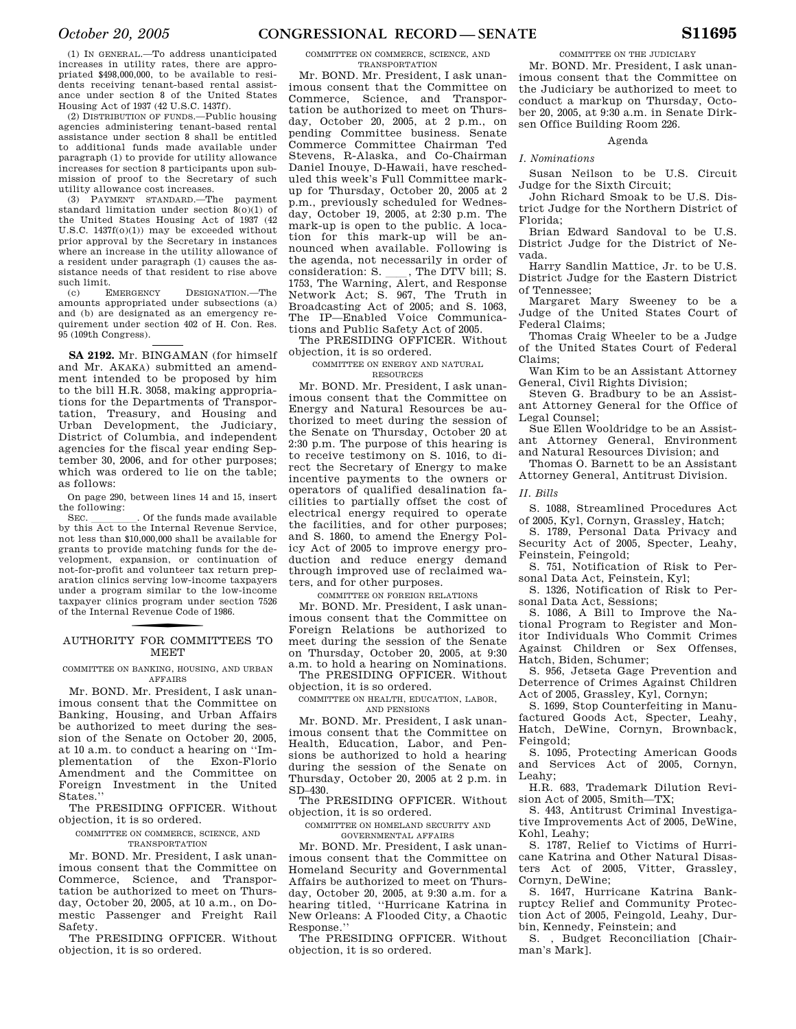(1) IN GENERAL.—To address unanticipated increases in utility rates, there are appropriated $498,000,000, to be available to residents receiving tenant-based rental assistance under section 8 of the United States Housing Act of 1937 (42 U.S.C. 1437f).

(2) DISTRIBUTION OF FUNDS.—Public housing agencies administering tenant-based rental assistance under section 8 shall be entitled to additional funds made available under paragraph (1) to provide for utility allowance increases for section 8 participants upon submission of proof to the Secretary of such utility allowance cost increases.

(3) PAYMENT STANDARD.—The payment standard limitation under section 8(o)(1) of the United States Housing Act of 1937 (42 U.S.C. 1437f(o)(1)) may be exceeded without prior approval by the Secretary in instances where an increase in the utility allowance of a resident under paragraph (1) causes the assistance needs of that resident to rise above such limit.

(c) EMERGENCY DESIGNATION.—The amounts appropriated under subsections (a) and (b) are designated as an emergency requirement under section 402 of H. Con. Res. 95 (109th Congress).

---

**SA 2192.** Mr. BINGAMAN (for himself and Mr. AKAKA) submitted an amendment intended to be proposed by him to the bill H.R. 3058, making appropriations for the Departments of Transportation, Treasury, and Housing and Urban Development, the Judiciary, District of Columbia, and independent agencies for the fiscal year ending September 30, 2006, and for other purposes; which was ordered to lie on the table; as follows:

On page 290, between lines 14 and 15, insert the following:

SEC. ______. Of the funds made available by this Act to the Internal Revenue Service, not less than $10,000,000 shall be available for grants to provide matching funds for the development, expansion, or continuation of not-for-profit and volunteer tax return preparation clinics serving low-income taxpayers under a program similar to the low-income taxpayer clinics program under section 7526 of the Internal Revenue Code of 1986.

---

## AUTHORITY FOR COMMITTEES TO MEET

### COMMITTEE ON BANKING, HOUSING, AND URBAN AFFAIRS

Mr. BOND. Mr. President, I ask unanimous consent that the Committee on Banking, Housing, and Urban Affairs be authorized to meet during the session of the Senate on October 20, 2005, at 10 a.m. to conduct a hearing on ''Implementation of the Exon-Florio Amendment and the Committee on Foreign Investment in the United States.''

The PRESIDING OFFICER. Without objection, it is so ordered.

### COMMITTEE ON COMMERCE, SCIENCE, AND TRANSPORTATION

Mr. BOND. Mr. President, I ask unanimous consent that the Committee on Commerce, Science, and Transportation be authorized to meet on Thursday, October 20, 2005, at 10 a.m., on Domestic Passenger and Freight Rail Safety.

The PRESIDING OFFICER. Without objection, it is so ordered.

### COMMITTEE ON COMMERCE, SCIENCE, AND TRANSPORTATION

Mr. BOND. Mr. President, I ask unanimous consent that the Committee on Commerce, Science, and Transportation be authorized to meet on Thursday, October 20, 2005, at 2 p.m., on pending Committee business. Senate Commerce Committee Chairman Ted Stevens, R-Alaska, and Co-Chairman Daniel Inouye, D-Hawaii, have rescheduled this week's Full Committee markup for Thursday, October 20, 2005 at 2 p.m., previously scheduled for Wednesday, October 19, 2005, at 2:30 p.m. The mark-up is open to the public. A location for this mark-up will be announced when available. Following is the agenda, not necessarily in order of consideration: S. ____, The DTV bill; S. 1753, The Warning, Alert, and Response Network Act; S. 967, The Truth in Broadcasting Act of 2005; and S. 1063, The IP—Enabled Voice Communications and Public Safety Act of 2005.

The PRESIDING OFFICER. Without objection, it is so ordered.

### COMMITTEE ON ENERGY AND NATURAL RESOURCES

Mr. BOND. Mr. President, I ask unanimous consent that the Committee on Energy and Natural Resources be authorized to meet during the session of the Senate on Thursday, October 20 at 2:30 p.m. The purpose of this hearing is to receive testimony on S. 1016, to direct the Secretary of Energy to make incentive payments to the owners or operators of qualified desalination facilities to partially offset the cost of electrical energy required to operate the facilities, and for other purposes; and S. 1860, to amend the Energy Policy Act of 2005 to improve energy production and reduce energy demand through improved use of reclaimed waters, and for other purposes.

### COMMITTEE ON FOREIGN RELATIONS

Mr. BOND. Mr. President, I ask unanimous consent that the Committee on Foreign Relations be authorized to meet during the session of the Senate on Thursday, October 20, 2005, at 9:30 a.m. to hold a hearing on Nominations.

The PRESIDING OFFICER. Without objection, it is so ordered.

### COMMITTEE ON HEALTH, EDUCATION, LABOR, AND PENSIONS

Mr. BOND. Mr. President, I ask unanimous consent that the Committee on Health, Education, Labor, and Pensions be authorized to hold a hearing during the session of the Senate on Thursday, October 20, 2005 at 2 p.m. in SD–430.

The PRESIDING OFFICER. Without objection, it is so ordered.

### COMMITTEE ON HOMELAND SECURITY AND GOVERNMENTAL AFFAIRS

Mr. BOND. Mr. President, I ask unanimous consent that the Committee on Homeland Security and Governmental Affairs be authorized to meet on Thursday, October 20, 2005, at 9:30 a.m. for a hearing titled, ''Hurricane Katrina in New Orleans: A Flooded City, a Chaotic Response.''

The PRESIDING OFFICER. Without objection, it is so ordered.

### COMMITTEE ON THE JUDICIARY

Mr. BOND. Mr. President, I ask unanimous consent that the Committee on the Judiciary be authorized to meet to conduct a markup on Thursday, October 20, 2005, at 9:30 a.m. in Senate Dirksen Office Building Room 226.

Agenda

*I. Nominations*

Susan Neilson to be U.S. Circuit Judge for the Sixth Circuit;

John Richard Smoak to be U.S. District Judge for the Northern District of Florida;

Brian Edward Sandoval to be U.S. District Judge for the District of Nevada.

Harry Sandlin Mattice, Jr. to be U.S. District Judge for the Eastern District of Tennessee;

Margaret Mary Sweeney to be a Judge of the United States Court of Federal Claims;

Thomas Craig Wheeler to be a Judge of the United States Court of Federal Claims;

Wan Kim to be an Assistant Attorney General, Civil Rights Division;

Steven G. Bradbury to be an Assistant Attorney General for the Office of Legal Counsel;

Sue Ellen Wooldridge to be an Assistant Attorney General, Environment and Natural Resources Division; and

Thomas O. Barnett to be an Assistant Attorney General, Antitrust Division.

*II. Bills*

S. 1088, Streamlined Procedures Act of 2005, Kyl, Cornyn, Grassley, Hatch;

S. 1789, Personal Data Privacy and Security Act of 2005, Specter, Leahy, Feinstein, Feingold;

S. 751, Notification of Risk to Personal Data Act, Feinstein, Kyl;

S. 1326, Notification of Risk to Personal Data Act, Sessions;

S. 1086, A Bill to Improve the National Program to Register and Monitor Individuals Who Commit Crimes Against Children or Sex Offenses, Hatch, Biden, Schumer;

S. 956, Jetseta Gage Prevention and Deterrence of Crimes Against Children Act of 2005, Grassley, Kyl, Cornyn;

S. 1699, Stop Counterfeiting in Manufactured Goods Act, Specter, Leahy, Hatch, DeWine, Cornyn, Brownback, Feingold;

S. 1095, Protecting American Goods and Services Act of 2005, Cornyn, Leahy;

H.R. 683, Trademark Dilution Revision Act of 2005, Smith—TX;

S. 443, Antitrust Criminal Investigative Improvements Act of 2005, DeWine, Kohl, Leahy;

S. 1787, Relief to Victims of Hurricane Katrina and Other Natural Disasters Act of 2005, Vitter, Grassley, Cornyn, DeWine;

S. 1647, Hurricane Katrina Bankruptcy Relief and Community Protection Act of 2005, Feingold, Leahy, Durbin, Kennedy, Feinstein; and

S. , Budget Reconciliation [Chairman's Mark].